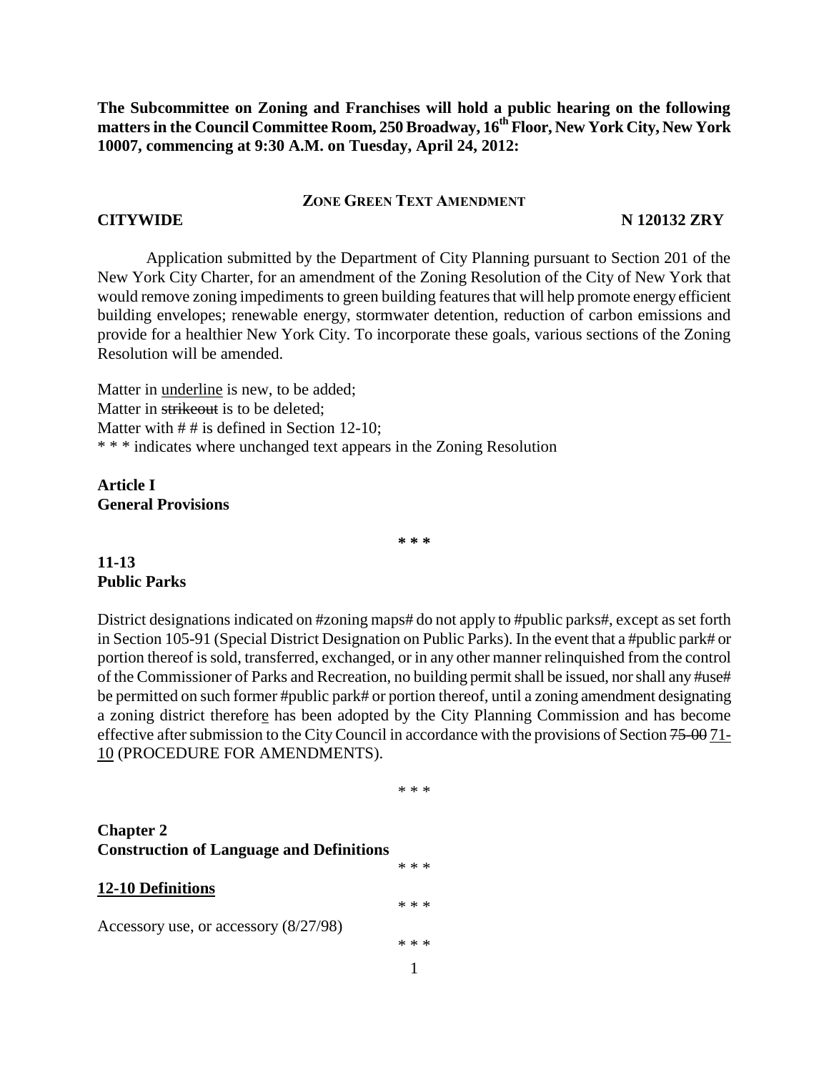**The Subcommittee on Zoning and Franchises will hold a public hearing on the following matters in the Council Committee Room, 250 Broadway, 16th Floor, New York City, New York 10007, commencing at 9:30 A.M. on Tuesday, April 24, 2012:**

**ZONE GREEN TEXT AMENDMENT**

**CITYWIDE** **N 120132 ZRY**

Application submitted by the Department of City Planning pursuant to Section 201 of the New York City Charter, for an amendment of the Zoning Resolution of the City of New York that would remove zoning impediments to green building features that will help promote energy efficient building envelopes; renewable energy, stormwater detention, reduction of carbon emissions and provide for a healthier New York City. To incorporate these goals, various sections of the Zoning Resolution will be amended.

Matter in <u>underline</u> is new, to be added;
Matter in ~~strikeout~~ is to be deleted;
Matter with # # is defined in Section 12-10;
* * * indicates where unchanged text appears in the Zoning Resolution

**Article I**
**General Provisions**

*** * ***

**11-13**
**Public Parks**

District designations indicated on #zoning maps# do not apply to #public parks#, except as set forth in Section 105-91 (Special District Designation on Public Parks). In the event that a #public park# or portion thereof is sold, transferred, exchanged, or in any other manner relinquished from the control of the Commissioner of Parks and Recreation, no building permit shall be issued, nor shall any #use# be permitted on such former #public park# or portion thereof, until a zoning amendment designating a zoning district therefor<u>e</u> has been adopted by the City Planning Commission and has become effective after submission to the City Council in accordance with the provisions of Section ~~75-00~~ <u>71-10</u> (PROCEDURE FOR AMENDMENTS).

* * *

**Chapter 2**
**Construction of Language and Definitions**

* * *

**<u>12-10 Definitions</u>**

* * *

Accessory use, or accessory (8/27/98)

* * *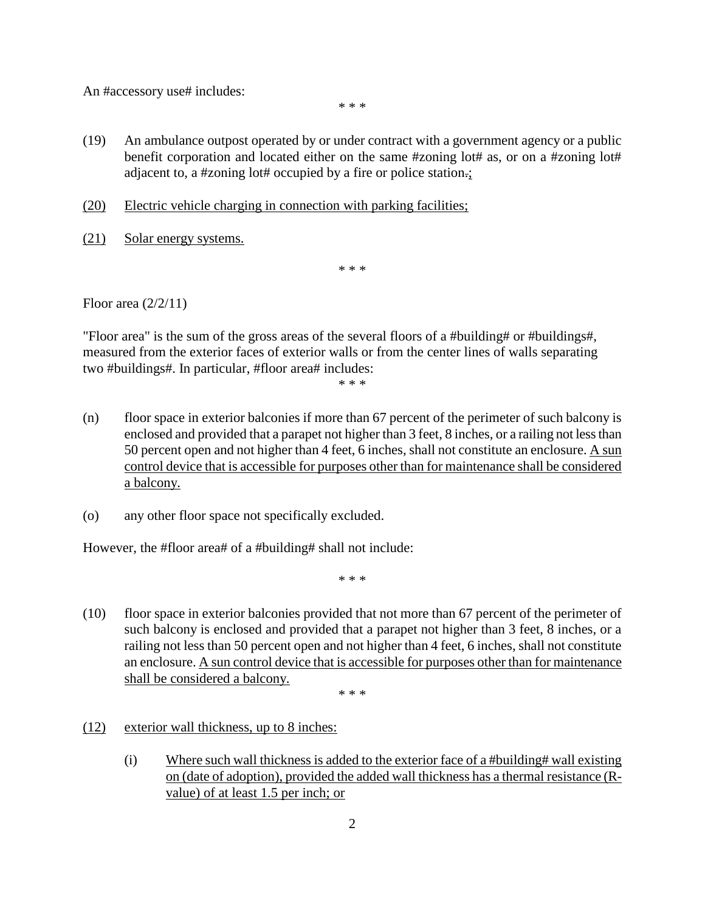An #accessory use# includes:

\* \* \*

(19) An ambulance outpost operated by or under contract with a government agency or a public benefit corporation and located either on the same #zoning lot# as, or on a #zoning lot# adjacent to, a #zoning lot# occupied by a fire or police station.;

(20) Electric vehicle charging in connection with parking facilities;

(21) Solar energy systems.

\* \* \*

Floor area (2/2/11)

"Floor area" is the sum of the gross areas of the several floors of a #building# or #buildings#, measured from the exterior faces of exterior walls or from the center lines of walls separating two #buildings#. In particular, #floor area# includes:

\* \* \*

(n) floor space in exterior balconies if more than 67 percent of the perimeter of such balcony is enclosed and provided that a parapet not higher than 3 feet, 8 inches, or a railing not less than 50 percent open and not higher than 4 feet, 6 inches, shall not constitute an enclosure. A sun control device that is accessible for purposes other than for maintenance shall be considered a balcony.

(o) any other floor space not specifically excluded.

However, the #floor area# of a #building# shall not include:

\* \* \*

(10) floor space in exterior balconies provided that not more than 67 percent of the perimeter of such balcony is enclosed and provided that a parapet not higher than 3 feet, 8 inches, or a railing not less than 50 percent open and not higher than 4 feet, 6 inches, shall not constitute an enclosure. A sun control device that is accessible for purposes other than for maintenance shall be considered a balcony.

\* \* \*

(12) exterior wall thickness, up to 8 inches:

(i) Where such wall thickness is added to the exterior face of a #building# wall existing on (date of adoption), provided the added wall thickness has a thermal resistance (R-value) of at least 1.5 per inch; or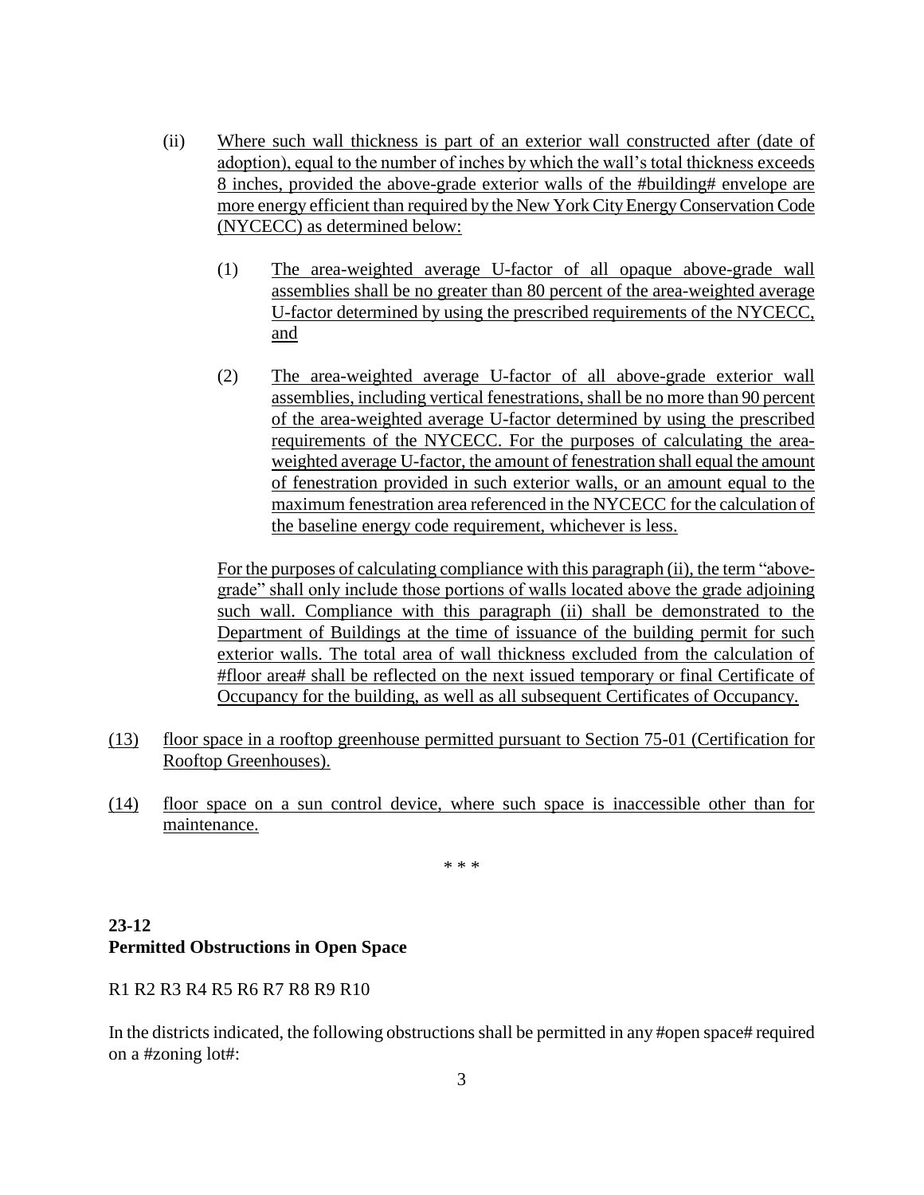(ii) Where such wall thickness is part of an exterior wall constructed after (date of adoption), equal to the number of inches by which the wall's total thickness exceeds 8 inches, provided the above-grade exterior walls of the #building# envelope are more energy efficient than required by the New York City Energy Conservation Code (NYCECC) as determined below:

(1) The area-weighted average U-factor of all opaque above-grade wall assemblies shall be no greater than 80 percent of the area-weighted average U-factor determined by using the prescribed requirements of the NYCECC, and

(2) The area-weighted average U-factor of all above-grade exterior wall assemblies, including vertical fenestrations, shall be no more than 90 percent of the area-weighted average U-factor determined by using the prescribed requirements of the NYCECC. For the purposes of calculating the area-weighted average U-factor, the amount of fenestration shall equal the amount of fenestration provided in such exterior walls, or an amount equal to the maximum fenestration area referenced in the NYCECC for the calculation of the baseline energy code requirement, whichever is less.

For the purposes of calculating compliance with this paragraph (ii), the term "above-grade" shall only include those portions of walls located above the grade adjoining such wall. Compliance with this paragraph (ii) shall be demonstrated to the Department of Buildings at the time of issuance of the building permit for such exterior walls. The total area of wall thickness excluded from the calculation of #floor area# shall be reflected on the next issued temporary or final Certificate of Occupancy for the building, as well as all subsequent Certificates of Occupancy.

(13) floor space in a rooftop greenhouse permitted pursuant to Section 75-01 (Certification for Rooftop Greenhouses).

(14) floor space on a sun control device, where such space is inaccessible other than for maintenance.

\* \* \*

**23-12**
**Permitted Obstructions in Open Space**

R1 R2 R3 R4 R5 R6 R7 R8 R9 R10

In the districts indicated, the following obstructions shall be permitted in any #open space# required on a #zoning lot#: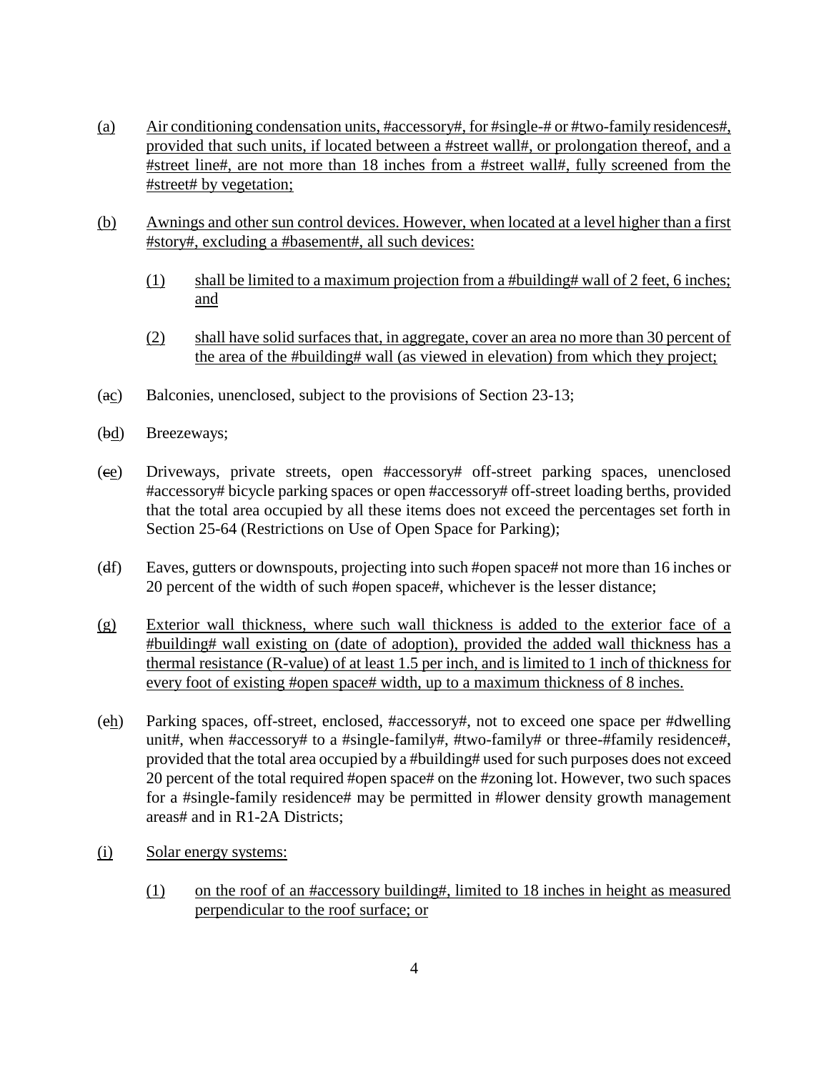(a) Air conditioning condensation units, #accessory#, for #single-# or #two-family residences#, provided that such units, if located between a #street wall#, or prolongation thereof, and a #street line#, are not more than 18 inches from a #street wall#, fully screened from the #street# by vegetation;

(b) Awnings and other sun control devices. However, when located at a level higher than a first #story#, excluding a #basement#, all such devices:

(1) shall be limited to a maximum projection from a #building# wall of 2 feet, 6 inches; and

(2) shall have solid surfaces that, in aggregate, cover an area no more than 30 percent of the area of the #building# wall (as viewed in elevation) from which they project;

(~~a~~c) Balconies, unenclosed, subject to the provisions of Section 23-13;

(~~b~~d) Breezeways;

(~~c~~e) Driveways, private streets, open #accessory# off-street parking spaces, unenclosed #accessory# bicycle parking spaces or open #accessory# off-street loading berths, provided that the total area occupied by all these items does not exceed the percentages set forth in Section 25-64 (Restrictions on Use of Open Space for Parking);

(~~d~~f) Eaves, gutters or downspouts, projecting into such #open space# not more than 16 inches or 20 percent of the width of such #open space#, whichever is the lesser distance;

(g) Exterior wall thickness, where such wall thickness is added to the exterior face of a #building# wall existing on (date of adoption), provided the added wall thickness has a thermal resistance (R-value) of at least 1.5 per inch, and is limited to 1 inch of thickness for every foot of existing #open space# width, up to a maximum thickness of 8 inches.

(~~e~~h) Parking spaces, off-street, enclosed, #accessory#, not to exceed one space per #dwelling unit#, when #accessory# to a #single-family#, #two-family# or three-#family residence#, provided that the total area occupied by a #building# used for such purposes does not exceed 20 percent of the total required #open space# on the #zoning lot. However, two such spaces for a #single-family residence# may be permitted in #lower density growth management areas# and in R1-2A Districts;

(i) Solar energy systems:

(1) on the roof of an #accessory building#, limited to 18 inches in height as measured perpendicular to the roof surface; or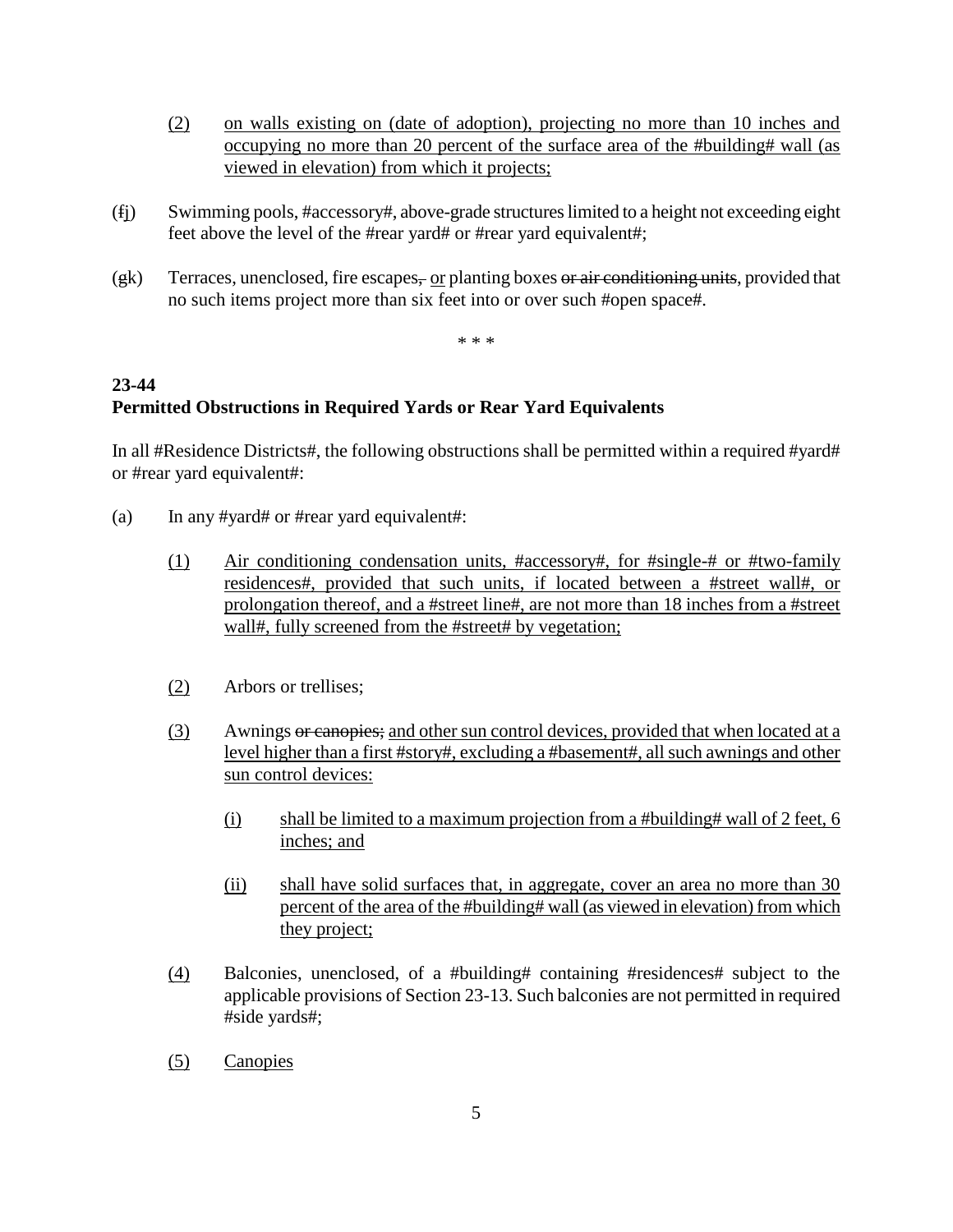(2) on walls existing on (date of adoption), projecting no more than 10 inches and occupying no more than 20 percent of the surface area of the #building# wall (as viewed in elevation) from which it projects;

(~~f~~j) Swimming pools, #accessory#, above-grade structures limited to a height not exceeding eight feet above the level of the #rear yard# or #rear yard equivalent#;

(~~g~~k) Terraces, unenclosed, fire escapes~~,~~ or planting boxes ~~or air conditioning units~~, provided that no such items project more than six feet into or over such #open space#.

\* \* \*

**23-44**
**Permitted Obstructions in Required Yards or Rear Yard Equivalents**

In all #Residence Districts#, the following obstructions shall be permitted within a required #yard# or #rear yard equivalent#:

(a) In any #yard# or #rear yard equivalent#:

(1) Air conditioning condensation units, #accessory#, for #single-# or #two-family residences#, provided that such units, if located between a #street wall#, or prolongation thereof, and a #street line#, are not more than 18 inches from a #street wall#, fully screened from the #street# by vegetation;

(2) Arbors or trellises;

(3) Awnings ~~or canopies;~~ and other sun control devices, provided that when located at a level higher than a first #story#, excluding a #basement#, all such awnings and other sun control devices:

(i) shall be limited to a maximum projection from a #building# wall of 2 feet, 6 inches; and

(ii) shall have solid surfaces that, in aggregate, cover an area no more than 30 percent of the area of the #building# wall (as viewed in elevation) from which they project;

(4) Balconies, unenclosed, of a #building# containing #residences# subject to the applicable provisions of Section 23-13. Such balconies are not permitted in required #side yards#;

(5) Canopies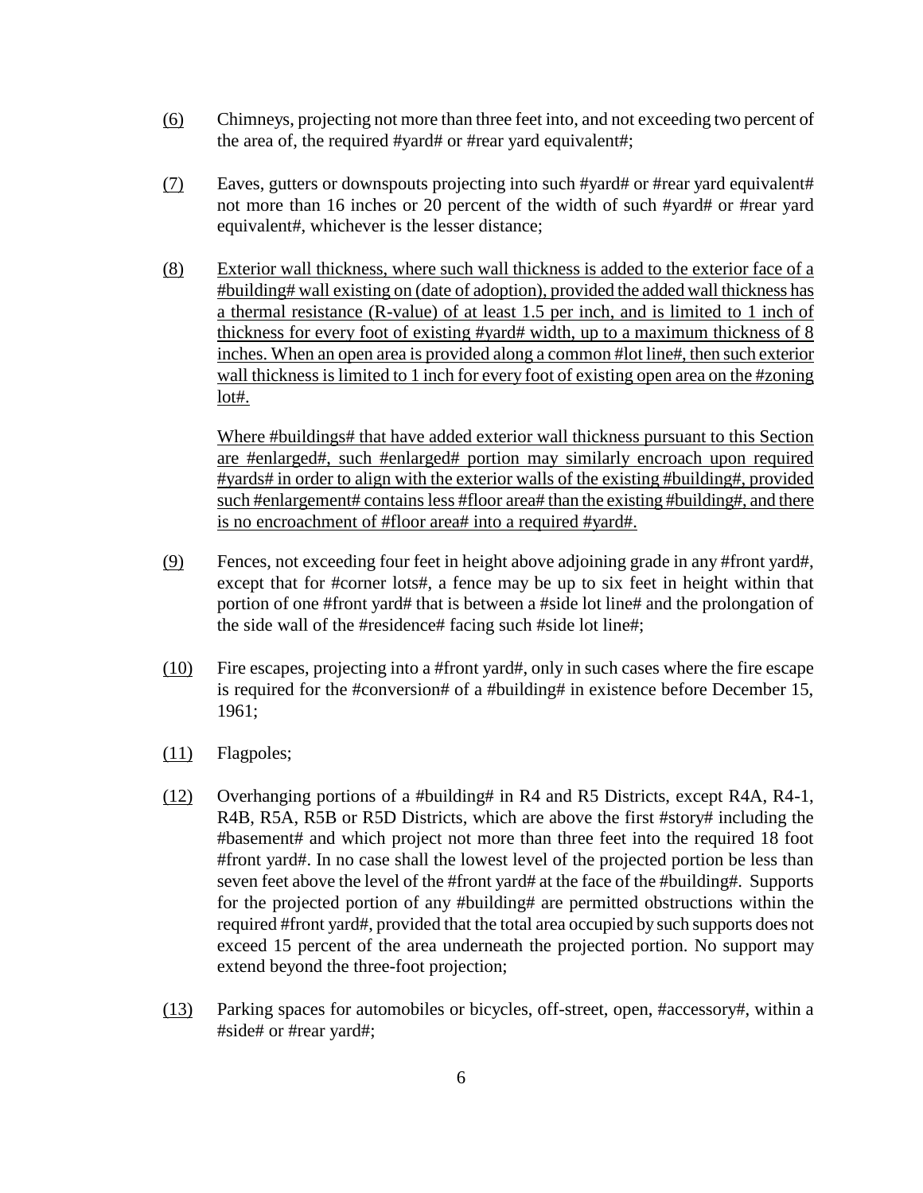(6) Chimneys, projecting not more than three feet into, and not exceeding two percent of the area of, the required #yard# or #rear yard equivalent#;

(7) Eaves, gutters or downspouts projecting into such #yard# or #rear yard equivalent# not more than 16 inches or 20 percent of the width of such #yard# or #rear yard equivalent#, whichever is the lesser distance;

(8) Exterior wall thickness, where such wall thickness is added to the exterior face of a #building# wall existing on (date of adoption), provided the added wall thickness has a thermal resistance (R-value) of at least 1.5 per inch, and is limited to 1 inch of thickness for every foot of existing #yard# width, up to a maximum thickness of 8 inches. When an open area is provided along a common #lot line#, then such exterior wall thickness is limited to 1 inch for every foot of existing open area on the #zoning lot#.

Where #buildings# that have added exterior wall thickness pursuant to this Section are #enlarged#, such #enlarged# portion may similarly encroach upon required #yards# in order to align with the exterior walls of the existing #building#, provided such #enlargement# contains less #floor area# than the existing #building#, and there is no encroachment of #floor area# into a required #yard#.

(9) Fences, not exceeding four feet in height above adjoining grade in any #front yard#, except that for #corner lots#, a fence may be up to six feet in height within that portion of one #front yard# that is between a #side lot line# and the prolongation of the side wall of the #residence# facing such #side lot line#;

(10) Fire escapes, projecting into a #front yard#, only in such cases where the fire escape is required for the #conversion# of a #building# in existence before December 15, 1961;

(11) Flagpoles;

(12) Overhanging portions of a #building# in R4 and R5 Districts, except R4A, R4-1, R4B, R5A, R5B or R5D Districts, which are above the first #story# including the #basement# and which project not more than three feet into the required 18 foot #front yard#. In no case shall the lowest level of the projected portion be less than seven feet above the level of the #front yard# at the face of the #building#. Supports for the projected portion of any #building# are permitted obstructions within the required #front yard#, provided that the total area occupied by such supports does not exceed 15 percent of the area underneath the projected portion. No support may extend beyond the three-foot projection;

(13) Parking spaces for automobiles or bicycles, off-street, open, #accessory#, within a #side# or #rear yard#;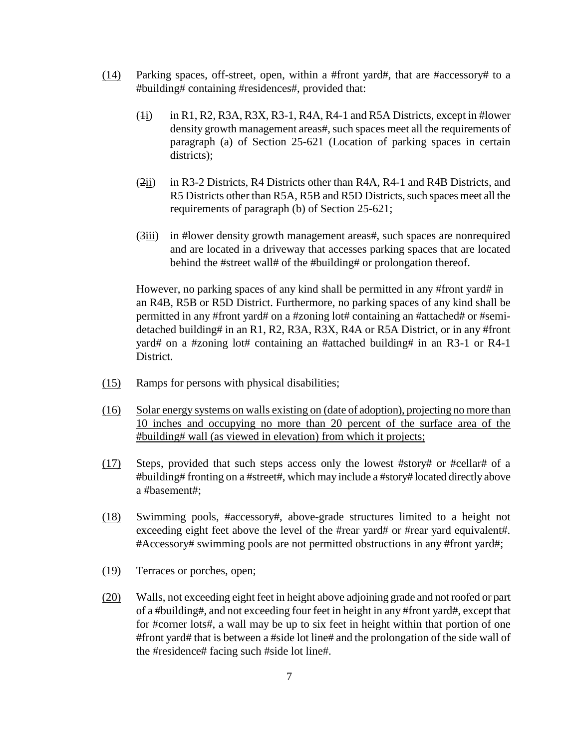(14) Parking spaces, off-street, open, within a #front yard#, that are #accessory# to a #building# containing #residences#, provided that:

  (~~1~~i) in R1, R2, R3A, R3X, R3-1, R4A, R4-1 and R5A Districts, except in #lower density growth management areas#, such spaces meet all the requirements of paragraph (a) of Section 25-621 (Location of parking spaces in certain districts);

  (~~2~~ii) in R3-2 Districts, R4 Districts other than R4A, R4-1 and R4B Districts, and R5 Districts other than R5A, R5B and R5D Districts, such spaces meet all the requirements of paragraph (b) of Section 25-621;

  (~~3~~iii) in #lower density growth management areas#, such spaces are nonrequired and are located in a driveway that accesses parking spaces that are located behind the #street wall# of the #building# or prolongation thereof.

  However, no parking spaces of any kind shall be permitted in any #front yard# in an R4B, R5B or R5D District. Furthermore, no parking spaces of any kind shall be permitted in any #front yard# on a #zoning lot# containing an #attached# or #semi-detached building# in an R1, R2, R3A, R3X, R4A or R5A District, or in any #front yard# on a #zoning lot# containing an #attached building# in an R3-1 or R4-1 District.

(15) Ramps for persons with physical disabilities;

(16) Solar energy systems on walls existing on (date of adoption), projecting no more than 10 inches and occupying no more than 20 percent of the surface area of the #building# wall (as viewed in elevation) from which it projects;

(17) Steps, provided that such steps access only the lowest #story# or #cellar# of a #building# fronting on a #street#, which may include a #story# located directly above a #basement#;

(18) Swimming pools, #accessory#, above-grade structures limited to a height not exceeding eight feet above the level of the #rear yard# or #rear yard equivalent#. #Accessory# swimming pools are not permitted obstructions in any #front yard#;

(19) Terraces or porches, open;

(20) Walls, not exceeding eight feet in height above adjoining grade and not roofed or part of a #building#, and not exceeding four feet in height in any #front yard#, except that for #corner lots#, a wall may be up to six feet in height within that portion of one #front yard# that is between a #side lot line# and the prolongation of the side wall of the #residence# facing such #side lot line#.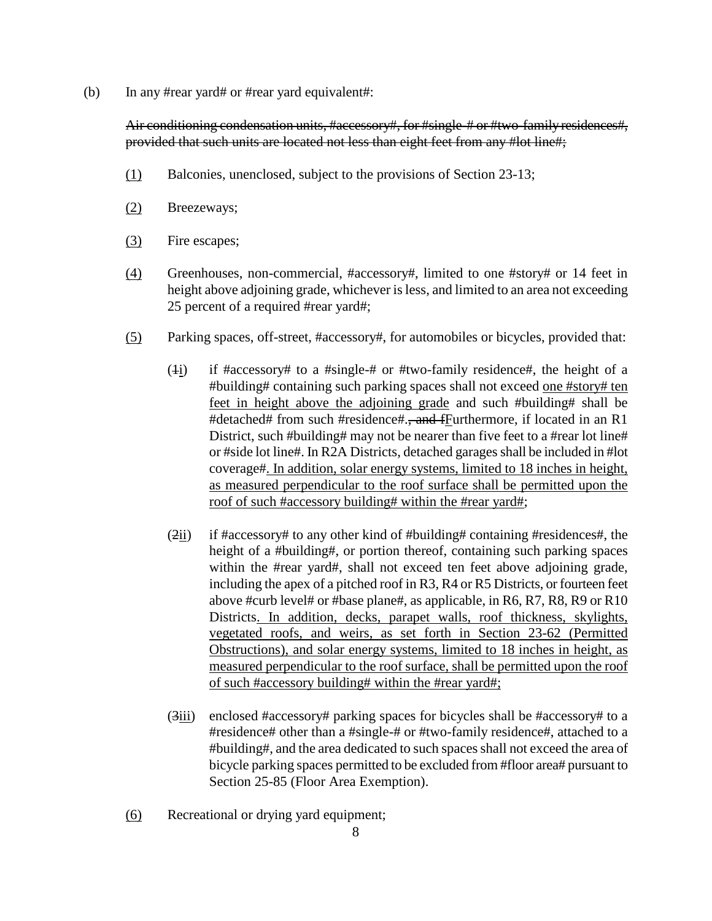(b) In any #rear yard# or #rear yard equivalent#:

~~Air conditioning condensation units, #accessory#, for #single-# or #two-family residences#, provided that such units are located not less than eight feet from any #lot line#;~~

(1) Balconies, unenclosed, subject to the provisions of Section 23-13;

(2) Breezeways;

(3) Fire escapes;

(4) Greenhouses, non-commercial, #accessory#, limited to one #story# or 14 feet in height above adjoining grade, whichever is less, and limited to an area not exceeding 25 percent of a required #rear yard#;

(5) Parking spaces, off-street, #accessory#, for automobiles or bicycles, provided that:

(~~1~~i) if #accessory# to a #single-# or #two-family residence#, the height of a #building# containing such parking spaces shall not exceed one #story# ten feet in height above the adjoining grade and such #building# shall be #detached# from such #residence#.~~, and f~~Furthermore, if located in an R1 District, such #building# may not be nearer than five feet to a #rear lot line# or #side lot line#. In R2A Districts, detached garages shall be included in #lot coverage#. In addition, solar energy systems, limited to 18 inches in height, as measured perpendicular to the roof surface shall be permitted upon the roof of such #accessory building# within the #rear yard#;

(~~2~~ii) if #accessory# to any other kind of #building# containing #residences#, the height of a #building#, or portion thereof, containing such parking spaces within the #rear yard#, shall not exceed ten feet above adjoining grade, including the apex of a pitched roof in R3, R4 or R5 Districts, or fourteen feet above #curb level# or #base plane#, as applicable, in R6, R7, R8, R9 or R10 Districts. In addition, decks, parapet walls, roof thickness, skylights, vegetated roofs, and weirs, as set forth in Section 23-62 (Permitted Obstructions), and solar energy systems, limited to 18 inches in height, as measured perpendicular to the roof surface, shall be permitted upon the roof of such #accessory building# within the #rear yard#;

(~~3~~iii) enclosed #accessory# parking spaces for bicycles shall be #accessory# to a #residence# other than a #single-# or #two-family residence#, attached to a #building#, and the area dedicated to such spaces shall not exceed the area of bicycle parking spaces permitted to be excluded from #floor area# pursuant to Section 25-85 (Floor Area Exemption).

(6) Recreational or drying yard equipment;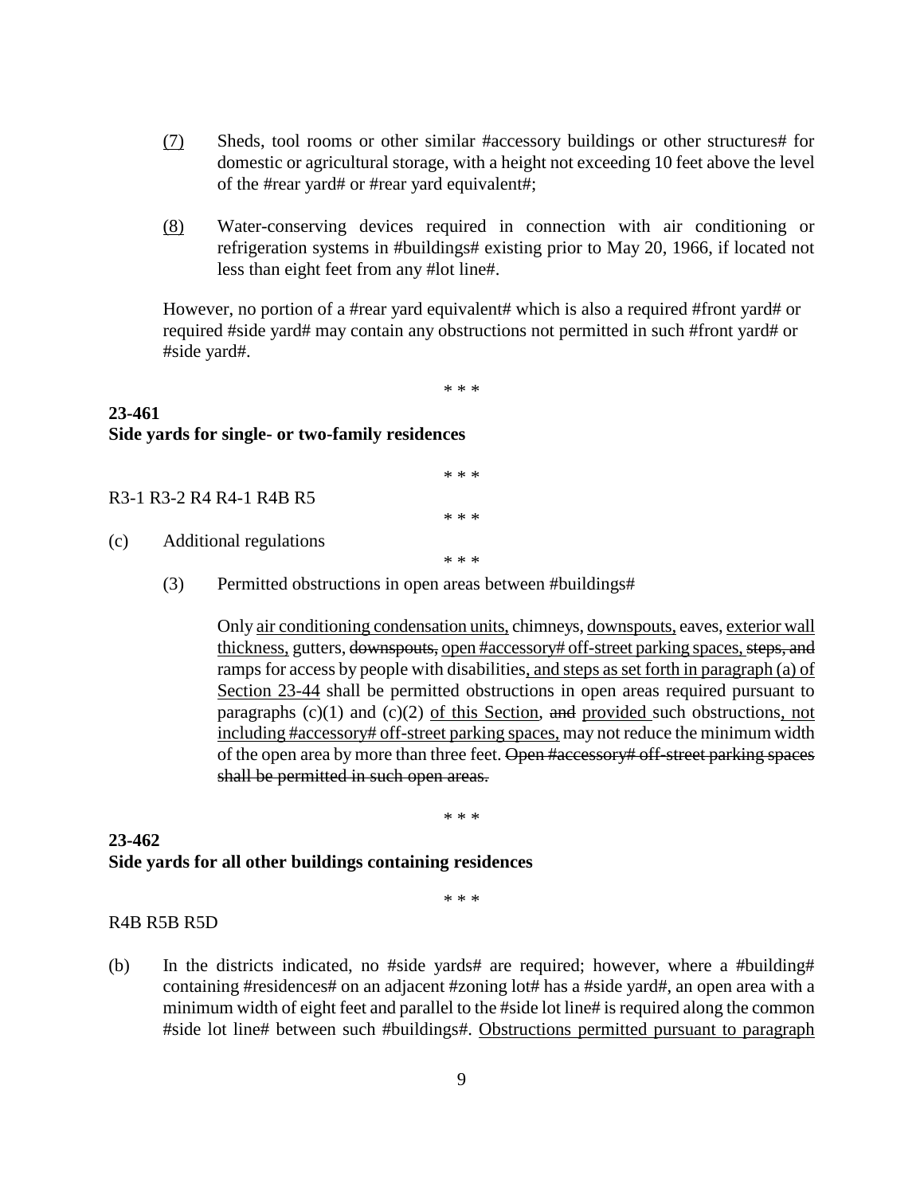(7) Sheds, tool rooms or other similar #accessory buildings or other structures# for domestic or agricultural storage, with a height not exceeding 10 feet above the level of the #rear yard# or #rear yard equivalent#;

(8) Water-conserving devices required in connection with air conditioning or refrigeration systems in #buildings# existing prior to May 20, 1966, if located not less than eight feet from any #lot line#.

However, no portion of a #rear yard equivalent# which is also a required #front yard# or required #side yard# may contain any obstructions not permitted in such #front yard# or #side yard#.

\* \* \*

**23-461**
**Side yards for single- or two-family residences**

\* \* \*

R3-1 R3-2 R4 R4-1 R4B R5

\* \* \*

(c) Additional regulations

\* \* \*

(3) Permitted obstructions in open areas between #buildings#

Only <u>air conditioning condensation units,</u> chimneys, <u>downspouts,</u> eaves, <u>exterior wall thickness,</u> gutters, ~~downspouts,~~ <u>open #accessory# off-street parking spaces,</u> ~~steps, and~~ ramps for access by people with disabilities<u>, and steps as set forth in paragraph (a) of Section 23-44</u> shall be permitted obstructions in open areas required pursuant to paragraphs (c)(1) and (c)(2) <u>of this Section</u>, ~~and~~ <u>provided</u> such obstructions<u>, not including #accessory# off-street parking spaces,</u> may not reduce the minimum width of the open area by more than three feet. ~~Open #accessory# off-street parking spaces shall be permitted in such open areas.~~

\* \* \*

**23-462**
**Side yards for all other buildings containing residences**

\* \* \*

R4B R5B R5D

(b) In the districts indicated, no #side yards# are required; however, where a #building# containing #residences# on an adjacent #zoning lot# has a #side yard#, an open area with a minimum width of eight feet and parallel to the #side lot line# is required along the common #side lot line# between such #buildings#. <u>Obstructions permitted pursuant to paragraph</u>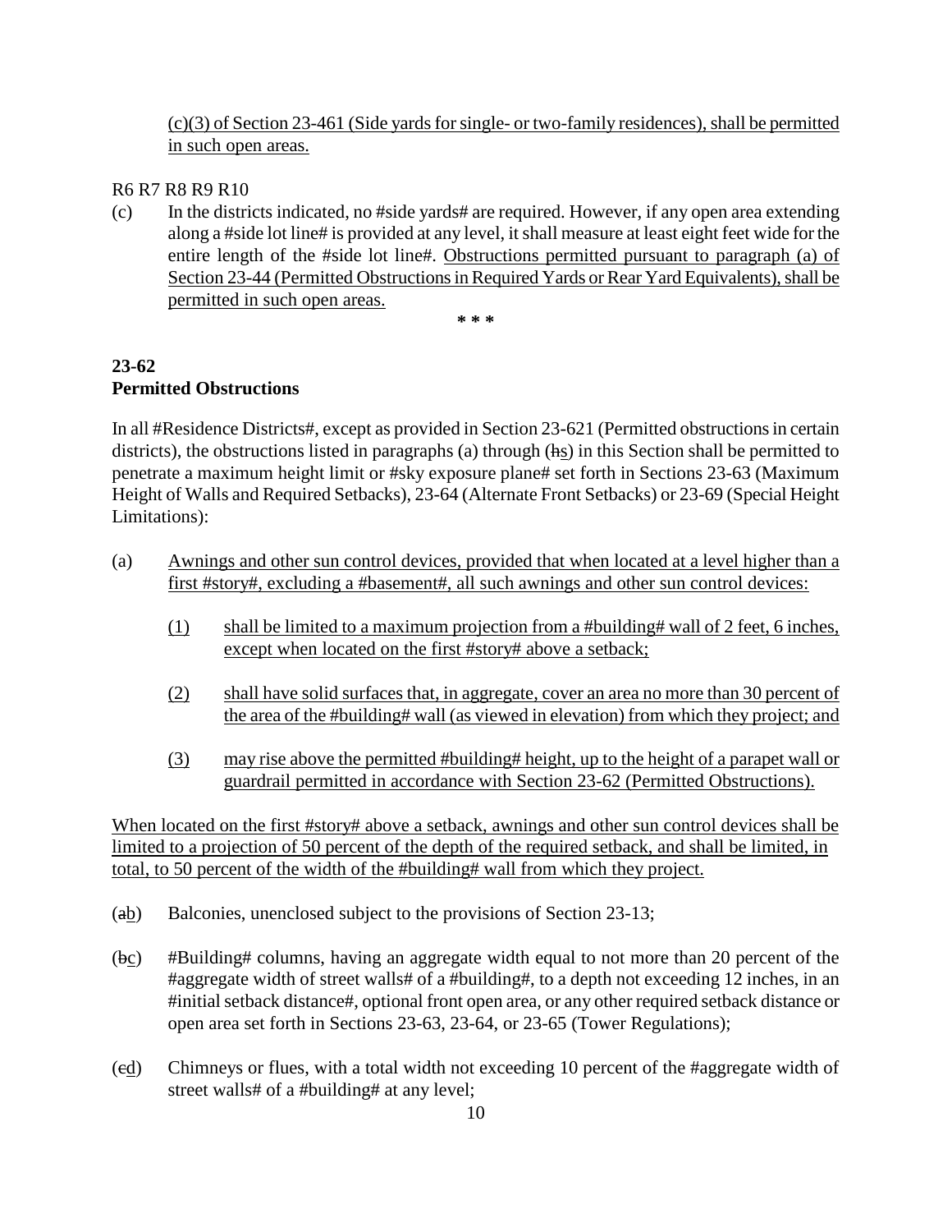(c)(3) of Section 23-461 (Side yards for single- or two-family residences), shall be permitted in such open areas.

R6 R7 R8 R9 R10

(c) In the districts indicated, no #side yards# are required. However, if any open area extending along a #side lot line# is provided at any level, it shall measure at least eight feet wide for the entire length of the #side lot line#. Obstructions permitted pursuant to paragraph (a) of Section 23-44 (Permitted Obstructions in Required Yards or Rear Yard Equivalents), shall be permitted in such open areas.

\* \* \*

**23-62**
**Permitted Obstructions**

In all #Residence Districts#, except as provided in Section 23-621 (Permitted obstructions in certain districts), the obstructions listed in paragraphs (a) through (~~h~~s) in this Section shall be permitted to penetrate a maximum height limit or #sky exposure plane# set forth in Sections 23-63 (Maximum Height of Walls and Required Setbacks), 23-64 (Alternate Front Setbacks) or 23-69 (Special Height Limitations):

(a) Awnings and other sun control devices, provided that when located at a level higher than a first #story#, excluding a #basement#, all such awnings and other sun control devices:

(1) shall be limited to a maximum projection from a #building# wall of 2 feet, 6 inches, except when located on the first #story# above a setback;

(2) shall have solid surfaces that, in aggregate, cover an area no more than 30 percent of the area of the #building# wall (as viewed in elevation) from which they project; and

(3) may rise above the permitted #building# height, up to the height of a parapet wall or guardrail permitted in accordance with Section 23-62 (Permitted Obstructions).

When located on the first #story# above a setback, awnings and other sun control devices shall be limited to a projection of 50 percent of the depth of the required setback, and shall be limited, in total, to 50 percent of the width of the #building# wall from which they project.

(~~a~~b) Balconies, unenclosed subject to the provisions of Section 23-13;

(~~b~~c) #Building# columns, having an aggregate width equal to not more than 20 percent of the #aggregate width of street walls# of a #building#, to a depth not exceeding 12 inches, in an #initial setback distance#, optional front open area, or any other required setback distance or open area set forth in Sections 23-63, 23-64, or 23-65 (Tower Regulations);

(~~c~~d) Chimneys or flues, with a total width not exceeding 10 percent of the #aggregate width of street walls# of a #building# at any level;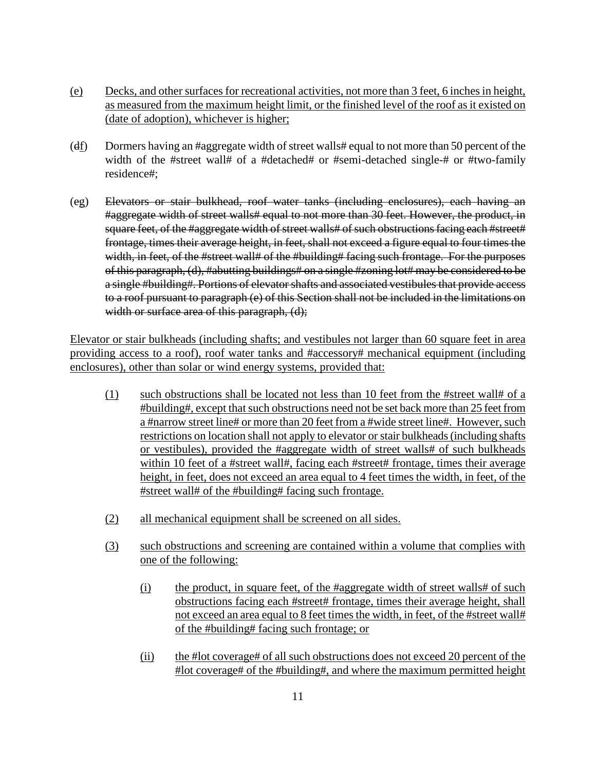(e) Decks, and other surfaces for recreational activities, not more than 3 feet, 6 inches in height, as measured from the maximum height limit, or the finished level of the roof as it existed on (date of adoption), whichever is higher;

(~~d~~f) Dormers having an #aggregate width of street walls# equal to not more than 50 percent of the width of the #street wall# of a #detached# or #semi-detached single-# or #two-family residence#;

(~~e~~g) ~~Elevators or stair bulkhead, roof water tanks (including enclosures), each having an #aggregate width of street walls# equal to not more than 30 feet. However, the product, in square feet, of the #aggregate width of street walls# of such obstructions facing each #street# frontage, times their average height, in feet, shall not exceed a figure equal to four times the width, in feet, of the #street wall# of the #building# facing such frontage. For the purposes of this paragraph, (d), #abutting buildings# on a single #zoning lot# may be considered to be a single #building#. Portions of elevator shafts and associated vestibules that provide access to a roof pursuant to paragraph (e) of this Section shall not be included in the limitations on width or surface area of this paragraph, (d);~~

Elevator or stair bulkheads (including shafts; and vestibules not larger than 60 square feet in area providing access to a roof), roof water tanks and #accessory# mechanical equipment (including enclosures), other than solar or wind energy systems, provided that:

(1) such obstructions shall be located not less than 10 feet from the #street wall# of a #building#, except that such obstructions need not be set back more than 25 feet from a #narrow street line# or more than 20 feet from a #wide street line#. However, such restrictions on location shall not apply to elevator or stair bulkheads (including shafts or vestibules), provided the #aggregate width of street walls# of such bulkheads within 10 feet of a #street wall#, facing each #street# frontage, times their average height, in feet, does not exceed an area equal to 4 feet times the width, in feet, of the #street wall# of the #building# facing such frontage.

(2) all mechanical equipment shall be screened on all sides.

(3) such obstructions and screening are contained within a volume that complies with one of the following:

(i) the product, in square feet, of the #aggregate width of street walls# of such obstructions facing each #street# frontage, times their average height, shall not exceed an area equal to 8 feet times the width, in feet, of the #street wall# of the #building# facing such frontage; or

(ii) the #lot coverage# of all such obstructions does not exceed 20 percent of the #lot coverage# of the #building#, and where the maximum permitted height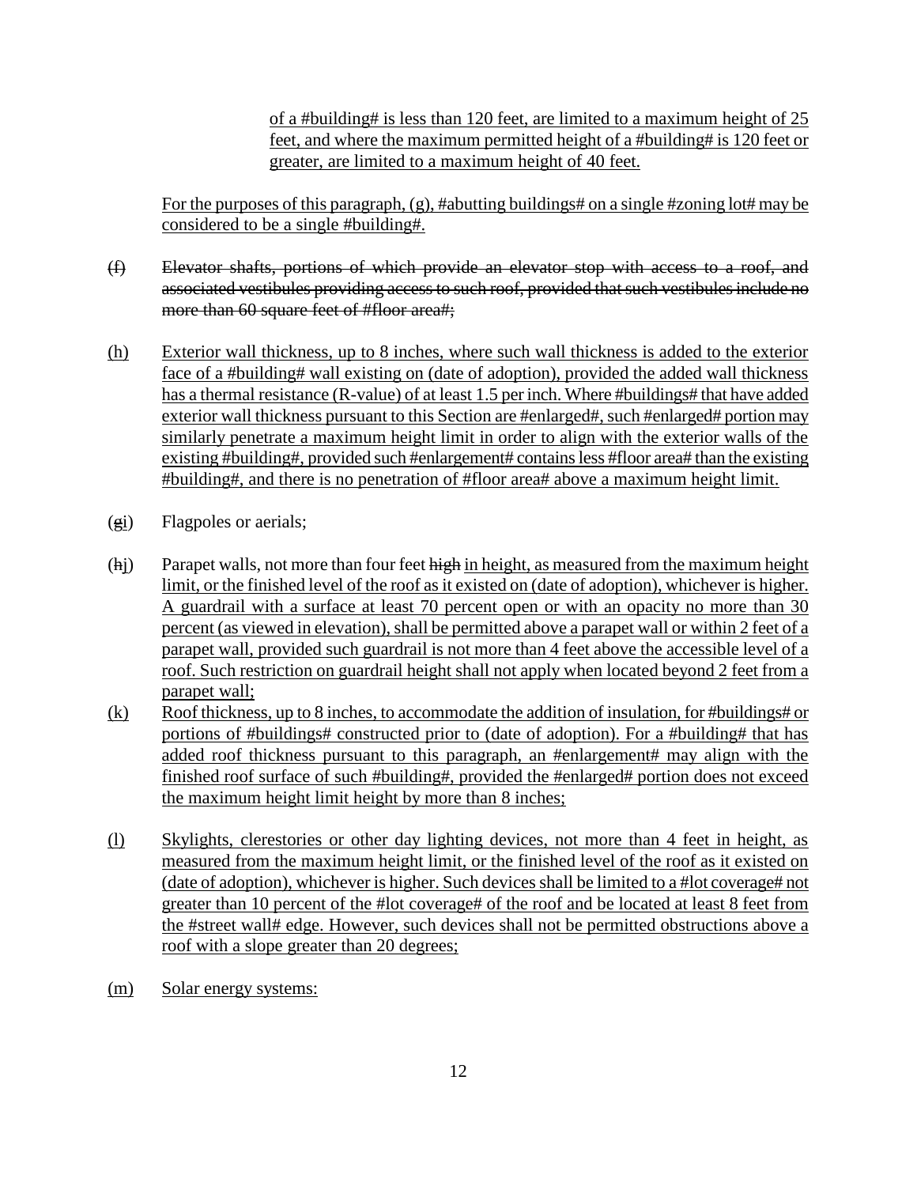of a #building# is less than 120 feet, are limited to a maximum height of 25 feet, and where the maximum permitted height of a #building# is 120 feet or greater, are limited to a maximum height of 40 feet.

For the purposes of this paragraph, (g), #abutting buildings# on a single #zoning lot# may be considered to be a single #building#.

~~(f) Elevator shafts, portions of which provide an elevator stop with access to a roof, and associated vestibules providing access to such roof, provided that such vestibules include no more than 60 square feet of #floor area#;~~

(h) Exterior wall thickness, up to 8 inches, where such wall thickness is added to the exterior face of a #building# wall existing on (date of adoption), provided the added wall thickness has a thermal resistance (R-value) of at least 1.5 per inch. Where #buildings# that have added exterior wall thickness pursuant to this Section are #enlarged#, such #enlarged# portion may similarly penetrate a maximum height limit in order to align with the exterior walls of the existing #building#, provided such #enlargement# contains less #floor area# than the existing #building#, and there is no penetration of #floor area# above a maximum height limit.

(~~g~~i) Flagpoles or aerials;

(~~h~~j) Parapet walls, not more than four feet ~~high~~ in height, as measured from the maximum height limit, or the finished level of the roof as it existed on (date of adoption), whichever is higher. A guardrail with a surface at least 70 percent open or with an opacity no more than 30 percent (as viewed in elevation), shall be permitted above a parapet wall or within 2 feet of a parapet wall, provided such guardrail is not more than 4 feet above the accessible level of a roof. Such restriction on guardrail height shall not apply when located beyond 2 feet from a parapet wall;

(k) Roof thickness, up to 8 inches, to accommodate the addition of insulation, for #buildings# or portions of #buildings# constructed prior to (date of adoption). For a #building# that has added roof thickness pursuant to this paragraph, an #enlargement# may align with the finished roof surface of such #building#, provided the #enlarged# portion does not exceed the maximum height limit height by more than 8 inches;

(l) Skylights, clerestories or other day lighting devices, not more than 4 feet in height, as measured from the maximum height limit, or the finished level of the roof as it existed on (date of adoption), whichever is higher. Such devices shall be limited to a #lot coverage# not greater than 10 percent of the #lot coverage# of the roof and be located at least 8 feet from the #street wall# edge. However, such devices shall not be permitted obstructions above a roof with a slope greater than 20 degrees;

(m) Solar energy systems: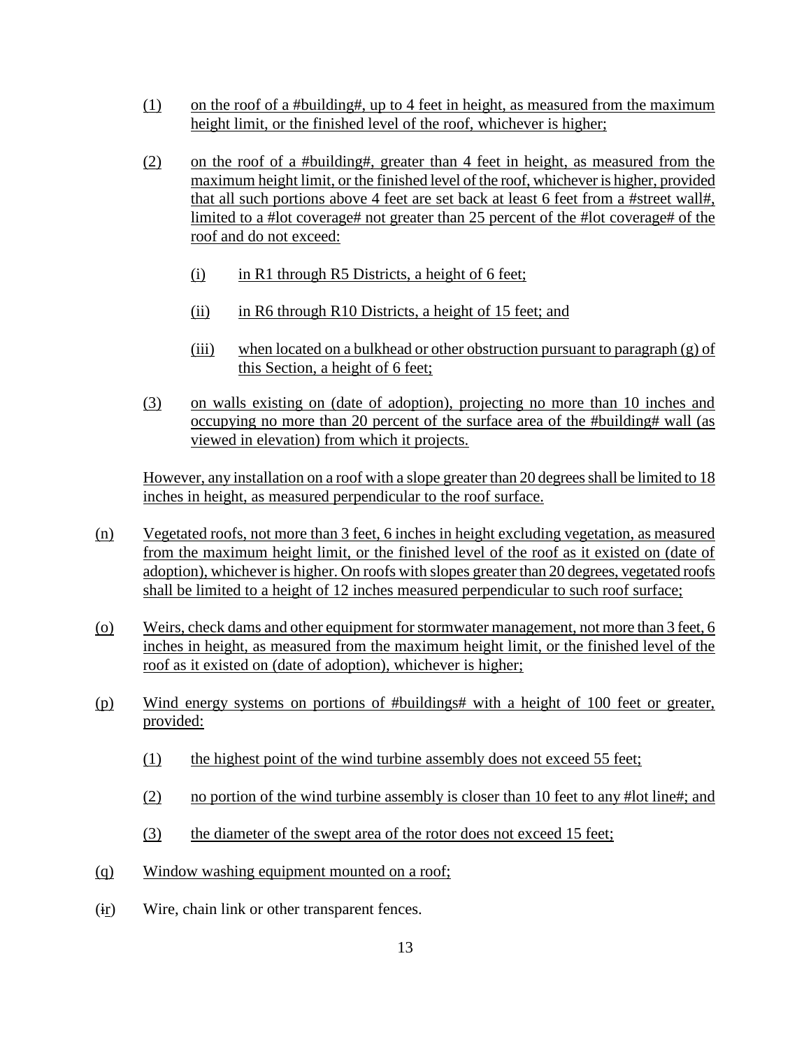(1) on the roof of a #building#, up to 4 feet in height, as measured from the maximum height limit, or the finished level of the roof, whichever is higher;

(2) on the roof of a #building#, greater than 4 feet in height, as measured from the maximum height limit, or the finished level of the roof, whichever is higher, provided that all such portions above 4 feet are set back at least 6 feet from a #street wall#, limited to a #lot coverage# not greater than 25 percent of the #lot coverage# of the roof and do not exceed:

   (i) in R1 through R5 Districts, a height of 6 feet;

   (ii) in R6 through R10 Districts, a height of 15 feet; and

   (iii) when located on a bulkhead or other obstruction pursuant to paragraph (g) of this Section, a height of 6 feet;

(3) on walls existing on (date of adoption), projecting no more than 10 inches and occupying no more than 20 percent of the surface area of the #building# wall (as viewed in elevation) from which it projects.

However, any installation on a roof with a slope greater than 20 degrees shall be limited to 18 inches in height, as measured perpendicular to the roof surface.

(n) Vegetated roofs, not more than 3 feet, 6 inches in height excluding vegetation, as measured from the maximum height limit, or the finished level of the roof as it existed on (date of adoption), whichever is higher. On roofs with slopes greater than 20 degrees, vegetated roofs shall be limited to a height of 12 inches measured perpendicular to such roof surface;

(o) Weirs, check dams and other equipment for stormwater management, not more than 3 feet, 6 inches in height, as measured from the maximum height limit, or the finished level of the roof as it existed on (date of adoption), whichever is higher;

(p) Wind energy systems on portions of #buildings# with a height of 100 feet or greater, provided:

   (1) the highest point of the wind turbine assembly does not exceed 55 feet;

   (2) no portion of the wind turbine assembly is closer than 10 feet to any #lot line#; and

   (3) the diameter of the swept area of the rotor does not exceed 15 feet;

(q) Window washing equipment mounted on a roof;

(~~i~~r) Wire, chain link or other transparent fences.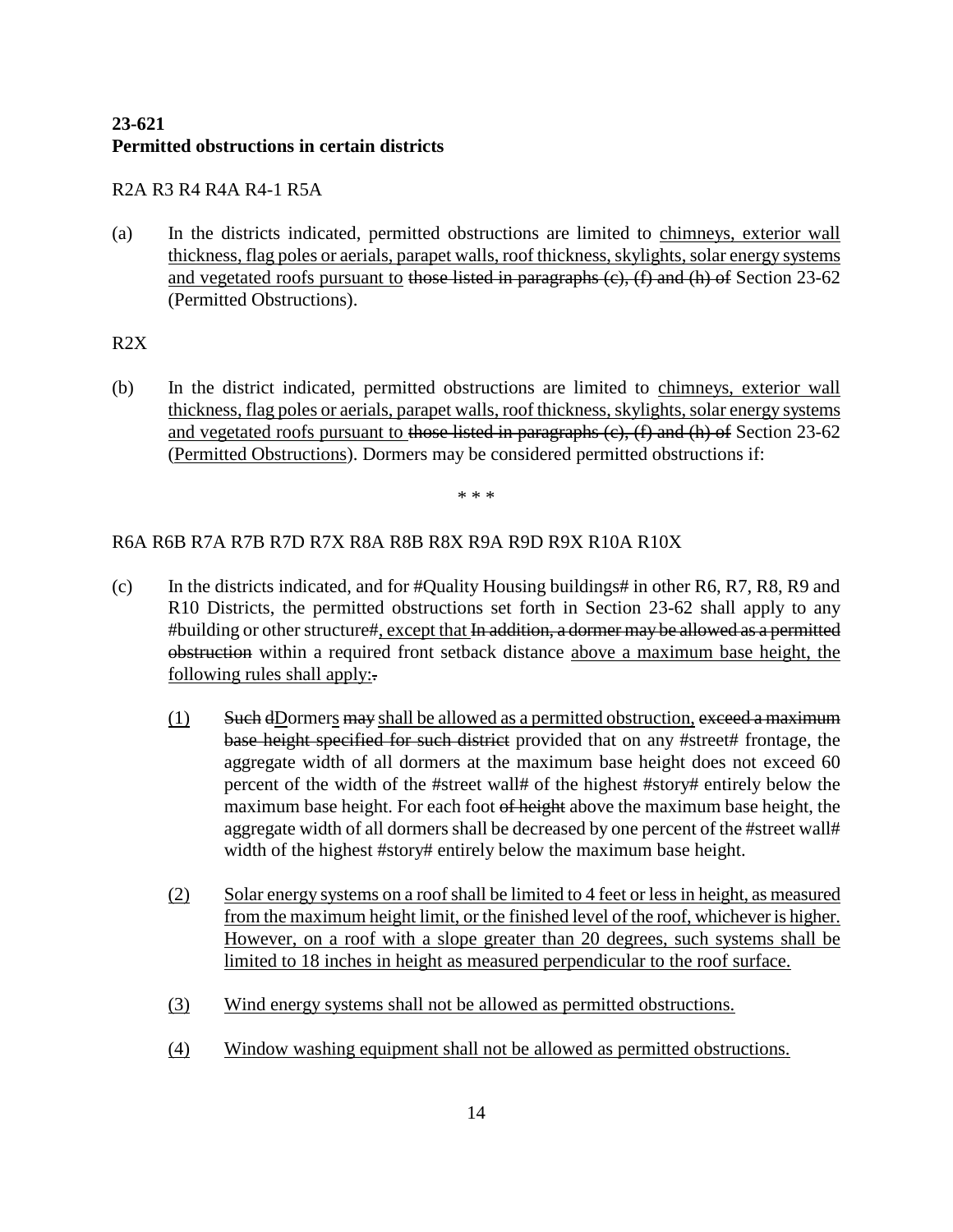## 23-621
## Permitted obstructions in certain districts

R2A R3 R4 R4A R4-1 R5A

(a) In the districts indicated, permitted obstructions are limited to <u>chimneys, exterior wall thickness, flag poles or aerials, parapet walls, roof thickness, skylights, solar energy systems and vegetated roofs pursuant to</u> ~~those listed in paragraphs (c), (f) and (h) of~~ Section 23-62 (Permitted Obstructions).

R2X

(b) In the district indicated, permitted obstructions are limited to <u>chimneys, exterior wall thickness, flag poles or aerials, parapet walls, roof thickness, skylights, solar energy systems and vegetated roofs pursuant to</u> ~~those listed in paragraphs (c), (f) and (h) of~~ Section 23-62 (<u>Permitted Obstructions</u>). Dormers may be considered permitted obstructions if:

\* \* \*

R6A R6B R7A R7B R7D R7X R8A R8B R8X R9A R9D R9X R10A R10X

(c) In the districts indicated, and for #Quality Housing buildings# in other R6, R7, R8, R9 and R10 Districts, the permitted obstructions set forth in Section 23-62 shall apply to any #building or other structure#<u>, except that</u> ~~In addition, a dormer may be allowed as a permitted obstruction~~ within a required front setback distance <u>above a maximum base height, the following rules shall apply:</u>~~.~~

   <u>(1)</u> ~~Such d~~<u>D</u>ormer<u>s</u> ~~may~~ <u>shall be allowed as a permitted obstruction,</u> ~~exceed a maximum base height specified for such district~~ provided that on any #street# frontage, the aggregate width of all dormers at the maximum base height does not exceed 60 percent of the width of the #street wall# of the highest #story# entirely below the maximum base height. For each foot ~~of height~~ above the maximum base height, the aggregate width of all dormers shall be decreased by one percent of the #street wall# width of the highest #story# entirely below the maximum base height.

   <u>(2)</u> <u>Solar energy systems on a roof shall be limited to 4 feet or less in height, as measured from the maximum height limit, or the finished level of the roof, whichever is higher. However, on a roof with a slope greater than 20 degrees, such systems shall be limited to 18 inches in height as measured perpendicular to the roof surface.</u>

   <u>(3)</u> <u>Wind energy systems shall not be allowed as permitted obstructions.</u>

   <u>(4)</u> <u>Window washing equipment shall not be allowed as permitted obstructions.</u>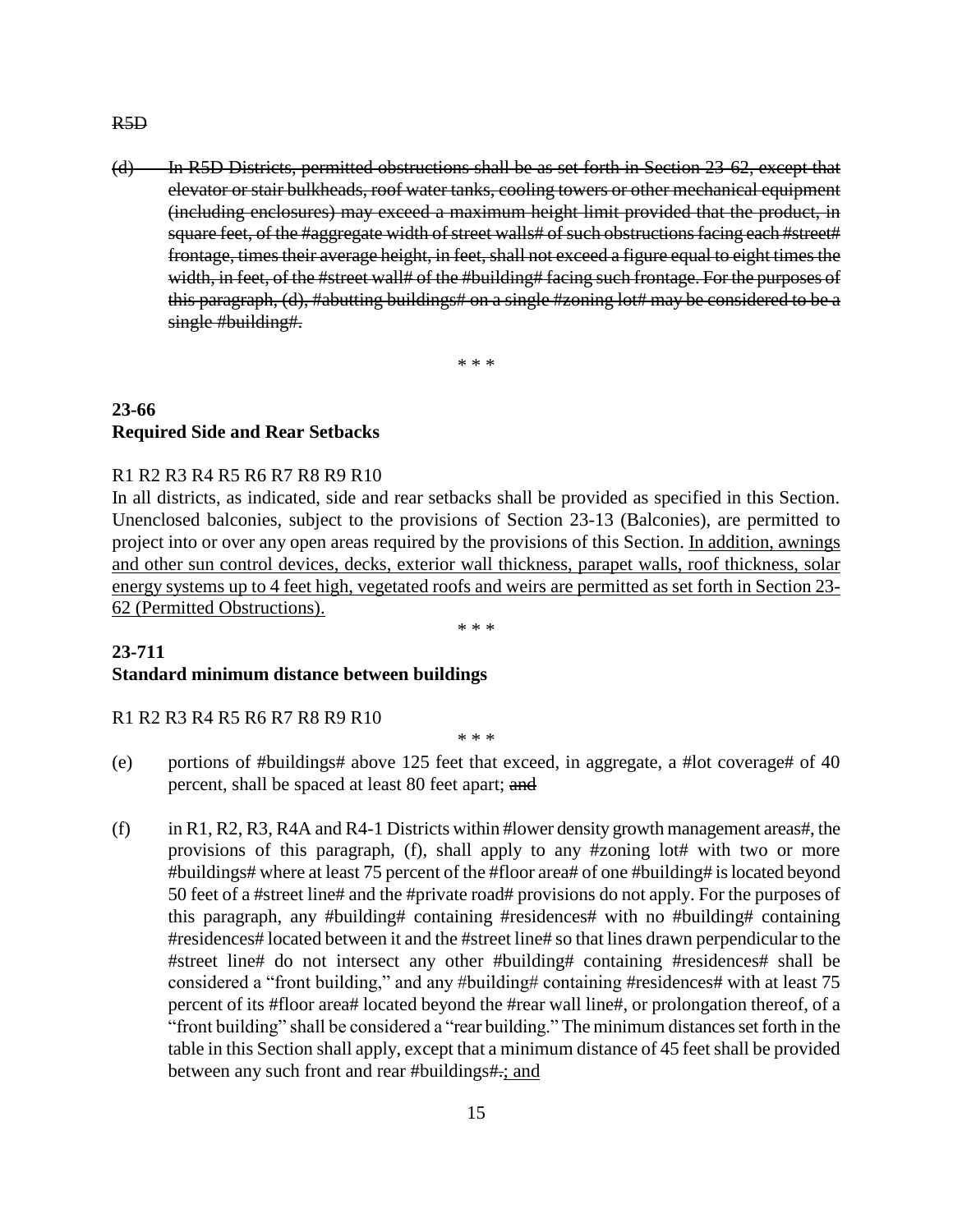~~R5D~~

~~(d) In R5D Districts, permitted obstructions shall be as set forth in Section 23-62, except that elevator or stair bulkheads, roof water tanks, cooling towers or other mechanical equipment (including enclosures) may exceed a maximum height limit provided that the product, in square feet, of the #aggregate width of street walls# of such obstructions facing each #street# frontage, times their average height, in feet, shall not exceed a figure equal to eight times the width, in feet, of the #street wall# of the #building# facing such frontage. For the purposes of this paragraph, (d), #abutting buildings# on a single #zoning lot# may be considered to be a single #building#.~~

\* \* \*

**23-66**
**Required Side and Rear Setbacks**

R1 R2 R3 R4 R5 R6 R7 R8 R9 R10

In all districts, as indicated, side and rear setbacks shall be provided as specified in this Section. Unenclosed balconies, subject to the provisions of Section 23-13 (Balconies), are permitted to project into or over any open areas required by the provisions of this Section. <u>In addition, awnings and other sun control devices, decks, exterior wall thickness, parapet walls, roof thickness, solar energy systems up to 4 feet high, vegetated roofs and weirs are permitted as set forth in Section 23-62 (Permitted Obstructions).</u>

\* \* \*

**23-711**
**Standard minimum distance between buildings**

R1 R2 R3 R4 R5 R6 R7 R8 R9 R10

\* \* \*

(e) portions of #buildings# above 125 feet that exceed, in aggregate, a #lot coverage# of 40 percent, shall be spaced at least 80 feet apart; ~~and~~

(f) in R1, R2, R3, R4A and R4-1 Districts within #lower density growth management areas#, the provisions of this paragraph, (f), shall apply to any #zoning lot# with two or more #buildings# where at least 75 percent of the #floor area# of one #building# is located beyond 50 feet of a #street line# and the #private road# provisions do not apply. For the purposes of this paragraph, any #building# containing #residences# with no #building# containing #residences# located between it and the #street line# so that lines drawn perpendicular to the #street line# do not intersect any other #building# containing #residences# shall be considered a "front building," and any #building# containing #residences# with at least 75 percent of its #floor area# located beyond the #rear wall line#, or prolongation thereof, of a "front building" shall be considered a "rear building." The minimum distances set forth in the table in this Section shall apply, except that a minimum distance of 45 feet shall be provided between any such front and rear #buildings#~~.~~<u>; and</u>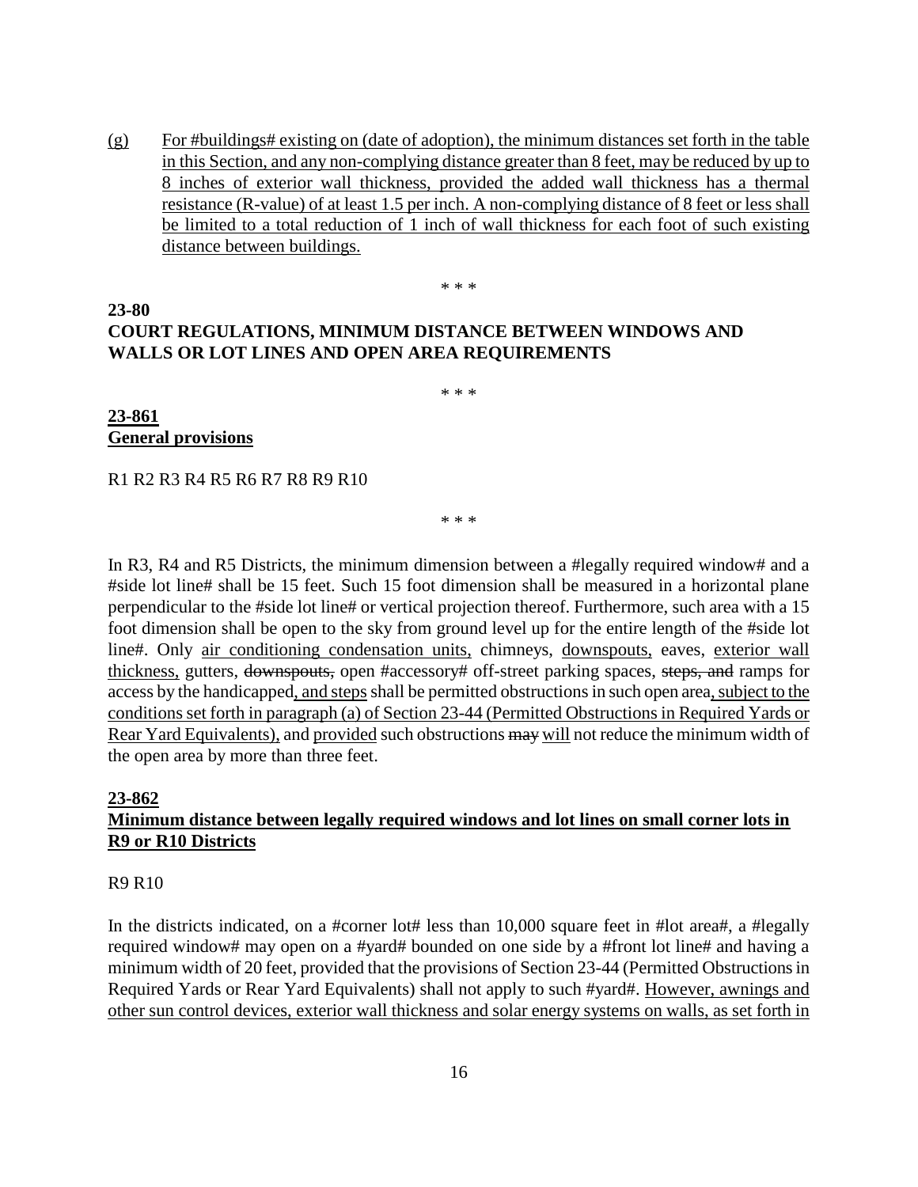(g) For #buildings# existing on (date of adoption), the minimum distances set forth in the table in this Section, and any non-complying distance greater than 8 feet, may be reduced by up to 8 inches of exterior wall thickness, provided the added wall thickness has a thermal resistance (R-value) of at least 1.5 per inch. A non-complying distance of 8 feet or less shall be limited to a total reduction of 1 inch of wall thickness for each foot of such existing distance between buildings.

\* \* \*

**23-80**
**COURT REGULATIONS, MINIMUM DISTANCE BETWEEN WINDOWS AND WALLS OR LOT LINES AND OPEN AREA REQUIREMENTS**

\* \* \*

**23-861**
**General provisions**

R1 R2 R3 R4 R5 R6 R7 R8 R9 R10

\* \* \*

In R3, R4 and R5 Districts, the minimum dimension between a #legally required window# and a #side lot line# shall be 15 feet. Such 15 foot dimension shall be measured in a horizontal plane perpendicular to the #side lot line# or vertical projection thereof. Furthermore, such area with a 15 foot dimension shall be open to the sky from ground level up for the entire length of the #side lot line#. Only air conditioning condensation units, chimneys, downspouts, eaves, exterior wall thickness, gutters, ~~downspouts,~~ open #accessory# off-street parking spaces, ~~steps, and~~ ramps for access by the handicapped, and steps shall be permitted obstructions in such open area, subject to the conditions set forth in paragraph (a) of Section 23-44 (Permitted Obstructions in Required Yards or Rear Yard Equivalents), and provided such obstructions ~~may~~ will not reduce the minimum width of the open area by more than three feet.

**23-862**
**Minimum distance between legally required windows and lot lines on small corner lots in R9 or R10 Districts**

R9 R10

In the districts indicated, on a #corner lot# less than 10,000 square feet in #lot area#, a #legally required window# may open on a #yard# bounded on one side by a #front lot line# and having a minimum width of 20 feet, provided that the provisions of Section 23-44 (Permitted Obstructions in Required Yards or Rear Yard Equivalents) shall not apply to such #yard#. However, awnings and other sun control devices, exterior wall thickness and solar energy systems on walls, as set forth in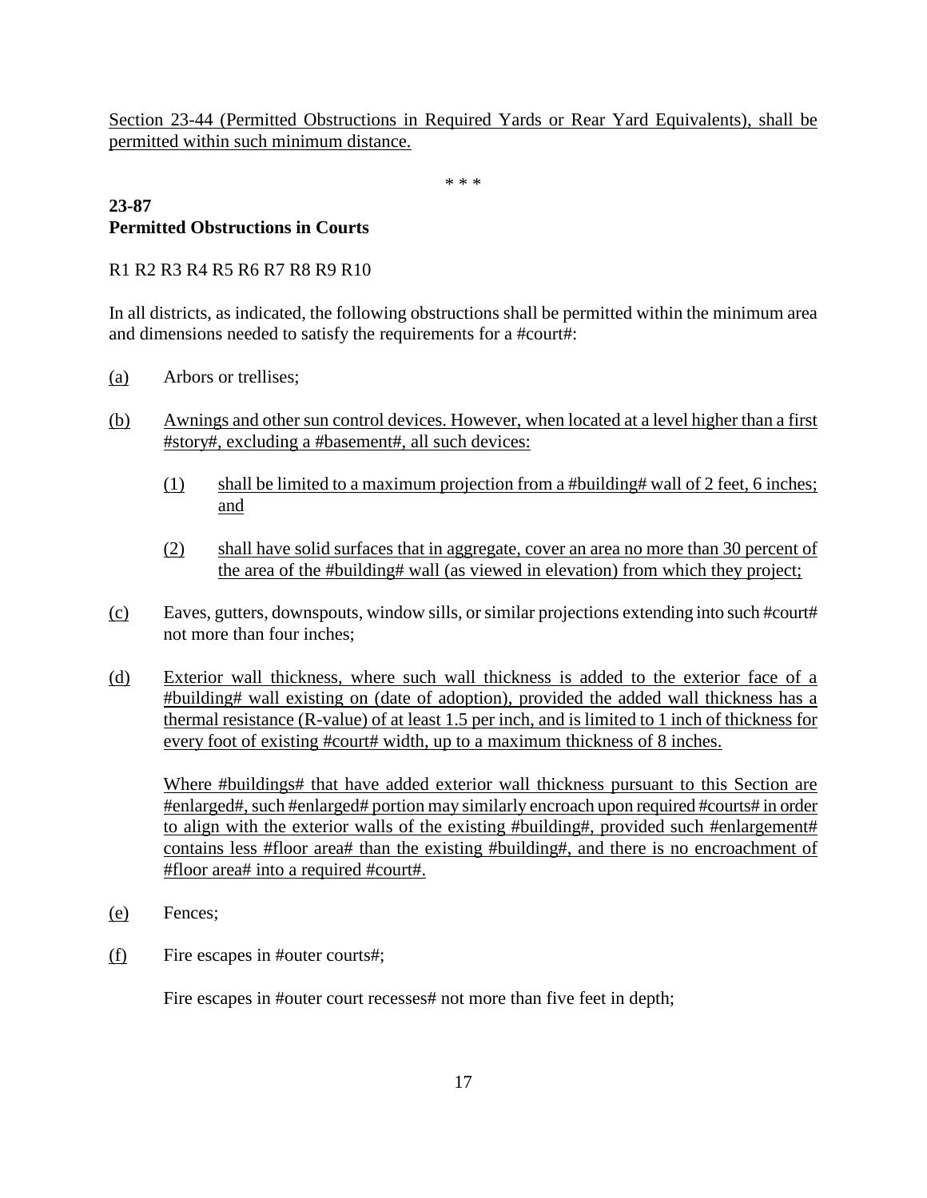Section 23-44 (Permitted Obstructions in Required Yards or Rear Yard Equivalents), shall be permitted within such minimum distance.

* * *

**23-87**
**Permitted Obstructions in Courts**

R1 R2 R3 R4 R5 R6 R7 R8 R9 R10

In all districts, as indicated, the following obstructions shall be permitted within the minimum area and dimensions needed to satisfy the requirements for a #court#:

(a) Arbors or trellises;

(b) Awnings and other sun control devices. However, when located at a level higher than a first #story#, excluding a #basement#, all such devices:

   (1) shall be limited to a maximum projection from a #building# wall of 2 feet, 6 inches; and

   (2) shall have solid surfaces that in aggregate, cover an area no more than 30 percent of the area of the #building# wall (as viewed in elevation) from which they project;

(c) Eaves, gutters, downspouts, window sills, or similar projections extending into such #court# not more than four inches;

(d) Exterior wall thickness, where such wall thickness is added to the exterior face of a #building# wall existing on (date of adoption), provided the added wall thickness has a thermal resistance (R-value) of at least 1.5 per inch, and is limited to 1 inch of thickness for every foot of existing #court# width, up to a maximum thickness of 8 inches.

   Where #buildings# that have added exterior wall thickness pursuant to this Section are #enlarged#, such #enlarged# portion may similarly encroach upon required #courts# in order to align with the exterior walls of the existing #building#, provided such #enlargement# contains less #floor area# than the existing #building#, and there is no encroachment of #floor area# into a required #court#.

(e) Fences;

(f) Fire escapes in #outer courts#;

   Fire escapes in #outer court recesses# not more than five feet in depth;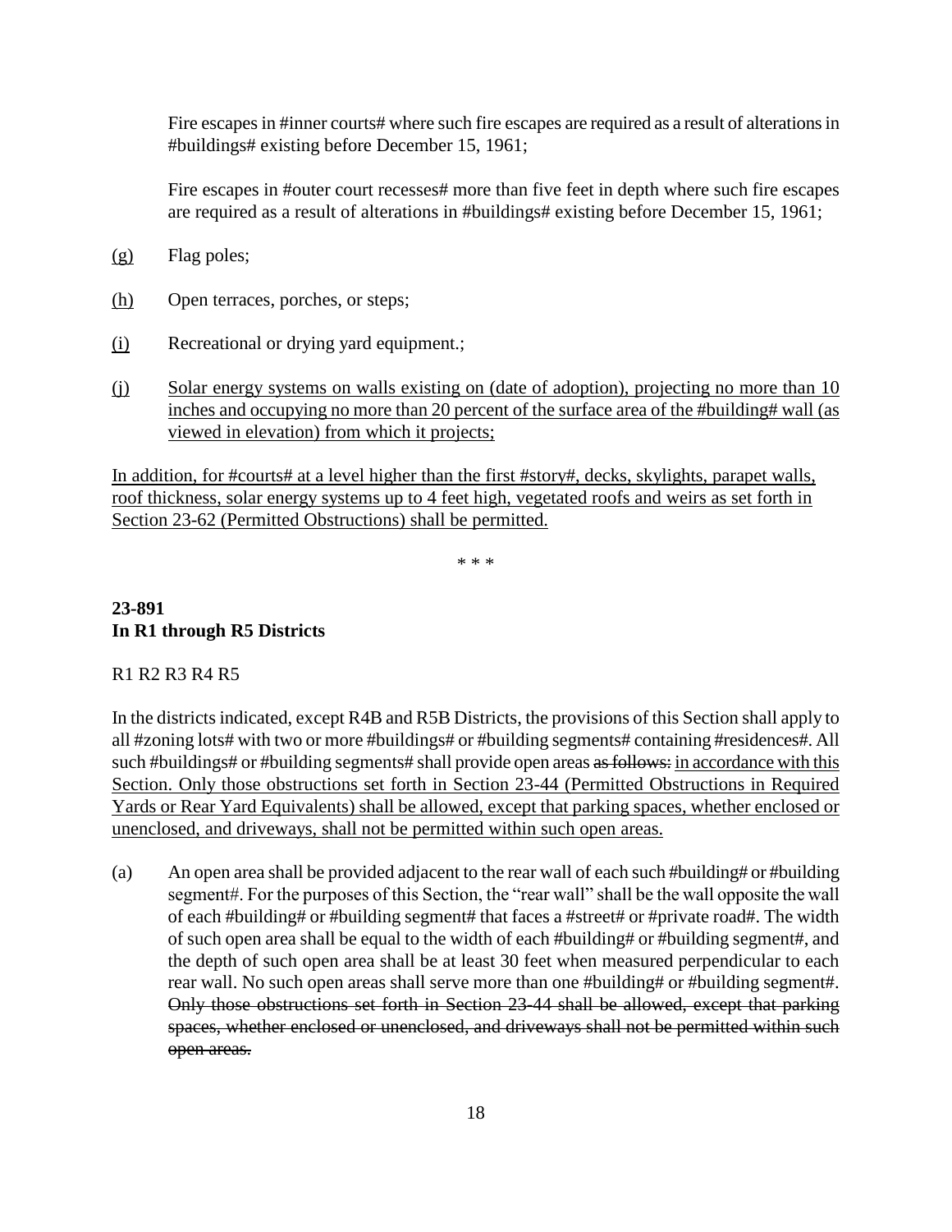Fire escapes in #inner courts# where such fire escapes are required as a result of alterations in #buildings# existing before December 15, 1961;

Fire escapes in #outer court recesses# more than five feet in depth where such fire escapes are required as a result of alterations in #buildings# existing before December 15, 1961;

(g) Flag poles;

(h) Open terraces, porches, or steps;

(i) Recreational or drying yard equipment.;

(j) Solar energy systems on walls existing on (date of adoption), projecting no more than 10 inches and occupying no more than 20 percent of the surface area of the #building# wall (as viewed in elevation) from which it projects;

In addition, for #courts# at a level higher than the first #story#, decks, skylights, parapet walls, roof thickness, solar energy systems up to 4 feet high, vegetated roofs and weirs as set forth in Section 23-62 (Permitted Obstructions) shall be permitted.

\* \* \*

**23-891**
**In R1 through R5 Districts**

R1 R2 R3 R4 R5

In the districts indicated, except R4B and R5B Districts, the provisions of this Section shall apply to all #zoning lots# with two or more #buildings# or #building segments# containing #residences#. All such #buildings# or #building segments# shall provide open areas ~~as follows:~~ in accordance with this Section. Only those obstructions set forth in Section 23-44 (Permitted Obstructions in Required Yards or Rear Yard Equivalents) shall be allowed, except that parking spaces, whether enclosed or unenclosed, and driveways, shall not be permitted within such open areas.

(a) An open area shall be provided adjacent to the rear wall of each such #building# or #building segment#. For the purposes of this Section, the "rear wall" shall be the wall opposite the wall of each #building# or #building segment# that faces a #street# or #private road#. The width of such open area shall be equal to the width of each #building# or #building segment#, and the depth of such open area shall be at least 30 feet when measured perpendicular to each rear wall. No such open areas shall serve more than one #building# or #building segment#. ~~Only those obstructions set forth in Section 23-44 shall be allowed, except that parking spaces, whether enclosed or unenclosed, and driveways shall not be permitted within such open areas.~~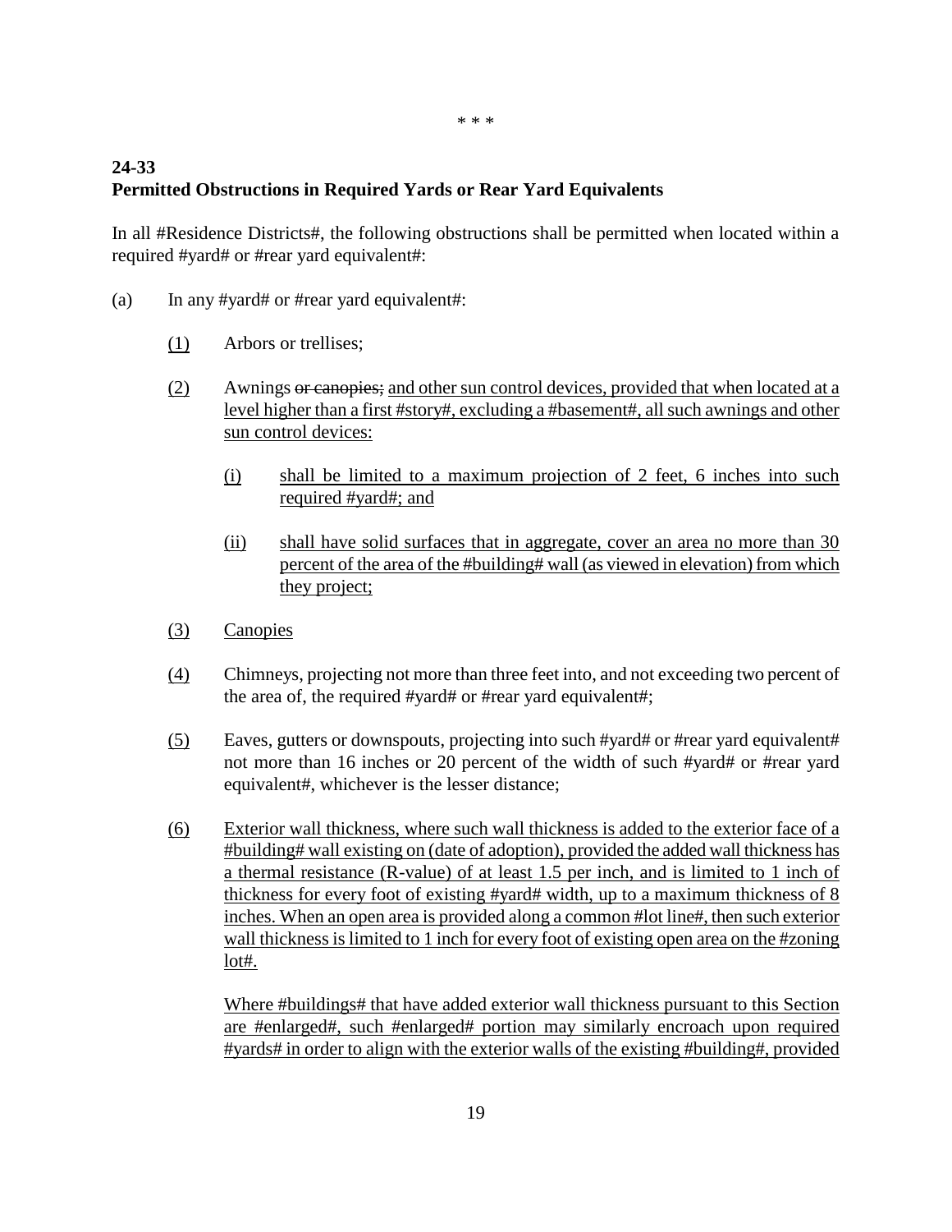\* \* \*

## 24-33
## Permitted Obstructions in Required Yards or Rear Yard Equivalents

In all #Residence Districts#, the following obstructions shall be permitted when located within a required #yard# or #rear yard equivalent#:

(a) In any #yard# or #rear yard equivalent#:

(1) Arbors or trellises;

(2) Awnings ~~or canopies;~~ and other sun control devices, provided that when located at a level higher than a first #story#, excluding a #basement#, all such awnings and other sun control devices:

(i) shall be limited to a maximum projection of 2 feet, 6 inches into such required #yard#; and

(ii) shall have solid surfaces that in aggregate, cover an area no more than 30 percent of the area of the #building# wall (as viewed in elevation) from which they project;

(3) Canopies

(4) Chimneys, projecting not more than three feet into, and not exceeding two percent of the area of, the required #yard# or #rear yard equivalent#;

(5) Eaves, gutters or downspouts, projecting into such #yard# or #rear yard equivalent# not more than 16 inches or 20 percent of the width of such #yard# or #rear yard equivalent#, whichever is the lesser distance;

(6) Exterior wall thickness, where such wall thickness is added to the exterior face of a #building# wall existing on (date of adoption), provided the added wall thickness has a thermal resistance (R-value) of at least 1.5 per inch, and is limited to 1 inch of thickness for every foot of existing #yard# width, up to a maximum thickness of 8 inches. When an open area is provided along a common #lot line#, then such exterior wall thickness is limited to 1 inch for every foot of existing open area on the #zoning lot#.

Where #buildings# that have added exterior wall thickness pursuant to this Section are #enlarged#, such #enlarged# portion may similarly encroach upon required #yards# in order to align with the exterior walls of the existing #building#, provided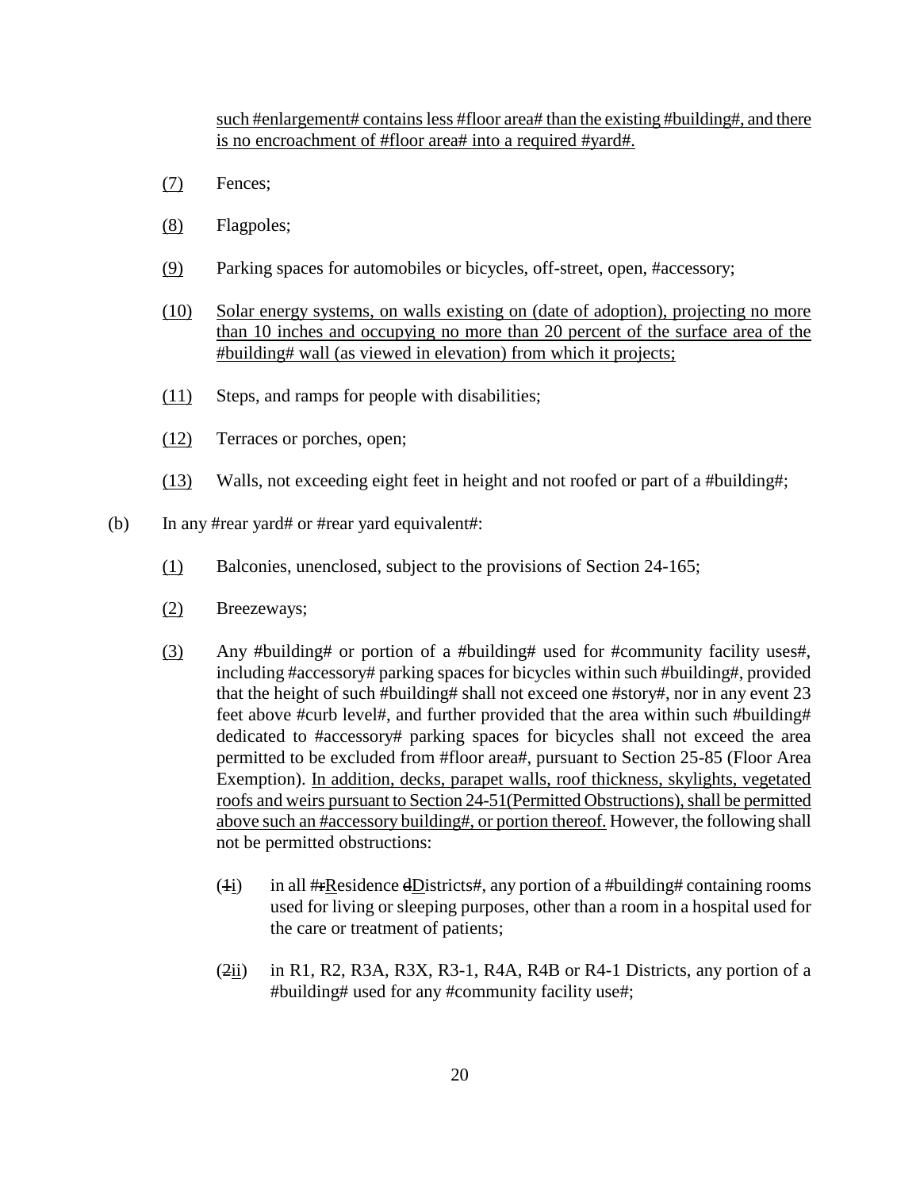such #enlargement# contains less #floor area# than the existing #building#, and there is no encroachment of #floor area# into a required #yard#.

(7) Fences;

(8) Flagpoles;

(9) Parking spaces for automobiles or bicycles, off-street, open, #accessory;

(10) Solar energy systems, on walls existing on (date of adoption), projecting no more than 10 inches and occupying no more than 20 percent of the surface area of the #building# wall (as viewed in elevation) from which it projects;

(11) Steps, and ramps for people with disabilities;

(12) Terraces or porches, open;

(13) Walls, not exceeding eight feet in height and not roofed or part of a #building#;

(b) In any #rear yard# or #rear yard equivalent#:

(1) Balconies, unenclosed, subject to the provisions of Section 24-165;

(2) Breezeways;

(3) Any #building# or portion of a #building# used for #community facility uses#, including #accessory# parking spaces for bicycles within such #building#, provided that the height of such #building# shall not exceed one #story#, nor in any event 23 feet above #curb level#, and further provided that the area within such #building# dedicated to #accessory# parking spaces for bicycles shall not exceed the area permitted to be excluded from #floor area#, pursuant to Section 25-85 (Floor Area Exemption). In addition, decks, parapet walls, roof thickness, skylights, vegetated roofs and weirs pursuant to Section 24-51(Permitted Obstructions), shall be permitted above such an #accessory building#, or portion thereof. However, the following shall not be permitted obstructions:

(~~1~~i) in all #~~r~~Residence ~~d~~Districts#, any portion of a #building# containing rooms used for living or sleeping purposes, other than a room in a hospital used for the care or treatment of patients;

(~~2~~ii) in R1, R2, R3A, R3X, R3-1, R4A, R4B or R4-1 Districts, any portion of a #building# used for any #community facility use#;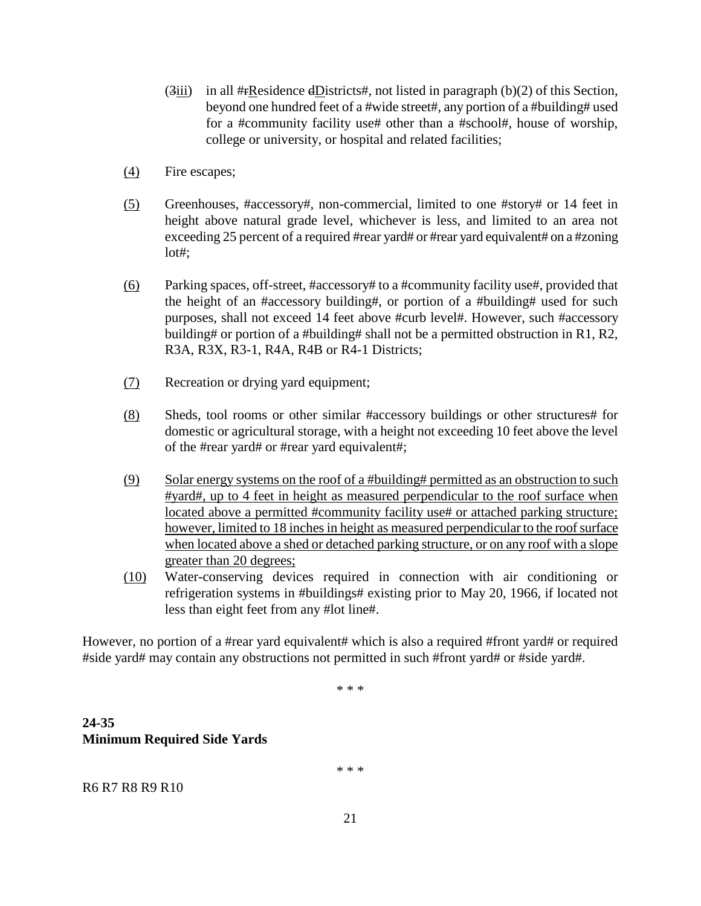(~~3~~iii) in all #~~r~~Residence ~~d~~Districts#, not listed in paragraph (b)(2) of this Section, beyond one hundred feet of a #wide street#, any portion of a #building# used for a #community facility use# other than a #school#, house of worship, college or university, or hospital and related facilities;

(4) Fire escapes;

(5) Greenhouses, #accessory#, non-commercial, limited to one #story# or 14 feet in height above natural grade level, whichever is less, and limited to an area not exceeding 25 percent of a required #rear yard# or #rear yard equivalent# on a #zoning lot#;

(6) Parking spaces, off-street, #accessory# to a #community facility use#, provided that the height of an #accessory building#, or portion of a #building# used for such purposes, shall not exceed 14 feet above #curb level#. However, such #accessory building# or portion of a #building# shall not be a permitted obstruction in R1, R2, R3A, R3X, R3-1, R4A, R4B or R4-1 Districts;

(7) Recreation or drying yard equipment;

(8) Sheds, tool rooms or other similar #accessory buildings or other structures# for domestic or agricultural storage, with a height not exceeding 10 feet above the level of the #rear yard# or #rear yard equivalent#;

(9) Solar energy systems on the roof of a #building# permitted as an obstruction to such #yard#, up to 4 feet in height as measured perpendicular to the roof surface when located above a permitted #community facility use# or attached parking structure; however, limited to 18 inches in height as measured perpendicular to the roof surface when located above a shed or detached parking structure, or on any roof with a slope greater than 20 degrees;

(10) Water-conserving devices required in connection with air conditioning or refrigeration systems in #buildings# existing prior to May 20, 1966, if located not less than eight feet from any #lot line#.

However, no portion of a #rear yard equivalent# which is also a required #front yard# or required #side yard# may contain any obstructions not permitted in such #front yard# or #side yard#.

\* \* \*

**24-35**
**Minimum Required Side Yards**

\* \* \*

R6 R7 R8 R9 R10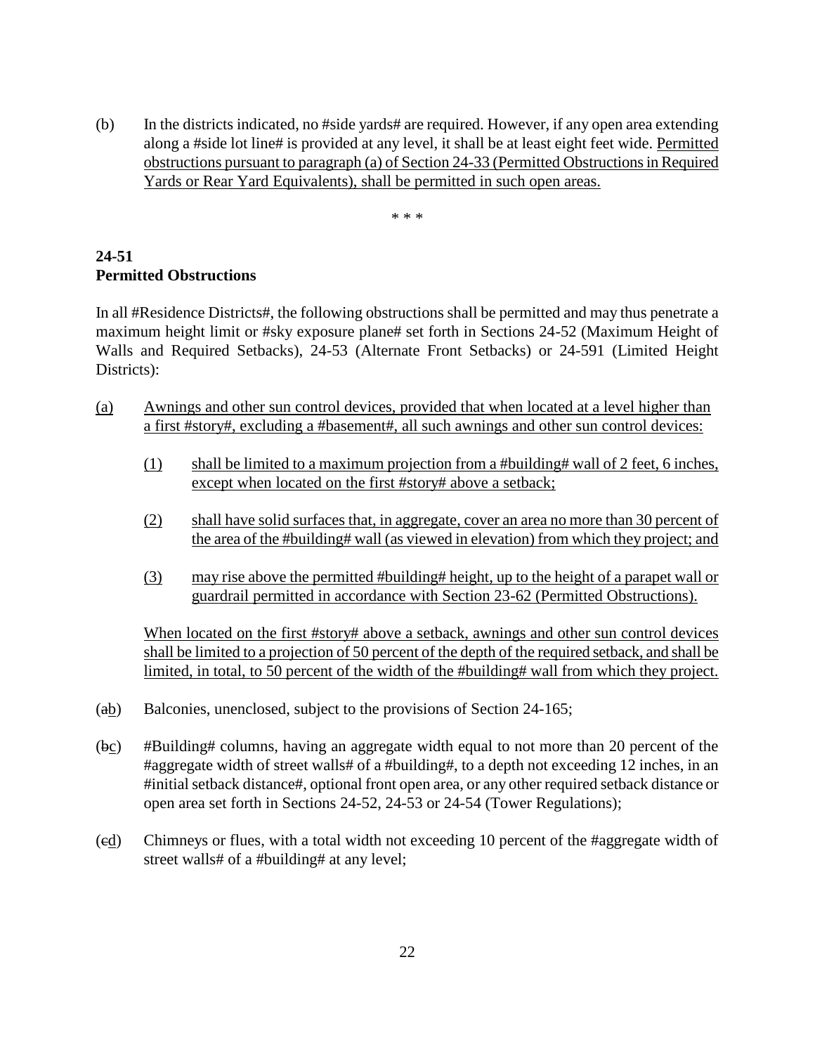(b) In the districts indicated, no #side yards# are required. However, if any open area extending along a #side lot line# is provided at any level, it shall be at least eight feet wide. Permitted obstructions pursuant to paragraph (a) of Section 24-33 (Permitted Obstructions in Required Yards or Rear Yard Equivalents), shall be permitted in such open areas.

\* \* \*

**24-51**
**Permitted Obstructions**

In all #Residence Districts#, the following obstructions shall be permitted and may thus penetrate a maximum height limit or #sky exposure plane# set forth in Sections 24-52 (Maximum Height of Walls and Required Setbacks), 24-53 (Alternate Front Setbacks) or 24-591 (Limited Height Districts):

(a) Awnings and other sun control devices, provided that when located at a level higher than a first #story#, excluding a #basement#, all such awnings and other sun control devices:

(1) shall be limited to a maximum projection from a #building# wall of 2 feet, 6 inches, except when located on the first #story# above a setback;

(2) shall have solid surfaces that, in aggregate, cover an area no more than 30 percent of the area of the #building# wall (as viewed in elevation) from which they project; and

(3) may rise above the permitted #building# height, up to the height of a parapet wall or guardrail permitted in accordance with Section 23-62 (Permitted Obstructions).

When located on the first #story# above a setback, awnings and other sun control devices shall be limited to a projection of 50 percent of the depth of the required setback, and shall be limited, in total, to 50 percent of the width of the #building# wall from which they project.

(~~a~~b) Balconies, unenclosed, subject to the provisions of Section 24-165;

(~~b~~c) #Building# columns, having an aggregate width equal to not more than 20 percent of the #aggregate width of street walls# of a #building#, to a depth not exceeding 12 inches, in an #initial setback distance#, optional front open area, or any other required setback distance or open area set forth in Sections 24-52, 24-53 or 24-54 (Tower Regulations);

(~~c~~d) Chimneys or flues, with a total width not exceeding 10 percent of the #aggregate width of street walls# of a #building# at any level;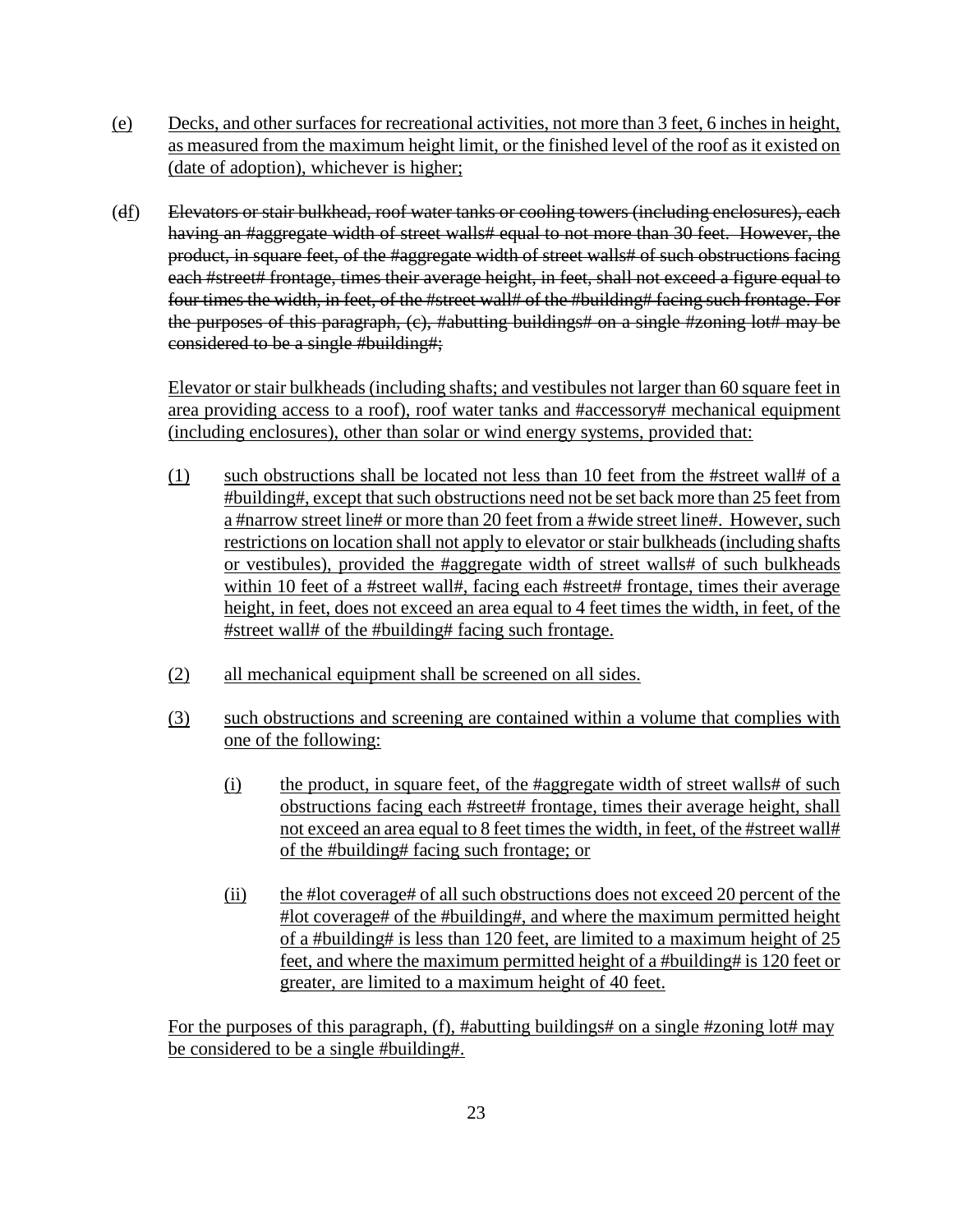(e) Decks, and other surfaces for recreational activities, not more than 3 feet, 6 inches in height, as measured from the maximum height limit, or the finished level of the roof as it existed on (date of adoption), whichever is higher;

(~~d~~f) ~~Elevators or stair bulkhead, roof water tanks or cooling towers (including enclosures), each having an #aggregate width of street walls# equal to not more than 30 feet. However, the product, in square feet, of the #aggregate width of street walls# of such obstructions facing each #street# frontage, times their average height, in feet, shall not exceed a figure equal to four times the width, in feet, of the #street wall# of the #building# facing such frontage. For the purposes of this paragraph, (c), #abutting buildings# on a single #zoning lot# may be considered to be a single #building#;~~

Elevator or stair bulkheads (including shafts; and vestibules not larger than 60 square feet in area providing access to a roof), roof water tanks and #accessory# mechanical equipment (including enclosures), other than solar or wind energy systems, provided that:

(1) such obstructions shall be located not less than 10 feet from the #street wall# of a #building#, except that such obstructions need not be set back more than 25 feet from a #narrow street line# or more than 20 feet from a #wide street line#. However, such restrictions on location shall not apply to elevator or stair bulkheads (including shafts or vestibules), provided the #aggregate width of street walls# of such bulkheads within 10 feet of a #street wall#, facing each #street# frontage, times their average height, in feet, does not exceed an area equal to 4 feet times the width, in feet, of the #street wall# of the #building# facing such frontage.

(2) all mechanical equipment shall be screened on all sides.

(3) such obstructions and screening are contained within a volume that complies with one of the following:

(i) the product, in square feet, of the #aggregate width of street walls# of such obstructions facing each #street# frontage, times their average height, shall not exceed an area equal to 8 feet times the width, in feet, of the #street wall# of the #building# facing such frontage; or

(ii) the #lot coverage# of all such obstructions does not exceed 20 percent of the #lot coverage# of the #building#, and where the maximum permitted height of a #building# is less than 120 feet, are limited to a maximum height of 25 feet, and where the maximum permitted height of a #building# is 120 feet or greater, are limited to a maximum height of 40 feet.

For the purposes of this paragraph, (f), #abutting buildings# on a single #zoning lot# may be considered to be a single #building#.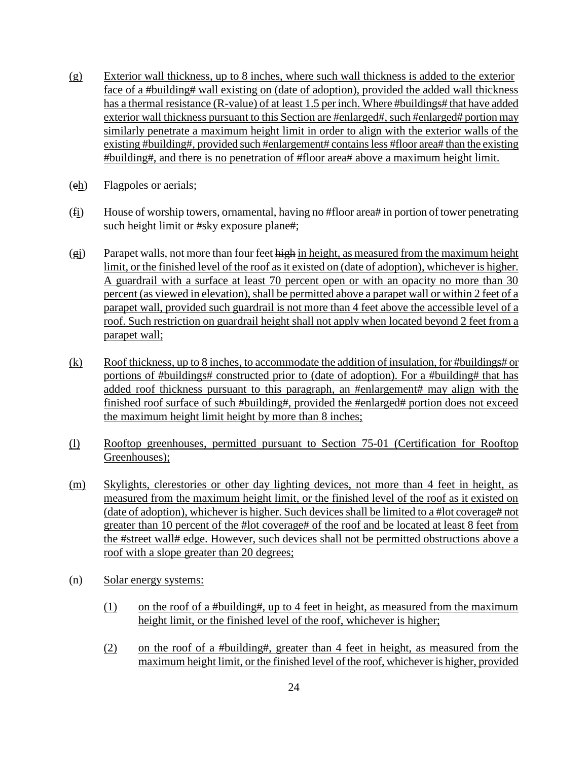(g) Exterior wall thickness, up to 8 inches, where such wall thickness is added to the exterior face of a #building# wall existing on (date of adoption), provided the added wall thickness has a thermal resistance (R-value) of at least 1.5 per inch. Where #buildings# that have added exterior wall thickness pursuant to this Section are #enlarged#, such #enlarged# portion may similarly penetrate a maximum height limit in order to align with the exterior walls of the existing #building#, provided such #enlargement# contains less #floor area# than the existing #building#, and there is no penetration of #floor area# above a maximum height limit.

(~~e~~h) Flagpoles or aerials;

(~~f~~i) House of worship towers, ornamental, having no #floor area# in portion of tower penetrating such height limit or #sky exposure plane#;

(~~g~~j) Parapet walls, not more than four feet ~~high~~ in height, as measured from the maximum height limit, or the finished level of the roof as it existed on (date of adoption), whichever is higher. A guardrail with a surface at least 70 percent open or with an opacity no more than 30 percent (as viewed in elevation), shall be permitted above a parapet wall or within 2 feet of a parapet wall, provided such guardrail is not more than 4 feet above the accessible level of a roof. Such restriction on guardrail height shall not apply when located beyond 2 feet from a parapet wall;

(k) Roof thickness, up to 8 inches, to accommodate the addition of insulation, for #buildings# or portions of #buildings# constructed prior to (date of adoption). For a #building# that has added roof thickness pursuant to this paragraph, an #enlargement# may align with the finished roof surface of such #building#, provided the #enlarged# portion does not exceed the maximum height limit height by more than 8 inches;

(l) Rooftop greenhouses, permitted pursuant to Section 75-01 (Certification for Rooftop Greenhouses);

(m) Skylights, clerestories or other day lighting devices, not more than 4 feet in height, as measured from the maximum height limit, or the finished level of the roof as it existed on (date of adoption), whichever is higher. Such devices shall be limited to a #lot coverage# not greater than 10 percent of the #lot coverage# of the roof and be located at least 8 feet from the #street wall# edge. However, such devices shall not be permitted obstructions above a roof with a slope greater than 20 degrees;

(n) Solar energy systems:

(1) on the roof of a #building#, up to 4 feet in height, as measured from the maximum height limit, or the finished level of the roof, whichever is higher;

(2) on the roof of a #building#, greater than 4 feet in height, as measured from the maximum height limit, or the finished level of the roof, whichever is higher, provided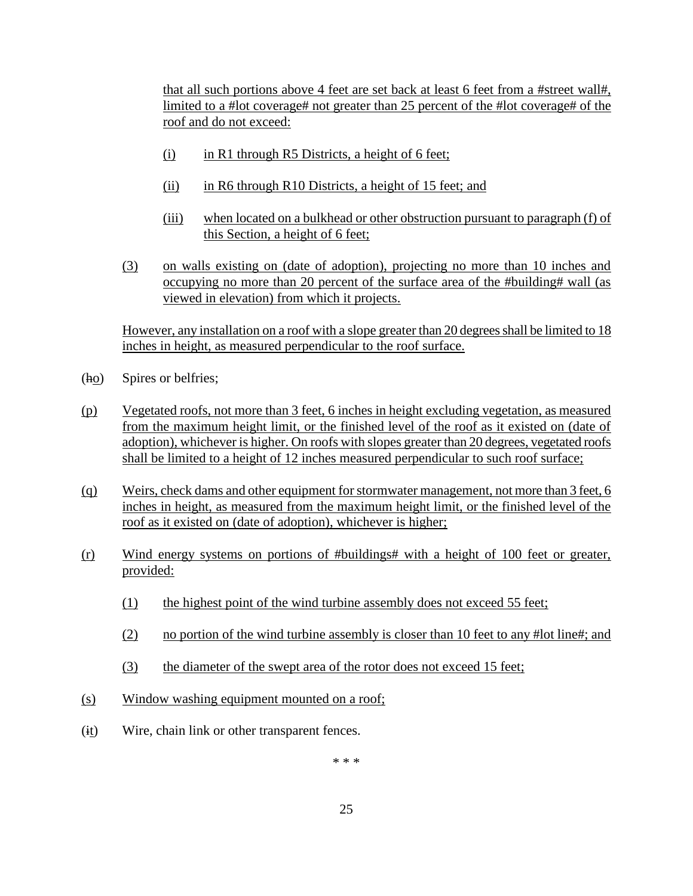that all such portions above 4 feet are set back at least 6 feet from a #street wall#, limited to a #lot coverage# not greater than 25 percent of the #lot coverage# of the roof and do not exceed:

- (i) in R1 through R5 Districts, a height of 6 feet;
- (ii) in R6 through R10 Districts, a height of 15 feet; and
- (iii) when located on a bulkhead or other obstruction pursuant to paragraph (f) of this Section, a height of 6 feet;

(3) on walls existing on (date of adoption), projecting no more than 10 inches and occupying no more than 20 percent of the surface area of the #building# wall (as viewed in elevation) from which it projects.

However, any installation on a roof with a slope greater than 20 degrees shall be limited to 18 inches in height, as measured perpendicular to the roof surface.

(~~h~~o) Spires or belfries;

(p) Vegetated roofs, not more than 3 feet, 6 inches in height excluding vegetation, as measured from the maximum height limit, or the finished level of the roof as it existed on (date of adoption), whichever is higher. On roofs with slopes greater than 20 degrees, vegetated roofs shall be limited to a height of 12 inches measured perpendicular to such roof surface;

(q) Weirs, check dams and other equipment for stormwater management, not more than 3 feet, 6 inches in height, as measured from the maximum height limit, or the finished level of the roof as it existed on (date of adoption), whichever is higher;

(r) Wind energy systems on portions of #buildings# with a height of 100 feet or greater, provided:

- (1) the highest point of the wind turbine assembly does not exceed 55 feet;
- (2) no portion of the wind turbine assembly is closer than 10 feet to any #lot line#; and
- (3) the diameter of the swept area of the rotor does not exceed 15 feet;

(s) Window washing equipment mounted on a roof;

(~~i~~t) Wire, chain link or other transparent fences.

\* \* \*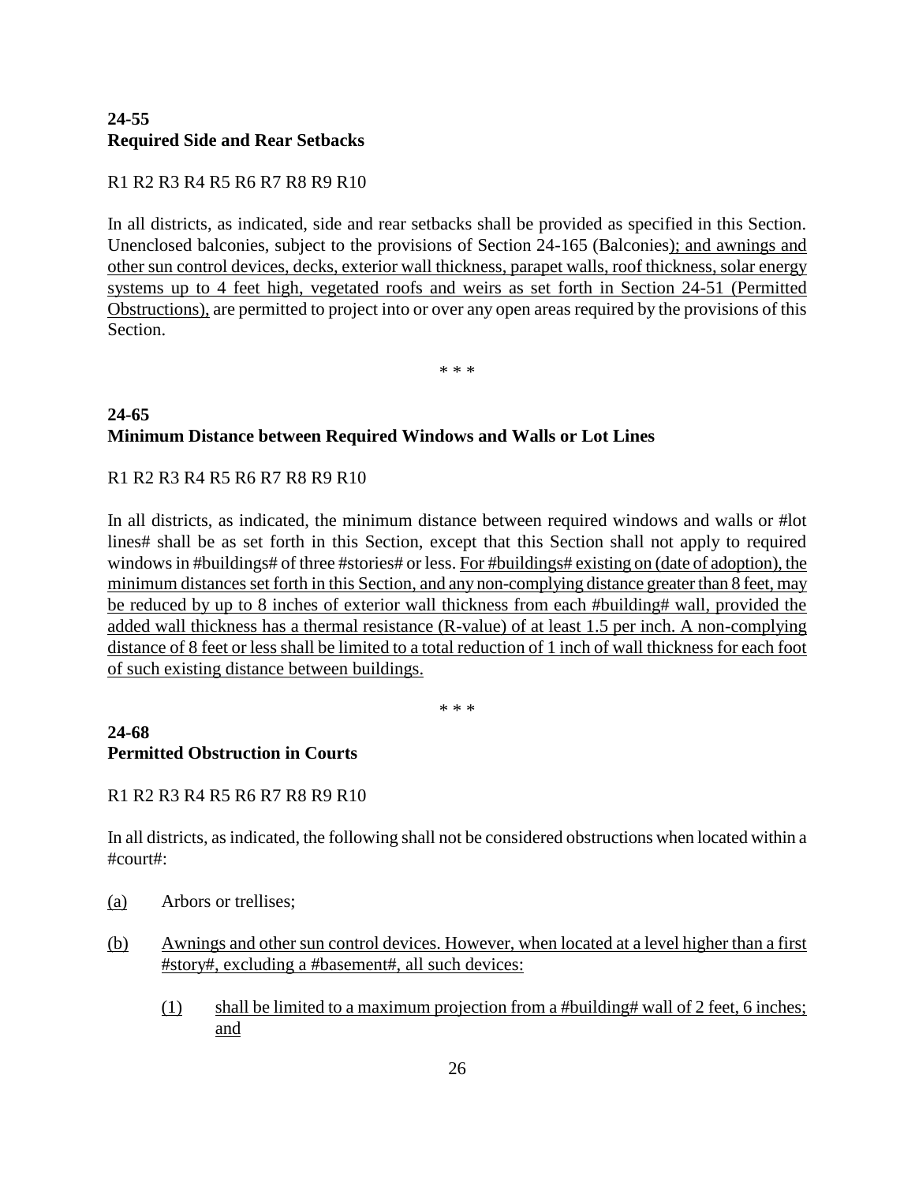**24-55**
**Required Side and Rear Setbacks**

R1 R2 R3 R4 R5 R6 R7 R8 R9 R10

In all districts, as indicated, side and rear setbacks shall be provided as specified in this Section. Unenclosed balconies, subject to the provisions of Section 24-165 (Balconies); and awnings and other sun control devices, decks, exterior wall thickness, parapet walls, roof thickness, solar energy systems up to 4 feet high, vegetated roofs and weirs as set forth in Section 24-51 (Permitted Obstructions), are permitted to project into or over any open areas required by the provisions of this Section.

\* \* \*

**24-65**
**Minimum Distance between Required Windows and Walls or Lot Lines**

R1 R2 R3 R4 R5 R6 R7 R8 R9 R10

In all districts, as indicated, the minimum distance between required windows and walls or #lot lines# shall be as set forth in this Section, except that this Section shall not apply to required windows in #buildings# of three #stories# or less. For #buildings# existing on (date of adoption), the minimum distances set forth in this Section, and any non-complying distance greater than 8 feet, may be reduced by up to 8 inches of exterior wall thickness from each #building# wall, provided the added wall thickness has a thermal resistance (R-value) of at least 1.5 per inch. A non-complying distance of 8 feet or less shall be limited to a total reduction of 1 inch of wall thickness for each foot of such existing distance between buildings.

\* \* \*

**24-68**
**Permitted Obstruction in Courts**

R1 R2 R3 R4 R5 R6 R7 R8 R9 R10

In all districts, as indicated, the following shall not be considered obstructions when located within a #court#:

(a) Arbors or trellises;

(b) Awnings and other sun control devices. However, when located at a level higher than a first #story#, excluding a #basement#, all such devices:

    (1) shall be limited to a maximum projection from a #building# wall of 2 feet, 6 inches; and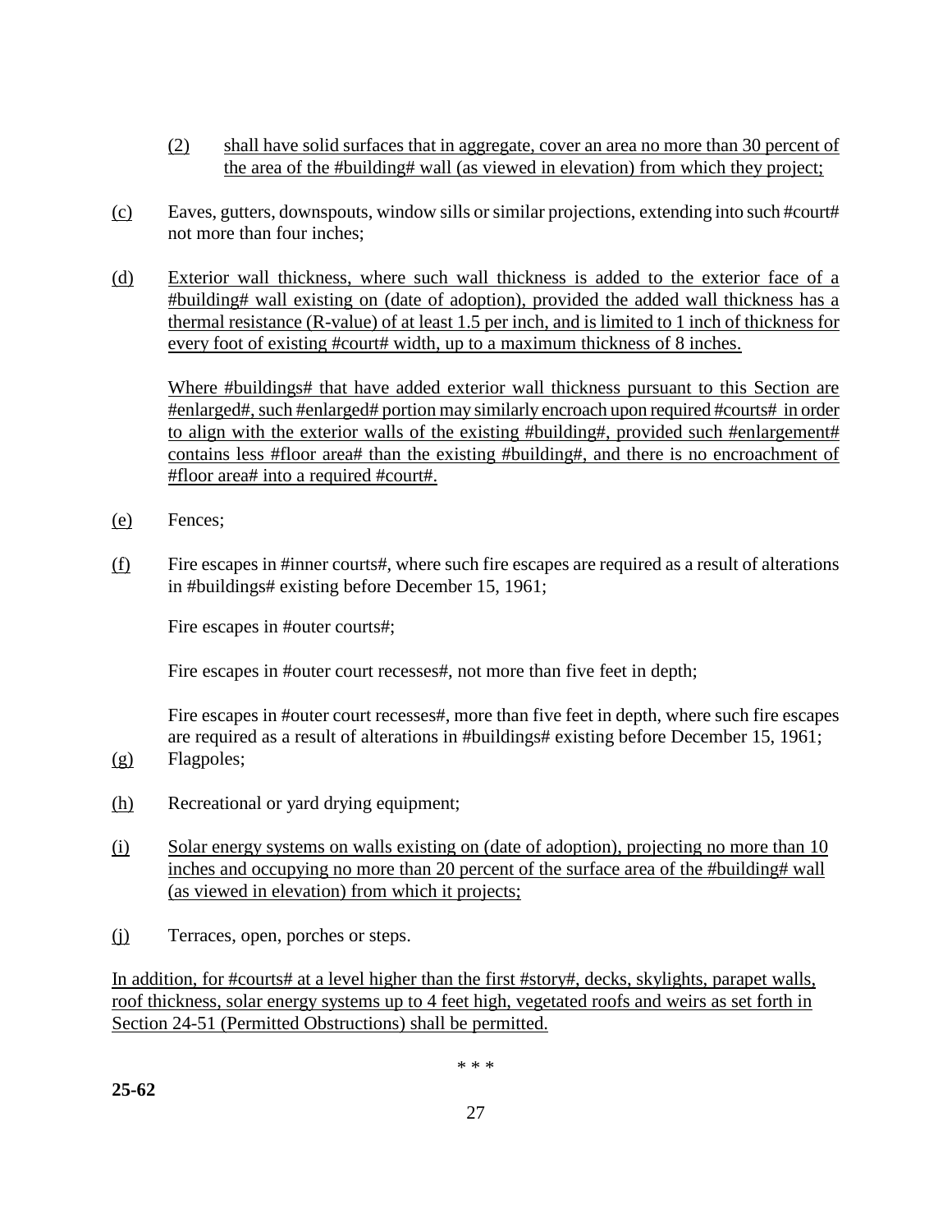(2) shall have solid surfaces that in aggregate, cover an area no more than 30 percent of the area of the #building# wall (as viewed in elevation) from which they project;

(c) Eaves, gutters, downspouts, window sills or similar projections, extending into such #court# not more than four inches;

(d) Exterior wall thickness, where such wall thickness is added to the exterior face of a #building# wall existing on (date of adoption), provided the added wall thickness has a thermal resistance (R-value) of at least 1.5 per inch, and is limited to 1 inch of thickness for every foot of existing #court# width, up to a maximum thickness of 8 inches.

Where #buildings# that have added exterior wall thickness pursuant to this Section are #enlarged#, such #enlarged# portion may similarly encroach upon required #courts# in order to align with the exterior walls of the existing #building#, provided such #enlargement# contains less #floor area# than the existing #building#, and there is no encroachment of #floor area# into a required #court#.

(e) Fences;

(f) Fire escapes in #inner courts#, where such fire escapes are required as a result of alterations in #buildings# existing before December 15, 1961;

Fire escapes in #outer courts#;

Fire escapes in #outer court recesses#, not more than five feet in depth;

Fire escapes in #outer court recesses#, more than five feet in depth, where such fire escapes are required as a result of alterations in #buildings# existing before December 15, 1961;

(g) Flagpoles;

(h) Recreational or yard drying equipment;

(i) Solar energy systems on walls existing on (date of adoption), projecting no more than 10 inches and occupying no more than 20 percent of the surface area of the #building# wall (as viewed in elevation) from which it projects;

(j) Terraces, open, porches or steps.

In addition, for #courts# at a level higher than the first #story#, decks, skylights, parapet walls, roof thickness, solar energy systems up to 4 feet high, vegetated roofs and weirs as set forth in Section 24-51 (Permitted Obstructions) shall be permitted.

* * *

**25-62**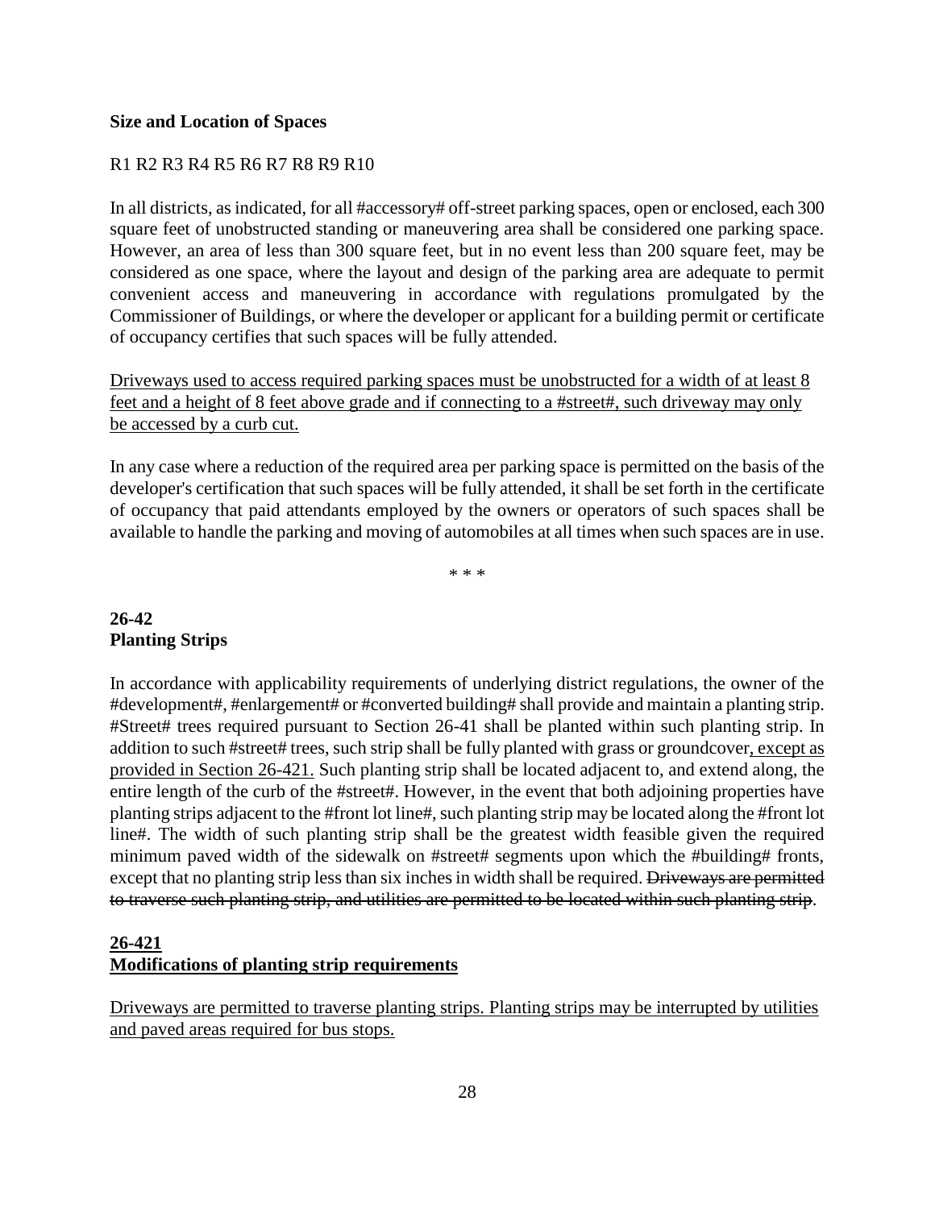**Size and Location of Spaces**

R1 R2 R3 R4 R5 R6 R7 R8 R9 R10

In all districts, as indicated, for all #accessory# off-street parking spaces, open or enclosed, each 300 square feet of unobstructed standing or maneuvering area shall be considered one parking space. However, an area of less than 300 square feet, but in no event less than 200 square feet, may be considered as one space, where the layout and design of the parking area are adequate to permit convenient access and maneuvering in accordance with regulations promulgated by the Commissioner of Buildings, or where the developer or applicant for a building permit or certificate of occupancy certifies that such spaces will be fully attended.

<u>Driveways used to access required parking spaces must be unobstructed for a width of at least 8 feet and a height of 8 feet above grade and if connecting to a #street#, such driveway may only be accessed by a curb cut.</u>

In any case where a reduction of the required area per parking space is permitted on the basis of the developer's certification that such spaces will be fully attended, it shall be set forth in the certificate of occupancy that paid attendants employed by the owners or operators of such spaces shall be available to handle the parking and moving of automobiles at all times when such spaces are in use.

\* \* \*

**26-42**
**Planting Strips**

In accordance with applicability requirements of underlying district regulations, the owner of the #development#, #enlargement# or #converted building# shall provide and maintain a planting strip. #Street# trees required pursuant to Section 26-41 shall be planted within such planting strip. In addition to such #street# trees, such strip shall be fully planted with grass or groundcover<u>, except as provided in Section 26-421.</u> Such planting strip shall be located adjacent to, and extend along, the entire length of the curb of the #street#. However, in the event that both adjoining properties have planting strips adjacent to the #front lot line#, such planting strip may be located along the #front lot line#. The width of such planting strip shall be the greatest width feasible given the required minimum paved width of the sidewalk on #street# segments upon which the #building# fronts, except that no planting strip less than six inches in width shall be required. ~~Driveways are permitted to traverse such planting strip, and utilities are permitted to be located within such planting strip~~.

**<u>26-421</u>**
**<u>Modifications of planting strip requirements</u>**

<u>Driveways are permitted to traverse planting strips. Planting strips may be interrupted by utilities and paved areas required for bus stops.</u>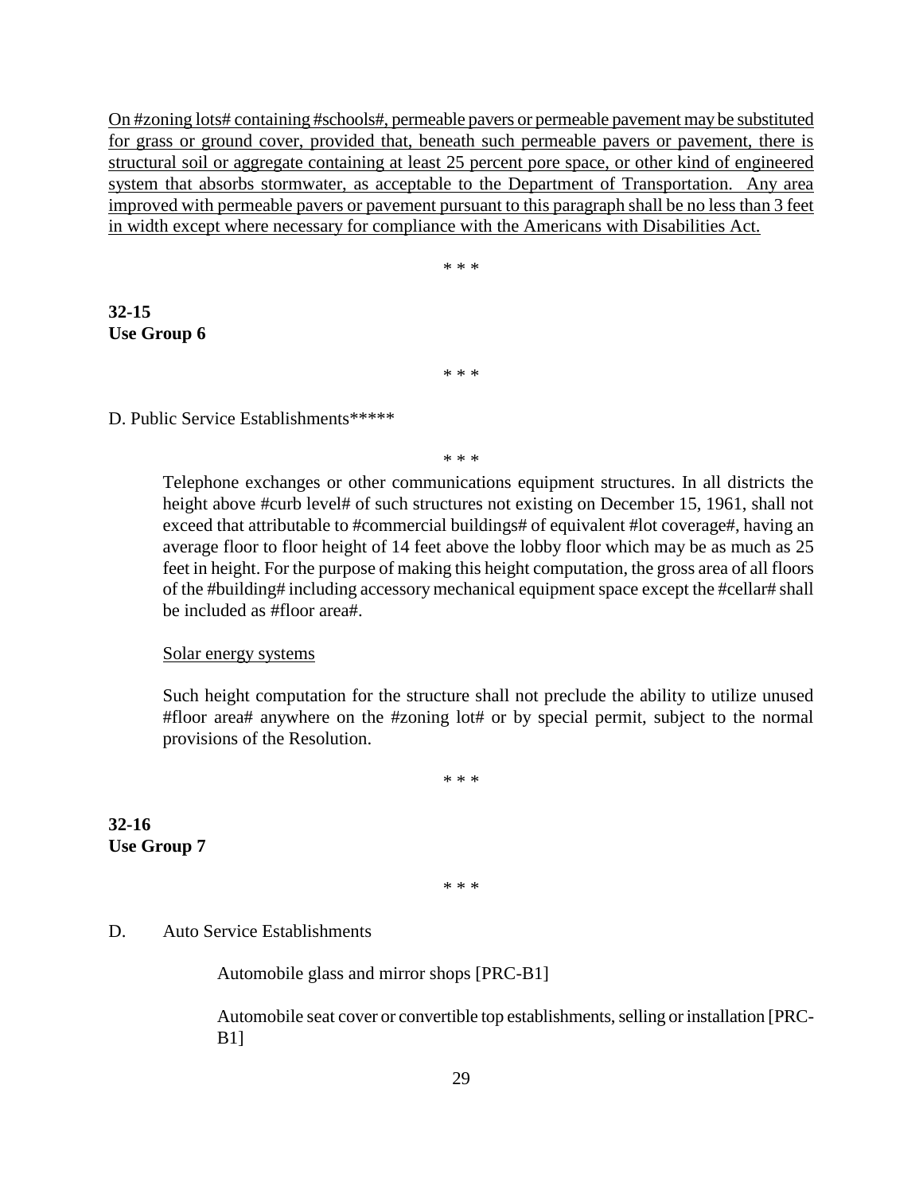<u>On #zoning lots# containing #schools#, permeable pavers or permeable pavement may be substituted for grass or ground cover, provided that, beneath such permeable pavers or pavement, there is structural soil or aggregate containing at least 25 percent pore space, or other kind of engineered system that absorbs stormwater, as acceptable to the Department of Transportation. Any area improved with permeable pavers or pavement pursuant to this paragraph shall be no less than 3 feet in width except where necessary for compliance with the Americans with Disabilities Act.</u>

\* \* \*

**32-15**
**Use Group 6**

\* \* \*

D. Public Service Establishments*****

\* \* \*

> Telephone exchanges or other communications equipment structures. In all districts the height above #curb level# of such structures not existing on December 15, 1961, shall not exceed that attributable to #commercial buildings# of equivalent #lot coverage#, having an average floor to floor height of 14 feet above the lobby floor which may be as much as 25 feet in height. For the purpose of making this height computation, the gross area of all floors of the #building# including accessory mechanical equipment space except the #cellar# shall be included as #floor area#.
>
> <u>Solar energy systems</u>
>
> Such height computation for the structure shall not preclude the ability to utilize unused #floor area# anywhere on the #zoning lot# or by special permit, subject to the normal provisions of the Resolution.

\* \* \*

**32-16**
**Use Group 7**

\* \* \*

D. Auto Service Establishments

> Automobile glass and mirror shops [PRC-B1]
>
> Automobile seat cover or convertible top establishments, selling or installation [PRC-B1]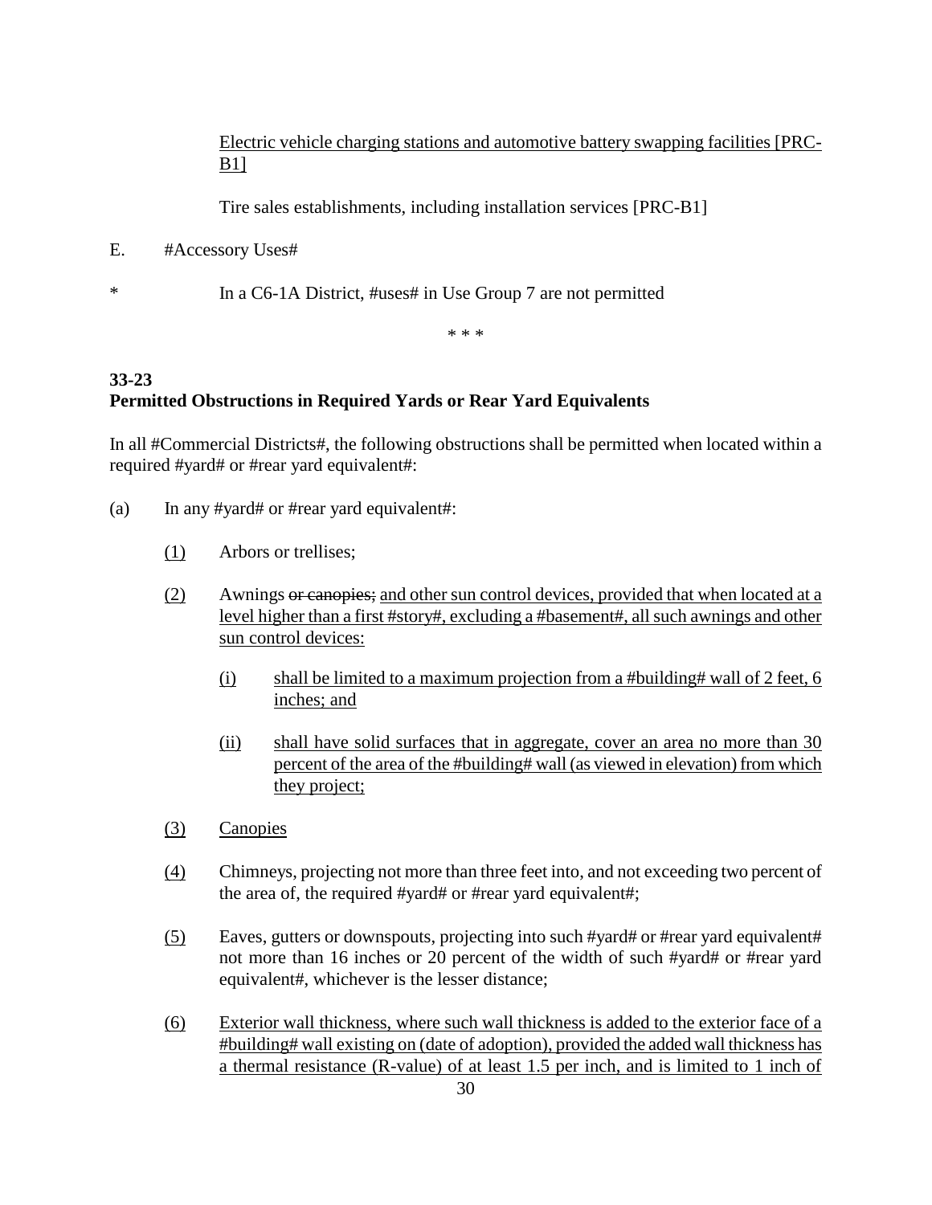Electric vehicle charging stations and automotive battery swapping facilities [PRC-B1]

Tire sales establishments, including installation services [PRC-B1]

E. #Accessory Uses#

* In a C6-1A District, #uses# in Use Group 7 are not permitted

\* \* \*

**33-23**
**Permitted Obstructions in Required Yards or Rear Yard Equivalents**

In all #Commercial Districts#, the following obstructions shall be permitted when located within a required #yard# or #rear yard equivalent#:

(a) In any #yard# or #rear yard equivalent#:

(1) Arbors or trellises;

(2) Awnings ~~or canopies;~~ and other sun control devices, provided that when located at a level higher than a first #story#, excluding a #basement#, all such awnings and other sun control devices:

(i) shall be limited to a maximum projection from a #building# wall of 2 feet, 6 inches; and

(ii) shall have solid surfaces that in aggregate, cover an area no more than 30 percent of the area of the #building# wall (as viewed in elevation) from which they project;

(3) Canopies

(4) Chimneys, projecting not more than three feet into, and not exceeding two percent of the area of, the required #yard# or #rear yard equivalent#;

(5) Eaves, gutters or downspouts, projecting into such #yard# or #rear yard equivalent# not more than 16 inches or 20 percent of the width of such #yard# or #rear yard equivalent#, whichever is the lesser distance;

(6) Exterior wall thickness, where such wall thickness is added to the exterior face of a #building# wall existing on (date of adoption), provided the added wall thickness has a thermal resistance (R-value) of at least 1.5 per inch, and is limited to 1 inch of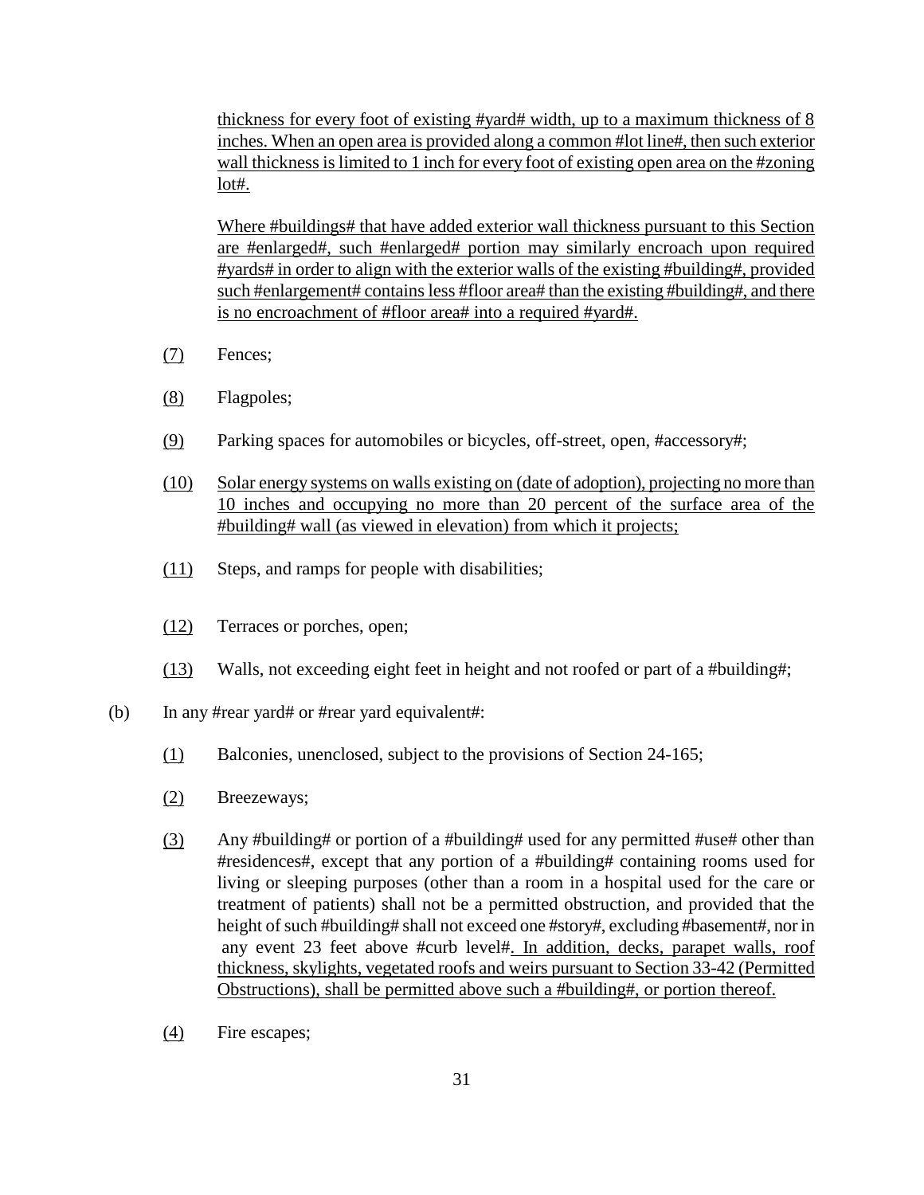thickness for every foot of existing #yard# width, up to a maximum thickness of 8 inches. When an open area is provided along a common #lot line#, then such exterior wall thickness is limited to 1 inch for every foot of existing open area on the #zoning lot#.

Where #buildings# that have added exterior wall thickness pursuant to this Section are #enlarged#, such #enlarged# portion may similarly encroach upon required #yards# in order to align with the exterior walls of the existing #building#, provided such #enlargement# contains less #floor area# than the existing #building#, and there is no encroachment of #floor area# into a required #yard#.

(7) Fences;

(8) Flagpoles;

(9) Parking spaces for automobiles or bicycles, off-street, open, #accessory#;

(10) Solar energy systems on walls existing on (date of adoption), projecting no more than 10 inches and occupying no more than 20 percent of the surface area of the #building# wall (as viewed in elevation) from which it projects;

(11) Steps, and ramps for people with disabilities;

(12) Terraces or porches, open;

(13) Walls, not exceeding eight feet in height and not roofed or part of a #building#;

(b) In any #rear yard# or #rear yard equivalent#:

(1) Balconies, unenclosed, subject to the provisions of Section 24-165;

(2) Breezeways;

(3) Any #building# or portion of a #building# used for any permitted #use# other than #residences#, except that any portion of a #building# containing rooms used for living or sleeping purposes (other than a room in a hospital used for the care or treatment of patients) shall not be a permitted obstruction, and provided that the height of such #building# shall not exceed one #story#, excluding #basement#, nor in any event 23 feet above #curb level#. In addition, decks, parapet walls, roof thickness, skylights, vegetated roofs and weirs pursuant to Section 33-42 (Permitted Obstructions), shall be permitted above such a #building#, or portion thereof.

(4) Fire escapes;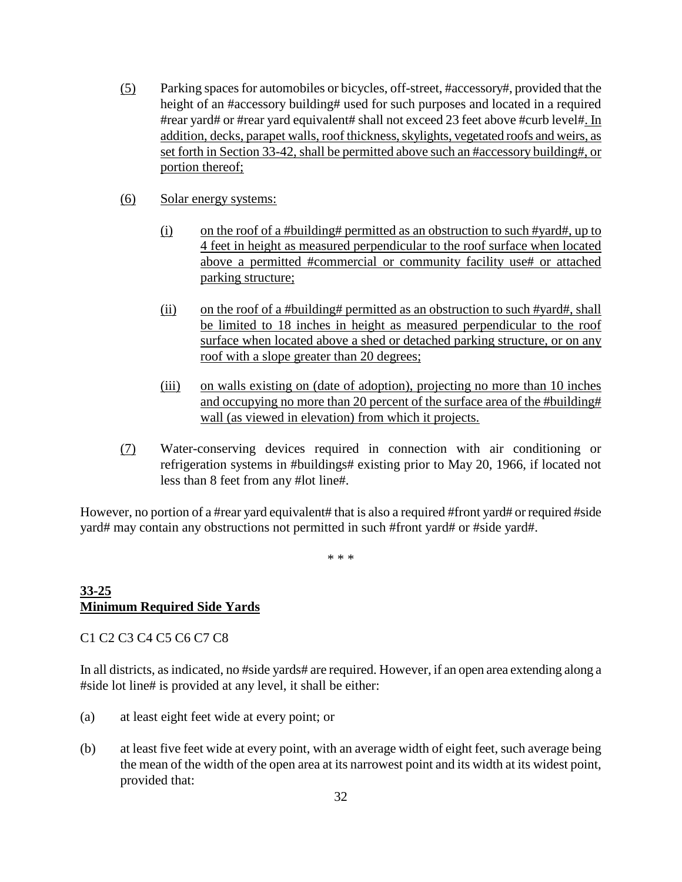(5) Parking spaces for automobiles or bicycles, off-street, #accessory#, provided that the height of an #accessory building# used for such purposes and located in a required #rear yard# or #rear yard equivalent# shall not exceed 23 feet above #curb level#. In addition, decks, parapet walls, roof thickness, skylights, vegetated roofs and weirs, as set forth in Section 33-42, shall be permitted above such an #accessory building#, or portion thereof;

(6) Solar energy systems:

   (i) on the roof of a #building# permitted as an obstruction to such #yard#, up to 4 feet in height as measured perpendicular to the roof surface when located above a permitted #commercial or community facility use# or attached parking structure;

   (ii) on the roof of a #building# permitted as an obstruction to such #yard#, shall be limited to 18 inches in height as measured perpendicular to the roof surface when located above a shed or detached parking structure, or on any roof with a slope greater than 20 degrees;

   (iii) on walls existing on (date of adoption), projecting no more than 10 inches and occupying no more than 20 percent of the surface area of the #building# wall (as viewed in elevation) from which it projects.

(7) Water-conserving devices required in connection with air conditioning or refrigeration systems in #buildings# existing prior to May 20, 1966, if located not less than 8 feet from any #lot line#.

However, no portion of a #rear yard equivalent# that is also a required #front yard# or required #side yard# may contain any obstructions not permitted in such #front yard# or #side yard#.

\* \* \*

**33-25**
**Minimum Required Side Yards**

C1 C2 C3 C4 C5 C6 C7 C8

In all districts, as indicated, no #side yards# are required. However, if an open area extending along a #side lot line# is provided at any level, it shall be either:

(a) at least eight feet wide at every point; or

(b) at least five feet wide at every point, with an average width of eight feet, such average being the mean of the width of the open area at its narrowest point and its width at its widest point, provided that: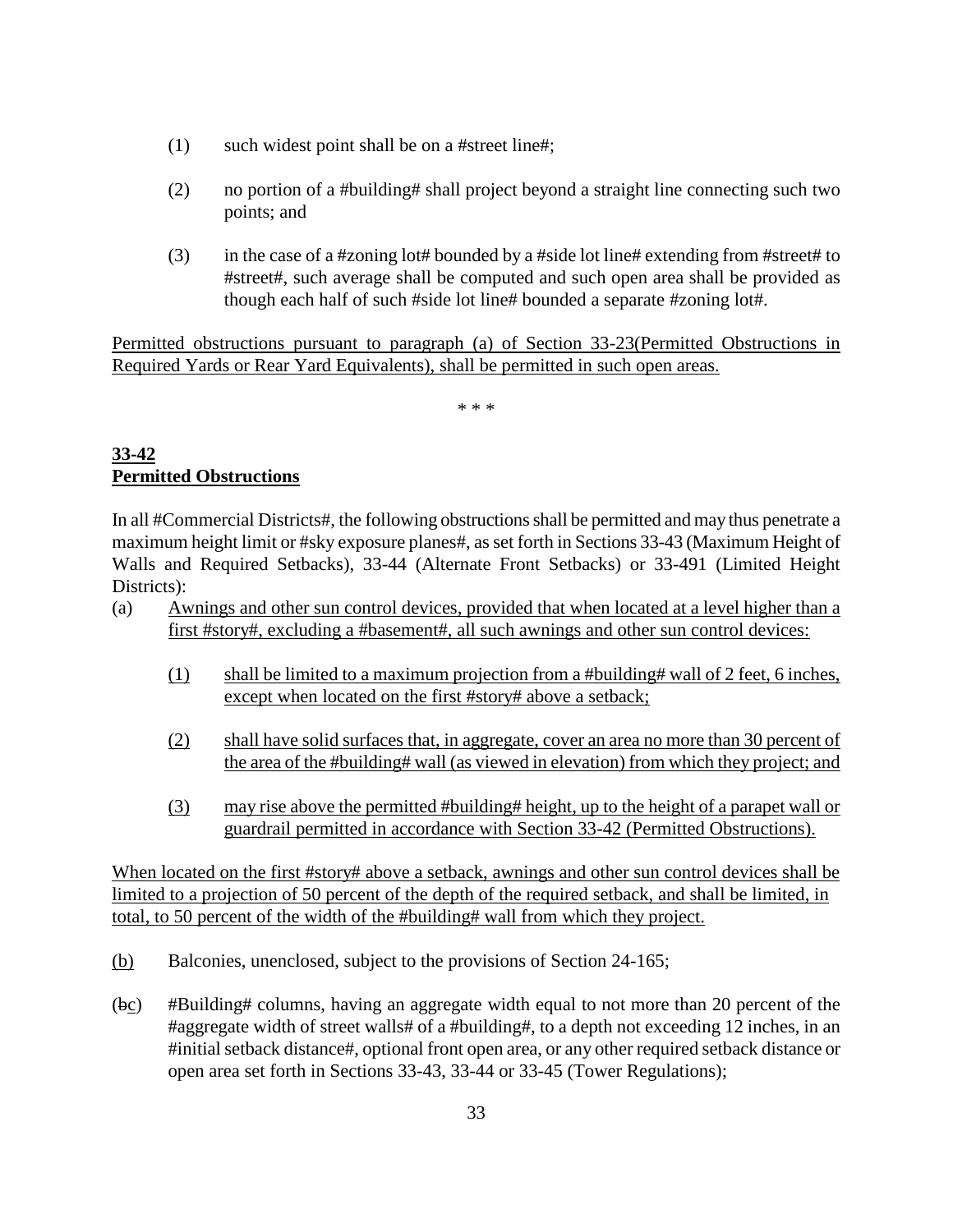(1) such widest point shall be on a #street line#;

(2) no portion of a #building# shall project beyond a straight line connecting such two points; and

(3) in the case of a #zoning lot# bounded by a #side lot line# extending from #street# to #street#, such average shall be computed and such open area shall be provided as though each half of such #side lot line# bounded a separate #zoning lot#.

Permitted obstructions pursuant to paragraph (a) of Section 33-23(Permitted Obstructions in Required Yards or Rear Yard Equivalents), shall be permitted in such open areas.

\* \* \*

**33-42**
**Permitted Obstructions**

In all #Commercial Districts#, the following obstructions shall be permitted and may thus penetrate a maximum height limit or #sky exposure planes#, as set forth in Sections 33-43 (Maximum Height of Walls and Required Setbacks), 33-44 (Alternate Front Setbacks) or 33-491 (Limited Height Districts):

(a) Awnings and other sun control devices, provided that when located at a level higher than a first #story#, excluding a #basement#, all such awnings and other sun control devices:

(1) shall be limited to a maximum projection from a #building# wall of 2 feet, 6 inches, except when located on the first #story# above a setback;

(2) shall have solid surfaces that, in aggregate, cover an area no more than 30 percent of the area of the #building# wall (as viewed in elevation) from which they project; and

(3) may rise above the permitted #building# height, up to the height of a parapet wall or guardrail permitted in accordance with Section 33-42 (Permitted Obstructions).

When located on the first #story# above a setback, awnings and other sun control devices shall be limited to a projection of 50 percent of the depth of the required setback, and shall be limited, in total, to 50 percent of the width of the #building# wall from which they project.

(b) Balconies, unenclosed, subject to the provisions of Section 24-165;

(~~b~~c) #Building# columns, having an aggregate width equal to not more than 20 percent of the #aggregate width of street walls# of a #building#, to a depth not exceeding 12 inches, in an #initial setback distance#, optional front open area, or any other required setback distance or open area set forth in Sections 33-43, 33-44 or 33-45 (Tower Regulations);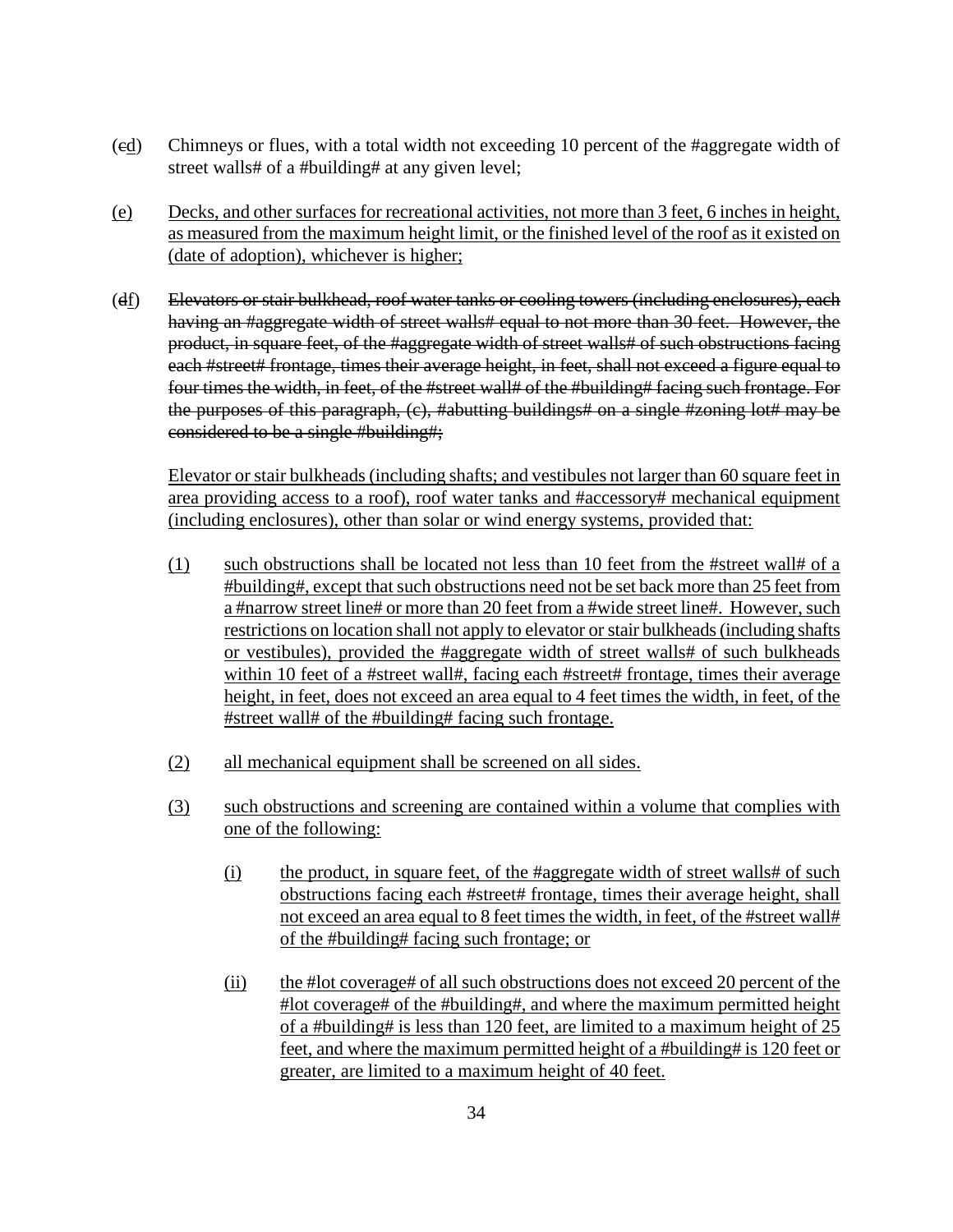(~~c~~<u>d</u>) Chimneys or flues, with a total width not exceeding 10 percent of the #aggregate width of street walls# of a #building# at any given level;

<u>(e) Decks, and other surfaces for recreational activities, not more than 3 feet, 6 inches in height, as measured from the maximum height limit, or the finished level of the roof as it existed on (date of adoption), whichever is higher;</u>

(~~d~~<u>f</u>) ~~Elevators or stair bulkhead, roof water tanks or cooling towers (including enclosures), each having an #aggregate width of street walls# equal to not more than 30 feet. However, the product, in square feet, of the #aggregate width of street walls# of such obstructions facing each #street# frontage, times their average height, in feet, shall not exceed a figure equal to four times the width, in feet, of the #street wall# of the #building# facing such frontage. For the purposes of this paragraph, (c), #abutting buildings# on a single #zoning lot# may be considered to be a single #building#;~~

<u>Elevator or stair bulkheads (including shafts; and vestibules not larger than 60 square feet in area providing access to a roof), roof water tanks and #accessory# mechanical equipment (including enclosures), other than solar or wind energy systems, provided that:</u>

<u>(1) such obstructions shall be located not less than 10 feet from the #street wall# of a #building#, except that such obstructions need not be set back more than 25 feet from a #narrow street line# or more than 20 feet from a #wide street line#. However, such restrictions on location shall not apply to elevator or stair bulkheads (including shafts or vestibules), provided the #aggregate width of street walls# of such bulkheads within 10 feet of a #street wall#, facing each #street# frontage, times their average height, in feet, does not exceed an area equal to 4 feet times the width, in feet, of the #street wall# of the #building# facing such frontage.</u>

<u>(2) all mechanical equipment shall be screened on all sides.</u>

<u>(3) such obstructions and screening are contained within a volume that complies with one of the following:</u>

<u>(i) the product, in square feet, of the #aggregate width of street walls# of such obstructions facing each #street# frontage, times their average height, shall not exceed an area equal to 8 feet times the width, in feet, of the #street wall# of the #building# facing such frontage; or</u>

<u>(ii) the #lot coverage# of all such obstructions does not exceed 20 percent of the #lot coverage# of the #building#, and where the maximum permitted height of a #building# is less than 120 feet, are limited to a maximum height of 25 feet, and where the maximum permitted height of a #building# is 120 feet or greater, are limited to a maximum height of 40 feet.</u>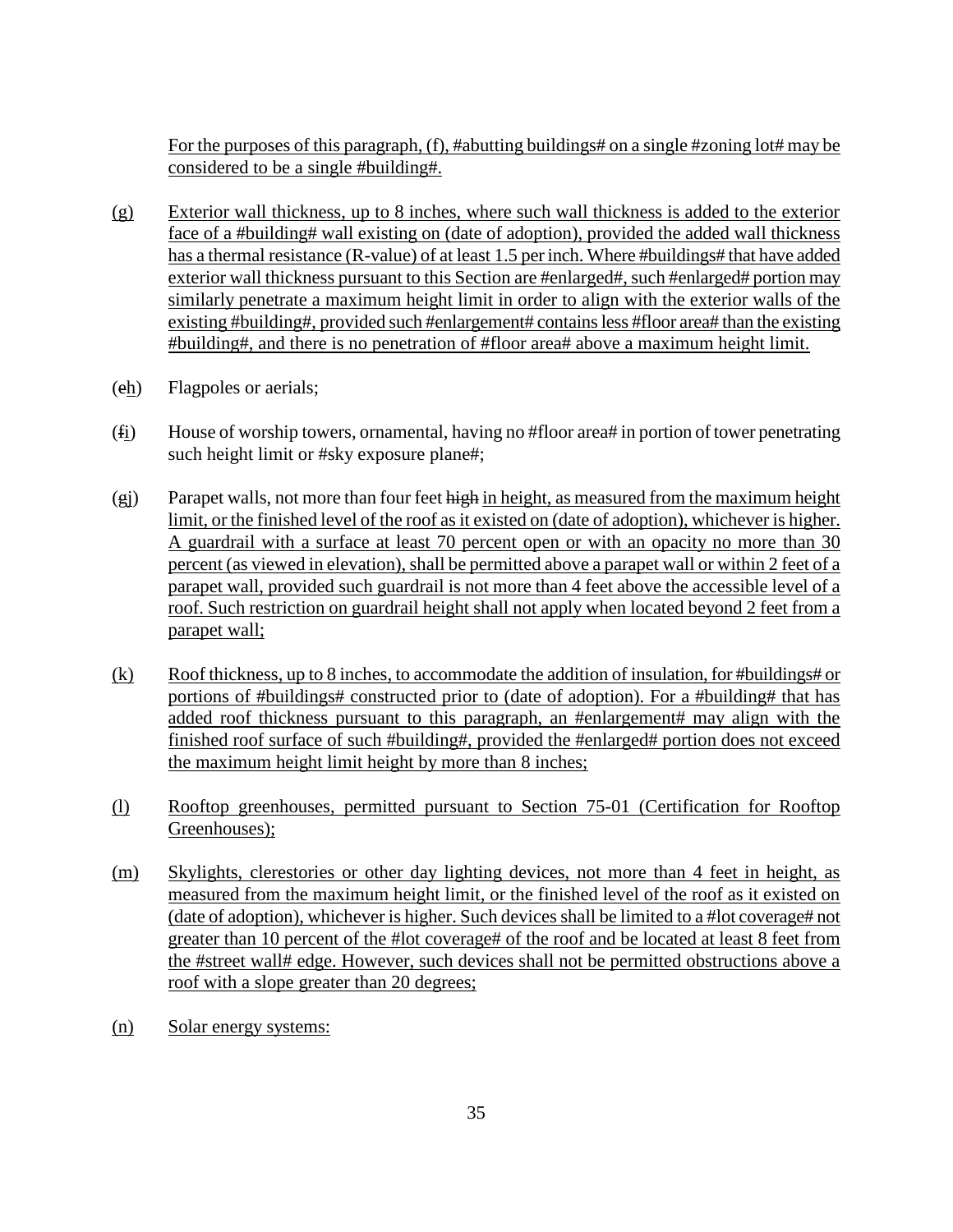For the purposes of this paragraph, (f), #abutting buildings# on a single #zoning lot# may be considered to be a single #building#.

(g) Exterior wall thickness, up to 8 inches, where such wall thickness is added to the exterior face of a #building# wall existing on (date of adoption), provided the added wall thickness has a thermal resistance (R-value) of at least 1.5 per inch. Where #buildings# that have added exterior wall thickness pursuant to this Section are #enlarged#, such #enlarged# portion may similarly penetrate a maximum height limit in order to align with the exterior walls of the existing #building#, provided such #enlargement# contains less #floor area# than the existing #building#, and there is no penetration of #floor area# above a maximum height limit.

(~~e~~h) Flagpoles or aerials;

(~~f~~i) House of worship towers, ornamental, having no #floor area# in portion of tower penetrating such height limit or #sky exposure plane#;

(~~g~~j) Parapet walls, not more than four feet ~~high~~ in height, as measured from the maximum height limit, or the finished level of the roof as it existed on (date of adoption), whichever is higher. A guardrail with a surface at least 70 percent open or with an opacity no more than 30 percent (as viewed in elevation), shall be permitted above a parapet wall or within 2 feet of a parapet wall, provided such guardrail is not more than 4 feet above the accessible level of a roof. Such restriction on guardrail height shall not apply when located beyond 2 feet from a parapet wall;

(k) Roof thickness, up to 8 inches, to accommodate the addition of insulation, for #buildings# or portions of #buildings# constructed prior to (date of adoption). For a #building# that has added roof thickness pursuant to this paragraph, an #enlargement# may align with the finished roof surface of such #building#, provided the #enlarged# portion does not exceed the maximum height limit height by more than 8 inches;

(l) Rooftop greenhouses, permitted pursuant to Section 75-01 (Certification for Rooftop Greenhouses);

(m) Skylights, clerestories or other day lighting devices, not more than 4 feet in height, as measured from the maximum height limit, or the finished level of the roof as it existed on (date of adoption), whichever is higher. Such devices shall be limited to a #lot coverage# not greater than 10 percent of the #lot coverage# of the roof and be located at least 8 feet from the #street wall# edge. However, such devices shall not be permitted obstructions above a roof with a slope greater than 20 degrees;

(n) Solar energy systems: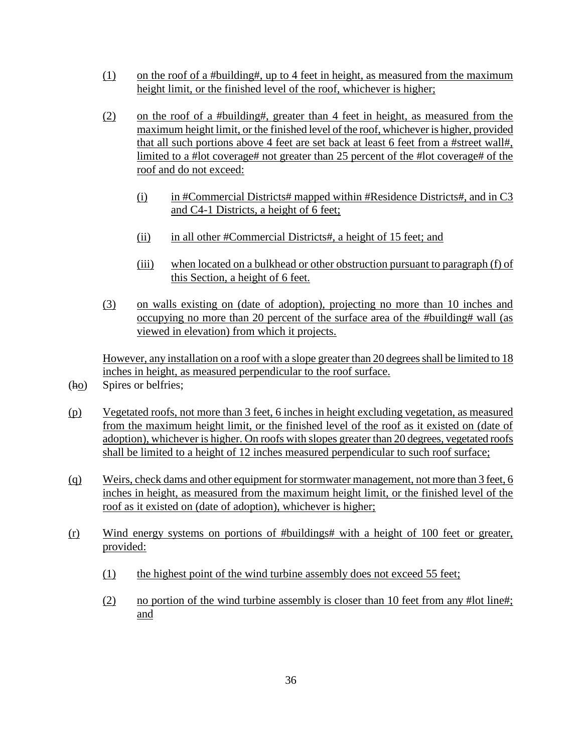(1) on the roof of a #building#, up to 4 feet in height, as measured from the maximum height limit, or the finished level of the roof, whichever is higher;

(2) on the roof of a #building#, greater than 4 feet in height, as measured from the maximum height limit, or the finished level of the roof, whichever is higher, provided that all such portions above 4 feet are set back at least 6 feet from a #street wall#, limited to a #lot coverage# not greater than 25 percent of the #lot coverage# of the roof and do not exceed:

(i) in #Commercial Districts# mapped within #Residence Districts#, and in C3 and C4-1 Districts, a height of 6 feet;

(ii) in all other #Commercial Districts#, a height of 15 feet; and

(iii) when located on a bulkhead or other obstruction pursuant to paragraph (f) of this Section, a height of 6 feet.

(3) on walls existing on (date of adoption), projecting no more than 10 inches and occupying no more than 20 percent of the surface area of the #building# wall (as viewed in elevation) from which it projects.

However, any installation on a roof with a slope greater than 20 degrees shall be limited to 18 inches in height, as measured perpendicular to the roof surface.

(~~h~~o) Spires or belfries;

(p) Vegetated roofs, not more than 3 feet, 6 inches in height excluding vegetation, as measured from the maximum height limit, or the finished level of the roof as it existed on (date of adoption), whichever is higher. On roofs with slopes greater than 20 degrees, vegetated roofs shall be limited to a height of 12 inches measured perpendicular to such roof surface;

(q) Weirs, check dams and other equipment for stormwater management, not more than 3 feet, 6 inches in height, as measured from the maximum height limit, or the finished level of the roof as it existed on (date of adoption), whichever is higher;

(r) Wind energy systems on portions of #buildings# with a height of 100 feet or greater, provided:

(1) the highest point of the wind turbine assembly does not exceed 55 feet;

(2) no portion of the wind turbine assembly is closer than 10 feet from any #lot line#; and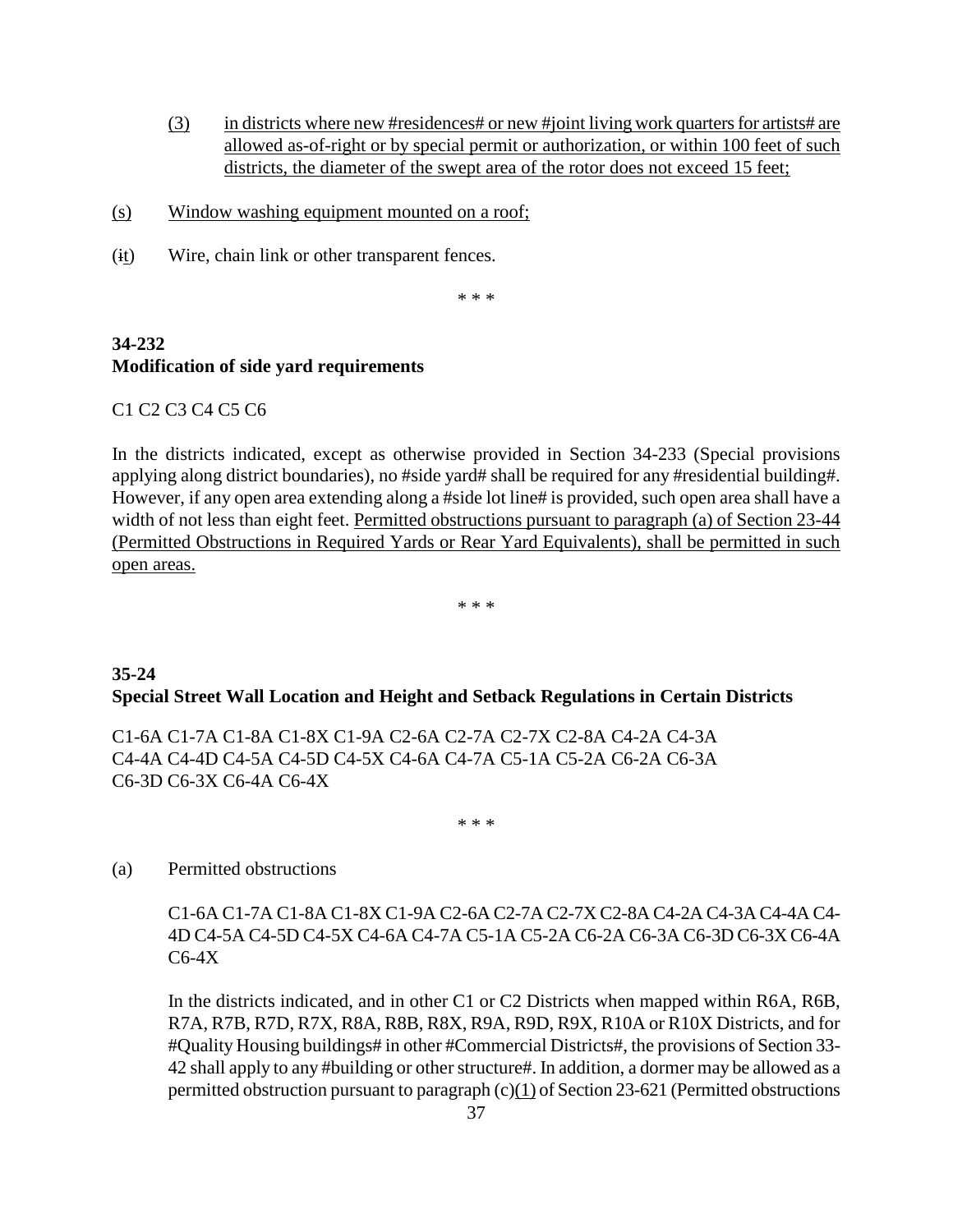(3) in districts where new #residences# or new #joint living work quarters for artists# are allowed as-of-right or by special permit or authorization, or within 100 feet of such districts, the diameter of the swept area of the rotor does not exceed 15 feet;

(s) Window washing equipment mounted on a roof;

(it) Wire, chain link or other transparent fences.

\* \* \*

**34-232**
**Modification of side yard requirements**

C1 C2 C3 C4 C5 C6

In the districts indicated, except as otherwise provided in Section 34-233 (Special provisions applying along district boundaries), no #side yard# shall be required for any #residential building#. However, if any open area extending along a #side lot line# is provided, such open area shall have a width of not less than eight feet. Permitted obstructions pursuant to paragraph (a) of Section 23-44 (Permitted Obstructions in Required Yards or Rear Yard Equivalents), shall be permitted in such open areas.

\* \* \*

**35-24**
**Special Street Wall Location and Height and Setback Regulations in Certain Districts**

C1-6A C1-7A C1-8A C1-8X C1-9A C2-6A C2-7A C2-7X C2-8A C4-2A C4-3A C4-4A C4-4D C4-5A C4-5D C4-5X C4-6A C4-7A C5-1A C5-2A C6-2A C6-3A C6-3D C6-3X C6-4A C6-4X

\* \* \*

(a) Permitted obstructions

C1-6A C1-7A C1-8A C1-8X C1-9A C2-6A C2-7A C2-7X C2-8A C4-2A C4-3A C4-4A C4-4D C4-5A C4-5D C4-5X C4-6A C4-7A C5-1A C5-2A C6-2A C6-3A C6-3D C6-3X C6-4A C6-4X

In the districts indicated, and in other C1 or C2 Districts when mapped within R6A, R6B, R7A, R7B, R7D, R7X, R8A, R8B, R8X, R9A, R9D, R9X, R10A or R10X Districts, and for #Quality Housing buildings# in other #Commercial Districts#, the provisions of Section 33-42 shall apply to any #building or other structure#. In addition, a dormer may be allowed as a permitted obstruction pursuant to paragraph (c)(1) of Section 23-621 (Permitted obstructions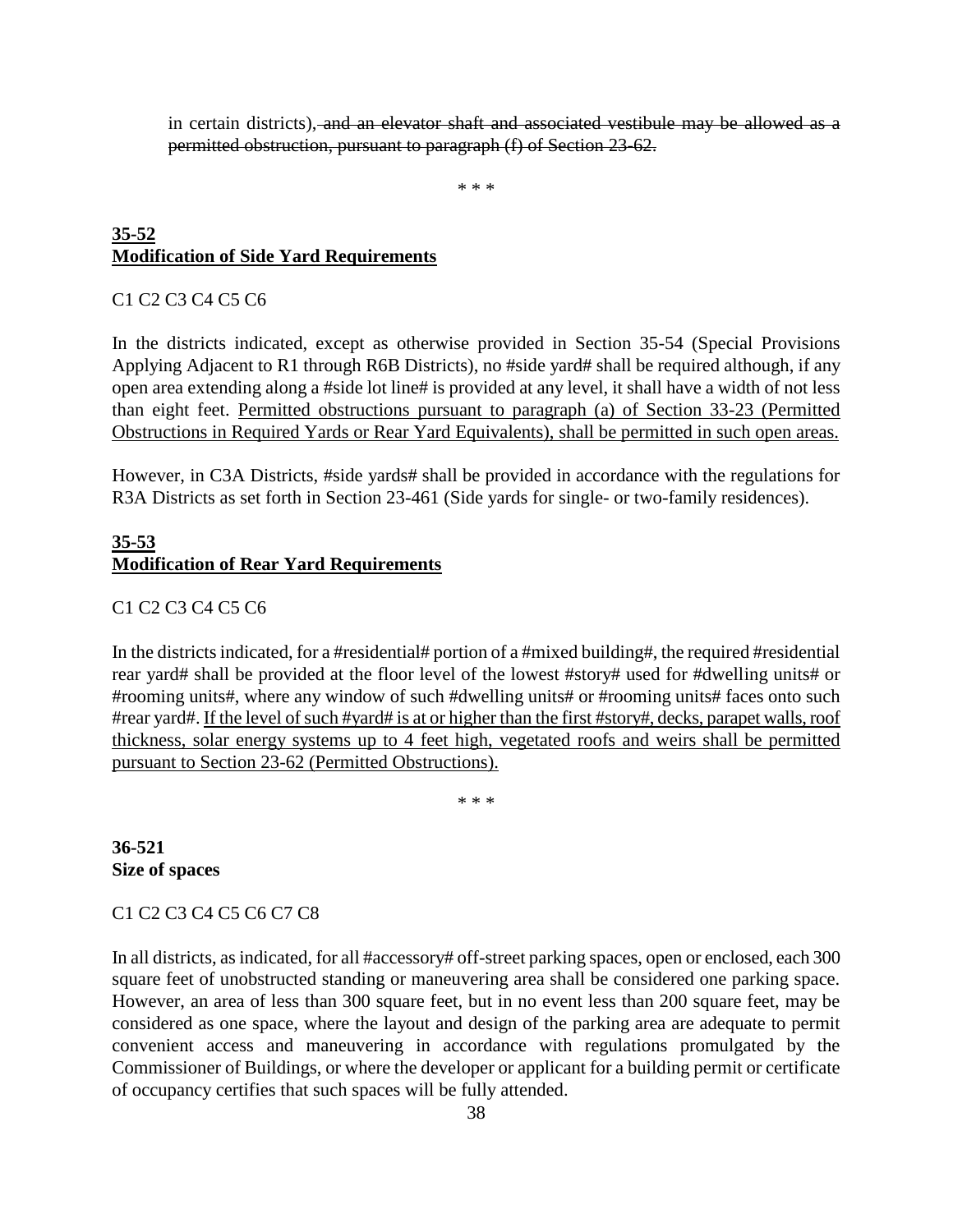in certain districts)~~, and an elevator shaft and associated vestibule may be allowed as a permitted obstruction, pursuant to paragraph (f) of Section 23-62.~~

\* \* \*

**35-52**
**Modification of Side Yard Requirements**

C1 C2 C3 C4 C5 C6

In the districts indicated, except as otherwise provided in Section 35-54 (Special Provisions Applying Adjacent to R1 through R6B Districts), no #side yard# shall be required although, if any open area extending along a #side lot line# is provided at any level, it shall have a width of not less than eight feet. <u>Permitted obstructions pursuant to paragraph (a) of Section 33-23 (Permitted Obstructions in Required Yards or Rear Yard Equivalents), shall be permitted in such open areas.</u>

However, in C3A Districts, #side yards# shall be provided in accordance with the regulations for R3A Districts as set forth in Section 23-461 (Side yards for single- or two-family residences).

**35-53**
**Modification of Rear Yard Requirements**

C1 C2 C3 C4 C5 C6

In the districts indicated, for a #residential# portion of a #mixed building#, the required #residential rear yard# shall be provided at the floor level of the lowest #story# used for #dwelling units# or #rooming units#, where any window of such #dwelling units# or #rooming units# faces onto such #rear yard#. <u>If the level of such #yard# is at or higher than the first #story#, decks, parapet walls, roof thickness, solar energy systems up to 4 feet high, vegetated roofs and weirs shall be permitted pursuant to Section 23-62 (Permitted Obstructions).</u>

\* \* \*

**36-521**
**Size of spaces**

C1 C2 C3 C4 C5 C6 C7 C8

In all districts, as indicated, for all #accessory# off-street parking spaces, open or enclosed, each 300 square feet of unobstructed standing or maneuvering area shall be considered one parking space. However, an area of less than 300 square feet, but in no event less than 200 square feet, may be considered as one space, where the layout and design of the parking area are adequate to permit convenient access and maneuvering in accordance with regulations promulgated by the Commissioner of Buildings, or where the developer or applicant for a building permit or certificate of occupancy certifies that such spaces will be fully attended.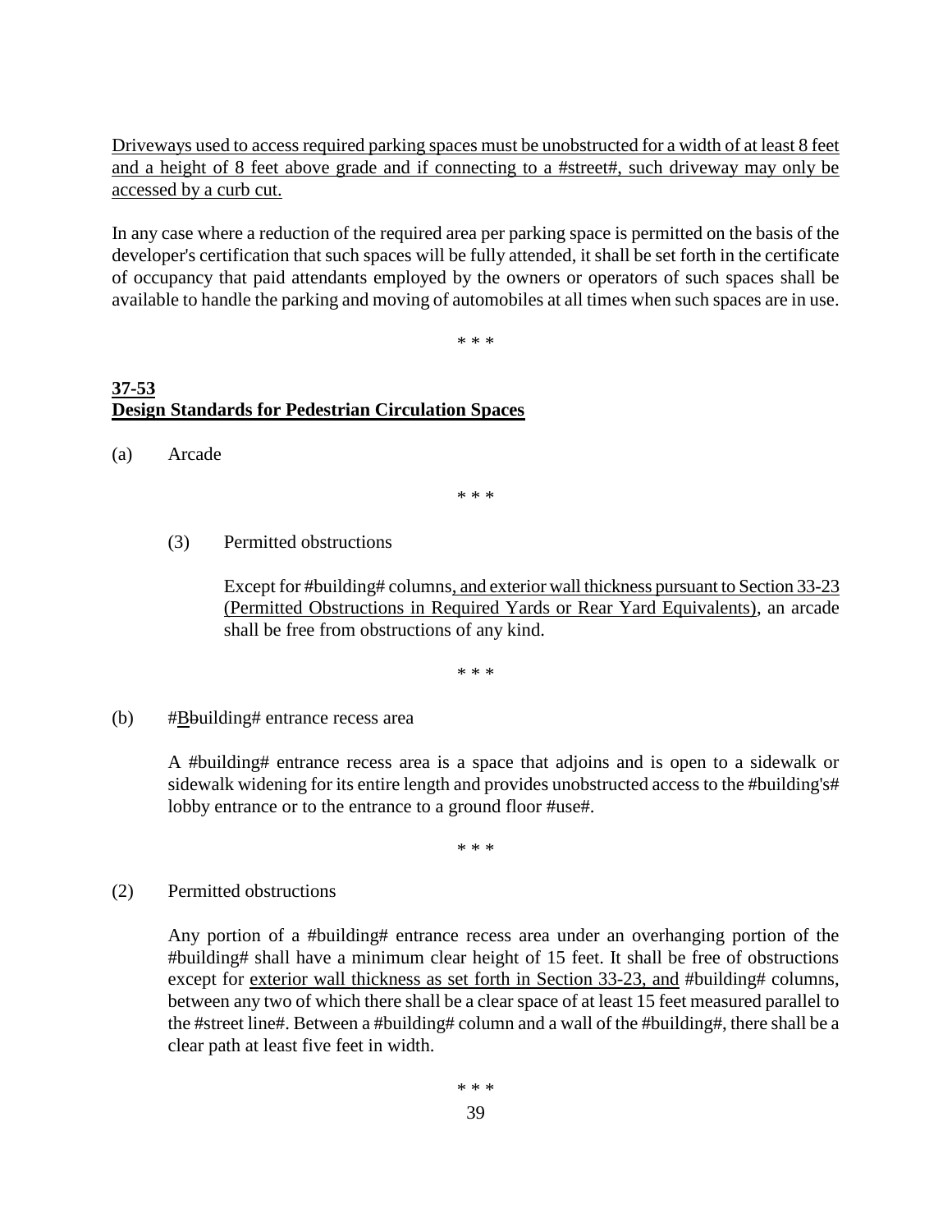Driveways used to access required parking spaces must be unobstructed for a width of at least 8 feet and a height of 8 feet above grade and if connecting to a #street#, such driveway may only be accessed by a curb cut.

In any case where a reduction of the required area per parking space is permitted on the basis of the developer's certification that such spaces will be fully attended, it shall be set forth in the certificate of occupancy that paid attendants employed by the owners or operators of such spaces shall be available to handle the parking and moving of automobiles at all times when such spaces are in use.

\* \* \*

**37-53**
**Design Standards for Pedestrian Circulation Spaces**

(a) Arcade

\* \* \*

(3) Permitted obstructions

Except for #building# columns, and exterior wall thickness pursuant to Section 33-23 (Permitted Obstructions in Required Yards or Rear Yard Equivalents), an arcade shall be free from obstructions of any kind.

\* \* \*

(b) #Bbuilding# entrance recess area

A #building# entrance recess area is a space that adjoins and is open to a sidewalk or sidewalk widening for its entire length and provides unobstructed access to the #building's# lobby entrance or to the entrance to a ground floor #use#.

\* \* \*

(2) Permitted obstructions

Any portion of a #building# entrance recess area under an overhanging portion of the #building# shall have a minimum clear height of 15 feet. It shall be free of obstructions except for exterior wall thickness as set forth in Section 33-23, and #building# columns, between any two of which there shall be a clear space of at least 15 feet measured parallel to the #street line#. Between a #building# column and a wall of the #building#, there shall be a clear path at least five feet in width.

\* \* \*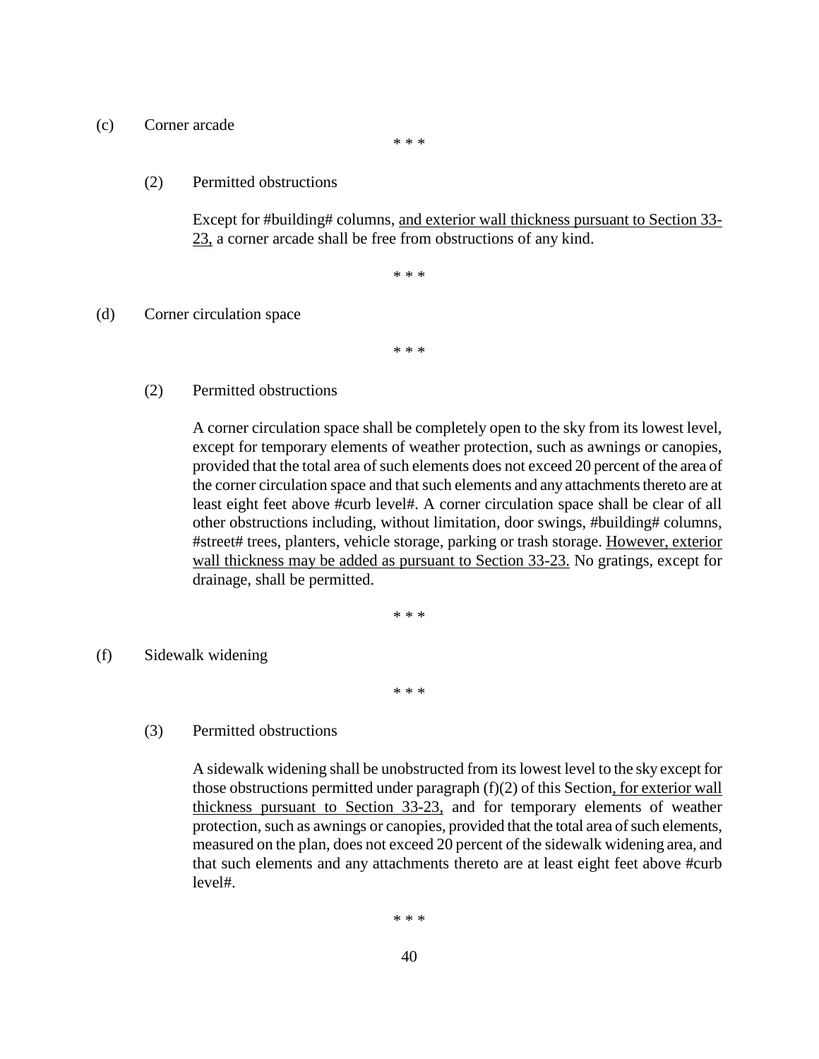(c) Corner arcade

\* \* \*

(2) Permitted obstructions

Except for #building# columns, <u>and exterior wall thickness pursuant to Section 33-23,</u> a corner arcade shall be free from obstructions of any kind.

\* \* \*

(d) Corner circulation space

\* \* \*

(2) Permitted obstructions

A corner circulation space shall be completely open to the sky from its lowest level, except for temporary elements of weather protection, such as awnings or canopies, provided that the total area of such elements does not exceed 20 percent of the area of the corner circulation space and that such elements and any attachments thereto are at least eight feet above #curb level#. A corner circulation space shall be clear of all other obstructions including, without limitation, door swings, #building# columns, #street# trees, planters, vehicle storage, parking or trash storage. <u>However, exterior wall thickness may be added as pursuant to Section 33-23.</u> No gratings, except for drainage, shall be permitted.

\* \* \*

(f) Sidewalk widening

\* \* \*

(3) Permitted obstructions

A sidewalk widening shall be unobstructed from its lowest level to the sky except for those obstructions permitted under paragraph (f)(2) of this Section<u>, for exterior wall thickness pursuant to Section 33-23,</u> and for temporary elements of weather protection, such as awnings or canopies, provided that the total area of such elements, measured on the plan, does not exceed 20 percent of the sidewalk widening area, and that such elements and any attachments thereto are at least eight feet above #curb level#.

\* \* \*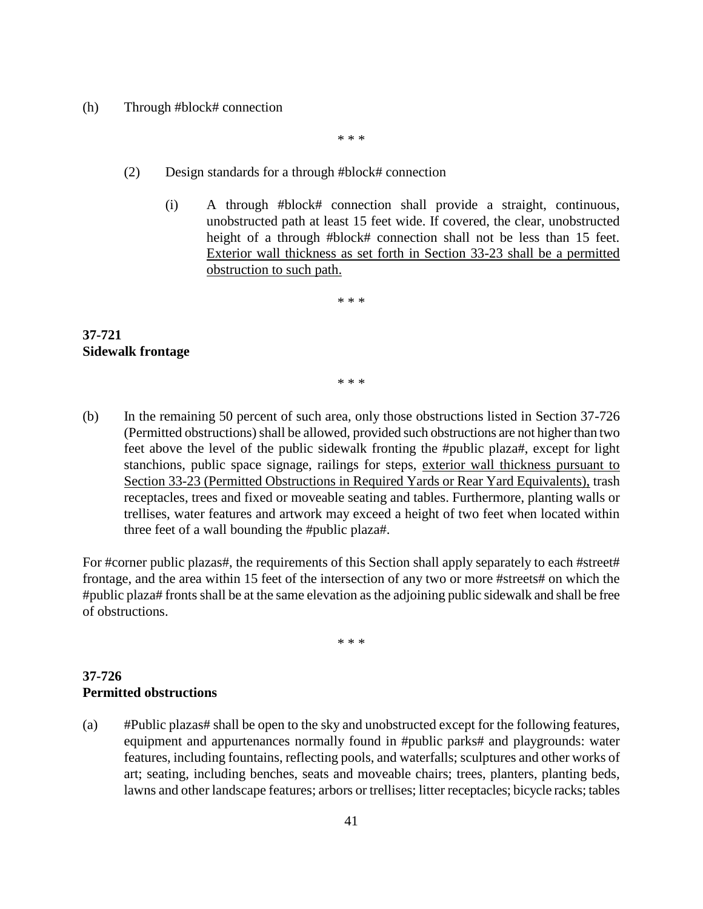(h) Through #block# connection

\* \* \*

(2) Design standards for a through #block# connection

(i) A through #block# connection shall provide a straight, continuous, unobstructed path at least 15 feet wide. If covered, the clear, unobstructed height of a through #block# connection shall not be less than 15 feet. <u>Exterior wall thickness as set forth in Section 33-23 shall be a permitted obstruction to such path.</u>

\* \* \*

**37-721**
**Sidewalk frontage**

\* \* \*

(b) In the remaining 50 percent of such area, only those obstructions listed in Section 37-726 (Permitted obstructions) shall be allowed, provided such obstructions are not higher than two feet above the level of the public sidewalk fronting the #public plaza#, except for light stanchions, public space signage, railings for steps, <u>exterior wall thickness pursuant to Section 33-23 (Permitted Obstructions in Required Yards or Rear Yard Equivalents),</u> trash receptacles, trees and fixed or moveable seating and tables. Furthermore, planting walls or trellises, water features and artwork may exceed a height of two feet when located within three feet of a wall bounding the #public plaza#.

For #corner public plazas#, the requirements of this Section shall apply separately to each #street# frontage, and the area within 15 feet of the intersection of any two or more #streets# on which the #public plaza# fronts shall be at the same elevation as the adjoining public sidewalk and shall be free of obstructions.

\* \* \*

**37-726**
**Permitted obstructions**

(a) #Public plazas# shall be open to the sky and unobstructed except for the following features, equipment and appurtenances normally found in #public parks# and playgrounds: water features, including fountains, reflecting pools, and waterfalls; sculptures and other works of art; seating, including benches, seats and moveable chairs; trees, planters, planting beds, lawns and other landscape features; arbors or trellises; litter receptacles; bicycle racks; tables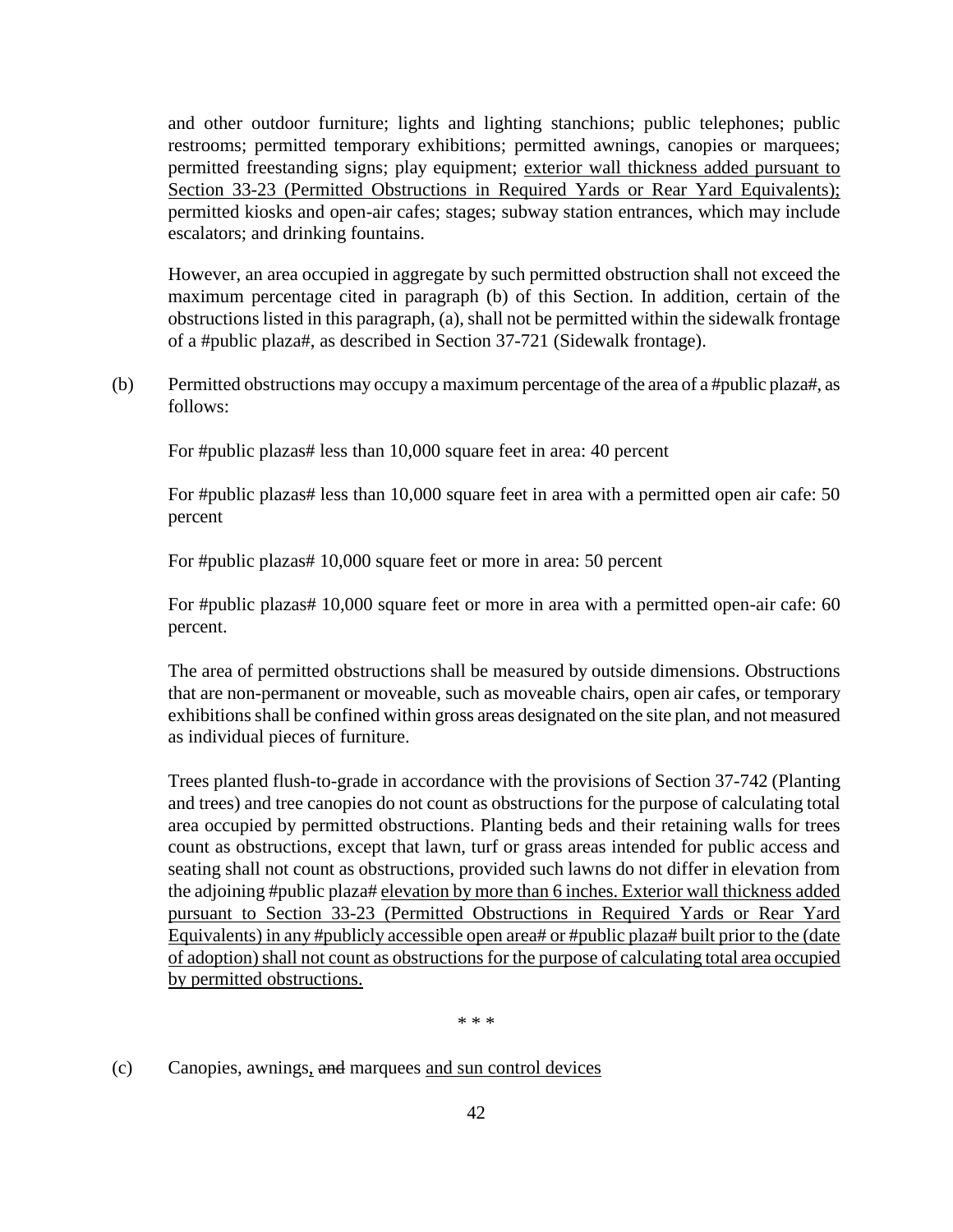and other outdoor furniture; lights and lighting stanchions; public telephones; public restrooms; permitted temporary exhibitions; permitted awnings, canopies or marquees; permitted freestanding signs; play equipment; <u>exterior wall thickness added pursuant to Section 33-23 (Permitted Obstructions in Required Yards or Rear Yard Equivalents);</u> permitted kiosks and open-air cafes; stages; subway station entrances, which may include escalators; and drinking fountains.

However, an area occupied in aggregate by such permitted obstruction shall not exceed the maximum percentage cited in paragraph (b) of this Section. In addition, certain of the obstructions listed in this paragraph, (a), shall not be permitted within the sidewalk frontage of a #public plaza#, as described in Section 37-721 (Sidewalk frontage).

(b) Permitted obstructions may occupy a maximum percentage of the area of a #public plaza#, as follows:

For #public plazas# less than 10,000 square feet in area: 40 percent

For #public plazas# less than 10,000 square feet in area with a permitted open air cafe: 50 percent

For #public plazas# 10,000 square feet or more in area: 50 percent

For #public plazas# 10,000 square feet or more in area with a permitted open-air cafe: 60 percent.

The area of permitted obstructions shall be measured by outside dimensions. Obstructions that are non-permanent or moveable, such as moveable chairs, open air cafes, or temporary exhibitions shall be confined within gross areas designated on the site plan, and not measured as individual pieces of furniture.

Trees planted flush-to-grade in accordance with the provisions of Section 37-742 (Planting and trees) and tree canopies do not count as obstructions for the purpose of calculating total area occupied by permitted obstructions. Planting beds and their retaining walls for trees count as obstructions, except that lawn, turf or grass areas intended for public access and seating shall not count as obstructions, provided such lawns do not differ in elevation from the adjoining #public plaza# <u>elevation by more than 6 inches. Exterior wall thickness added pursuant to Section 33-23 (Permitted Obstructions in Required Yards or Rear Yard Equivalents) in any #publicly accessible open area# or #public plaza# built prior to the (date of adoption) shall not count as obstructions for the purpose of calculating total area occupied by permitted obstructions.</u>

\* \* \*

(c) Canopies, awnings<u>,</u> ~~and~~ marquees <u>and sun control devices</u>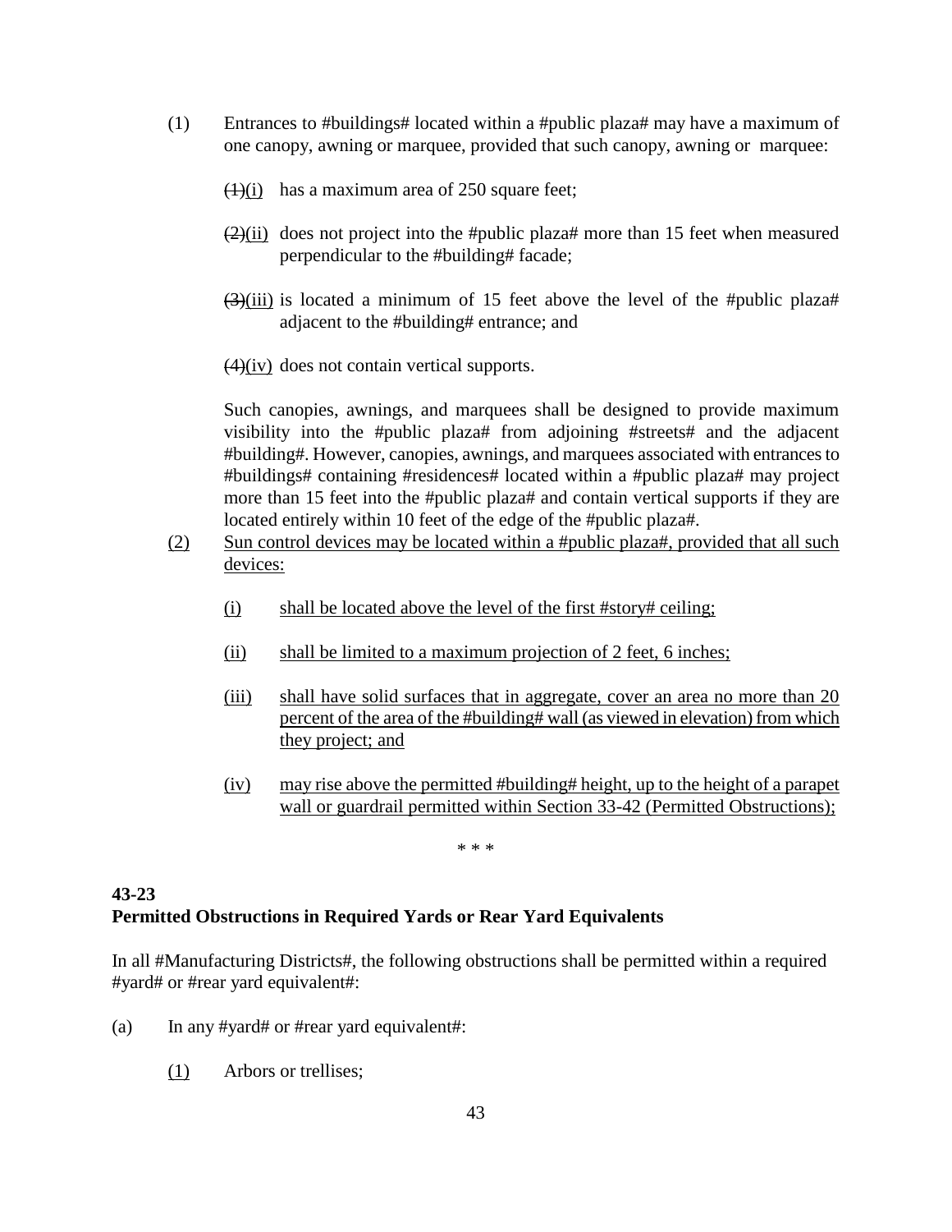(1) Entrances to #buildings# located within a #public plaza# may have a maximum of one canopy, awning or marquee, provided that such canopy, awning or marquee:

~~(1)~~(i) has a maximum area of 250 square feet;

~~(2)~~(ii) does not project into the #public plaza# more than 15 feet when measured perpendicular to the #building# facade;

~~(3)~~(iii) is located a minimum of 15 feet above the level of the #public plaza# adjacent to the #building# entrance; and

~~(4)~~(iv) does not contain vertical supports.

Such canopies, awnings, and marquees shall be designed to provide maximum visibility into the #public plaza# from adjoining #streets# and the adjacent #building#. However, canopies, awnings, and marquees associated with entrances to #buildings# containing #residences# located within a #public plaza# may project more than 15 feet into the #public plaza# and contain vertical supports if they are located entirely within 10 feet of the edge of the #public plaza#.

(2) Sun control devices may be located within a #public plaza#, provided that all such devices:

(i) shall be located above the level of the first #story# ceiling;

(ii) shall be limited to a maximum projection of 2 feet, 6 inches;

(iii) shall have solid surfaces that in aggregate, cover an area no more than 20 percent of the area of the #building# wall (as viewed in elevation) from which they project; and

(iv) may rise above the permitted #building# height, up to the height of a parapet wall or guardrail permitted within Section 33-42 (Permitted Obstructions);

\* \* \*

**43-23**
**Permitted Obstructions in Required Yards or Rear Yard Equivalents**

In all #Manufacturing Districts#, the following obstructions shall be permitted within a required #yard# or #rear yard equivalent#:

(a) In any #yard# or #rear yard equivalent#:

(1) Arbors or trellises;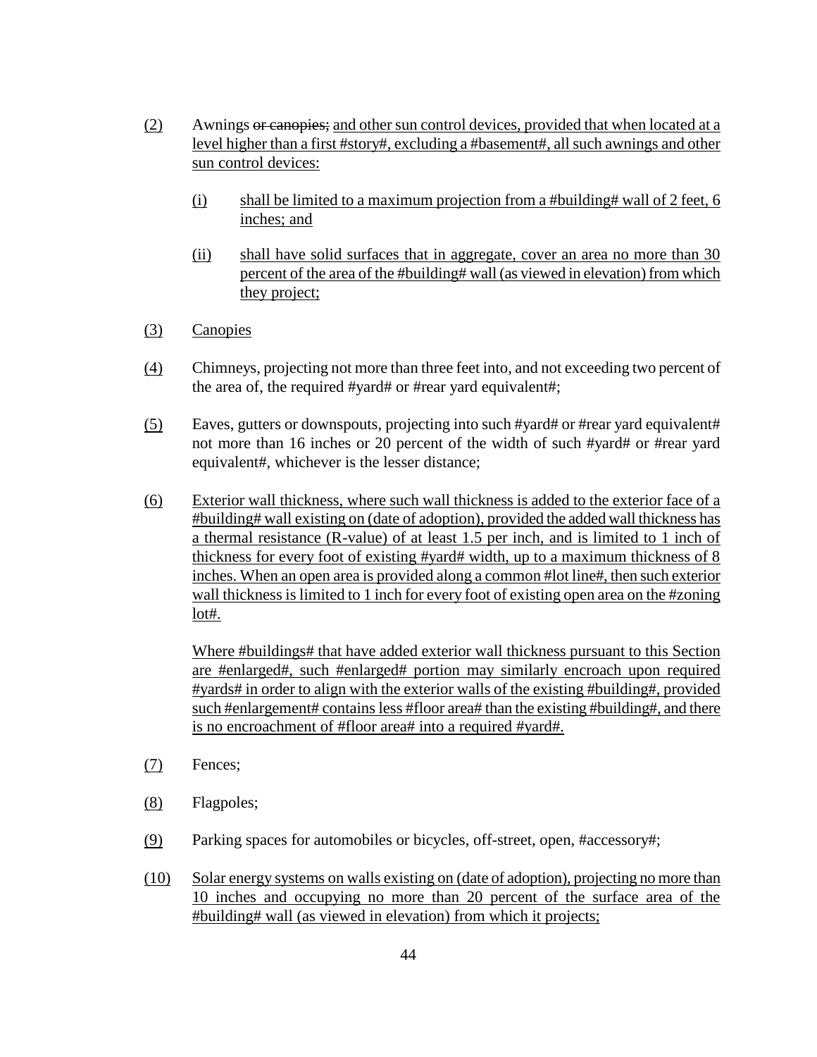(2) Awnings ~~or canopies;~~ and other sun control devices, provided that when located at a level higher than a first #story#, excluding a #basement#, all such awnings and other sun control devices:

(i) shall be limited to a maximum projection from a #building# wall of 2 feet, 6 inches; and

(ii) shall have solid surfaces that in aggregate, cover an area no more than 30 percent of the area of the #building# wall (as viewed in elevation) from which they project;

(3) Canopies

(4) Chimneys, projecting not more than three feet into, and not exceeding two percent of the area of, the required #yard# or #rear yard equivalent#;

(5) Eaves, gutters or downspouts, projecting into such #yard# or #rear yard equivalent# not more than 16 inches or 20 percent of the width of such #yard# or #rear yard equivalent#, whichever is the lesser distance;

(6) Exterior wall thickness, where such wall thickness is added to the exterior face of a #building# wall existing on (date of adoption), provided the added wall thickness has a thermal resistance (R-value) of at least 1.5 per inch, and is limited to 1 inch of thickness for every foot of existing #yard# width, up to a maximum thickness of 8 inches. When an open area is provided along a common #lot line#, then such exterior wall thickness is limited to 1 inch for every foot of existing open area on the #zoning lot#.

Where #buildings# that have added exterior wall thickness pursuant to this Section are #enlarged#, such #enlarged# portion may similarly encroach upon required #yards# in order to align with the exterior walls of the existing #building#, provided such #enlargement# contains less #floor area# than the existing #building#, and there is no encroachment of #floor area# into a required #yard#.

(7) Fences;

(8) Flagpoles;

(9) Parking spaces for automobiles or bicycles, off-street, open, #accessory#;

(10) Solar energy systems on walls existing on (date of adoption), projecting no more than 10 inches and occupying no more than 20 percent of the surface area of the #building# wall (as viewed in elevation) from which it projects;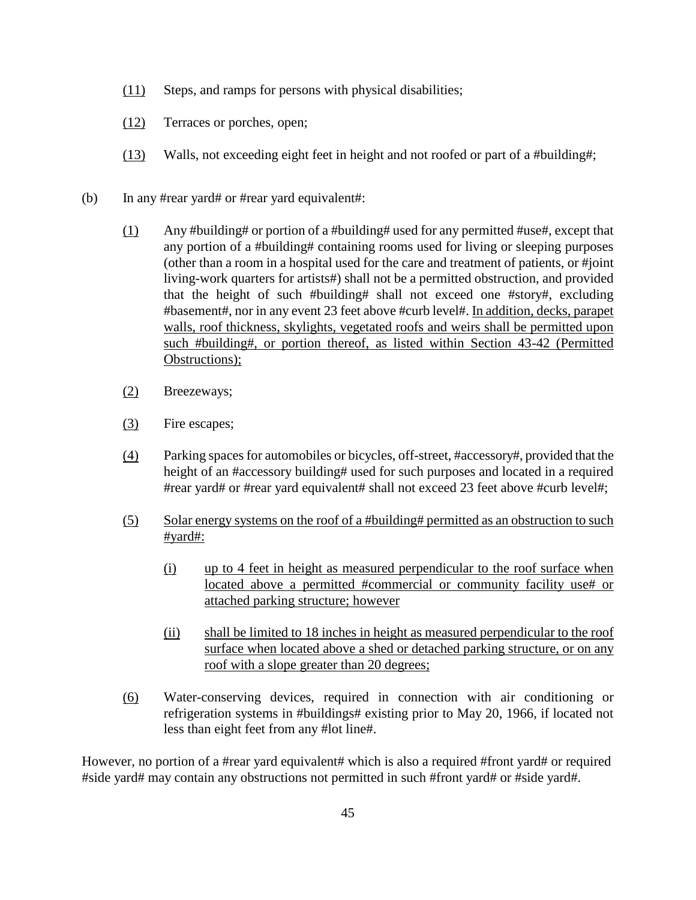(11) Steps, and ramps for persons with physical disabilities;

(12) Terraces or porches, open;

(13) Walls, not exceeding eight feet in height and not roofed or part of a #building#;

(b) In any #rear yard# or #rear yard equivalent#:

(1) Any #building# or portion of a #building# used for any permitted #use#, except that any portion of a #building# containing rooms used for living or sleeping purposes (other than a room in a hospital used for the care and treatment of patients, or #joint living-work quarters for artists#) shall not be a permitted obstruction, and provided that the height of such #building# shall not exceed one #story#, excluding #basement#, nor in any event 23 feet above #curb level#. <u>In addition, decks, parapet walls, roof thickness, skylights, vegetated roofs and weirs shall be permitted upon such #building#, or portion thereof, as listed within Section 43-42 (Permitted Obstructions);</u>

(2) Breezeways;

(3) Fire escapes;

(4) Parking spaces for automobiles or bicycles, off-street, #accessory#, provided that the height of an #accessory building# used for such purposes and located in a required #rear yard# or #rear yard equivalent# shall not exceed 23 feet above #curb level#;

(5) <u>Solar energy systems on the roof of a #building# permitted as an obstruction to such #yard#:</u>

(i) <u>up to 4 feet in height as measured perpendicular to the roof surface when located above a permitted #commercial or community facility use# or attached parking structure; however</u>

(ii) <u>shall be limited to 18 inches in height as measured perpendicular to the roof surface when located above a shed or detached parking structure, or on any roof with a slope greater than 20 degrees;</u>

(6) Water-conserving devices, required in connection with air conditioning or refrigeration systems in #buildings# existing prior to May 20, 1966, if located not less than eight feet from any #lot line#.

However, no portion of a #rear yard equivalent# which is also a required #front yard# or required #side yard# may contain any obstructions not permitted in such #front yard# or #side yard#.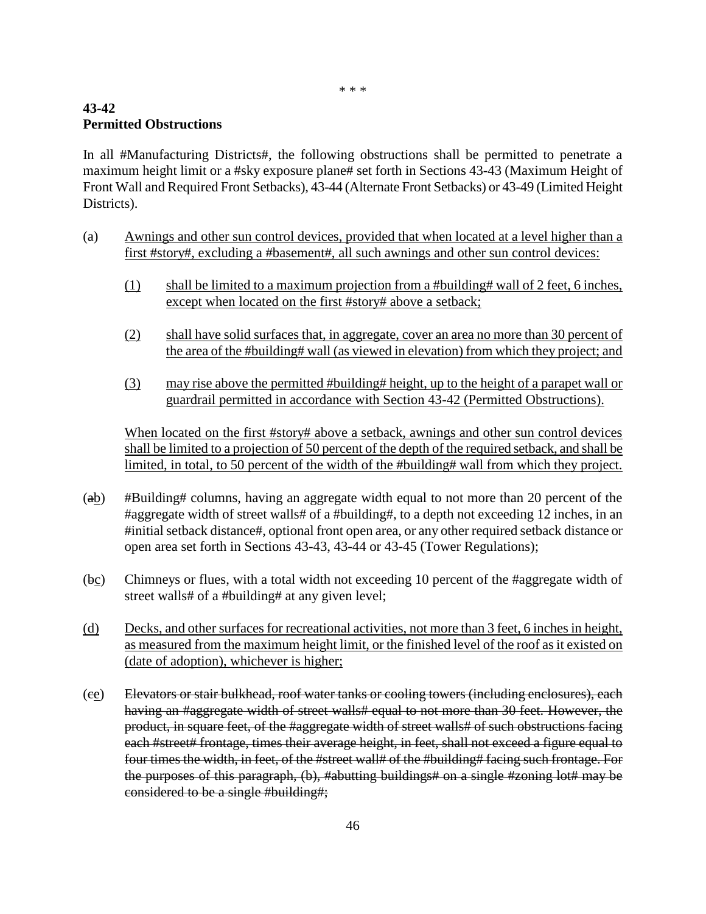\* \* \*

**43-42**
**Permitted Obstructions**

In all #Manufacturing Districts#, the following obstructions shall be permitted to penetrate a maximum height limit or a #sky exposure plane# set forth in Sections 43-43 (Maximum Height of Front Wall and Required Front Setbacks), 43-44 (Alternate Front Setbacks) or 43-49 (Limited Height Districts).

(a) <u>Awnings and other sun control devices, provided that when located at a level higher than a first #story#, excluding a #basement#, all such awnings and other sun control devices:</u>

> <u>(1)</u> <u>shall be limited to a maximum projection from a #building# wall of 2 feet, 6 inches, except when located on the first #story# above a setback;</u>
>
> <u>(2)</u> <u>shall have solid surfaces that, in aggregate, cover an area no more than 30 percent of the area of the #building# wall (as viewed in elevation) from which they project; and</u>
>
> <u>(3)</u> <u>may rise above the permitted #building# height, up to the height of a parapet wall or guardrail permitted in accordance with Section 43-42 (Permitted Obstructions).</u>

<u>When located on the first #story# above a setback, awnings and other sun control devices shall be limited to a projection of 50 percent of the depth of the required setback, and shall be limited, in total, to 50 percent of the width of the #building# wall from which they project.</u>

(~~a~~<u>b</u>) #Building# columns, having an aggregate width equal to not more than 20 percent of the #aggregate width of street walls# of a #building#, to a depth not exceeding 12 inches, in an #initial setback distance#, optional front open area, or any other required setback distance or open area set forth in Sections 43-43, 43-44 or 43-45 (Tower Regulations);

(~~b~~<u>c</u>) Chimneys or flues, with a total width not exceeding 10 percent of the #aggregate width of street walls# of a #building# at any given level;

<u>(d)</u> <u>Decks, and other surfaces for recreational activities, not more than 3 feet, 6 inches in height, as measured from the maximum height limit, or the finished level of the roof as it existed on (date of adoption), whichever is higher;</u>

(~~c~~<u>e</u>) ~~Elevators or stair bulkhead, roof water tanks or cooling towers (including enclosures), each having an #aggregate width of street walls# equal to not more than 30 feet. However, the product, in square feet, of the #aggregate width of street walls# of such obstructions facing each #street# frontage, times their average height, in feet, shall not exceed a figure equal to four times the width, in feet, of the #street wall# of the #building# facing such frontage. For the purposes of this paragraph, (b), #abutting buildings# on a single #zoning lot# may be considered to be a single #building#;~~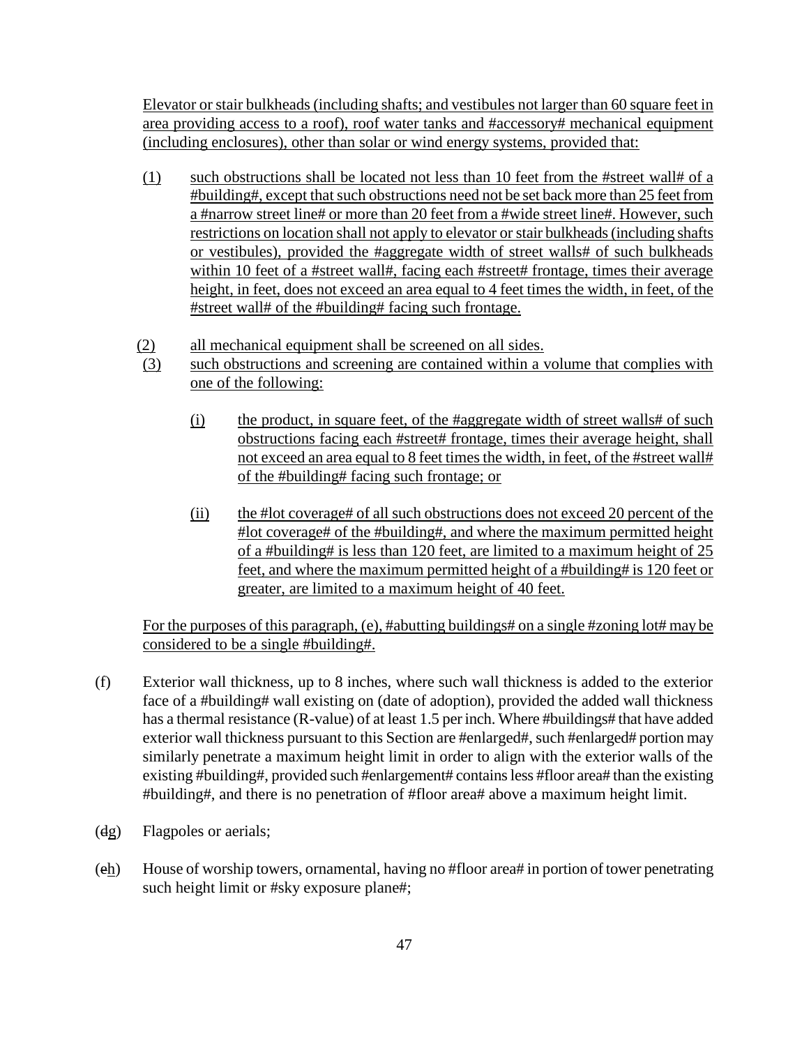Elevator or stair bulkheads (including shafts; and vestibules not larger than 60 square feet in area providing access to a roof), roof water tanks and #accessory# mechanical equipment (including enclosures), other than solar or wind energy systems, provided that:

(1) such obstructions shall be located not less than 10 feet from the #street wall# of a #building#, except that such obstructions need not be set back more than 25 feet from a #narrow street line# or more than 20 feet from a #wide street line#. However, such restrictions on location shall not apply to elevator or stair bulkheads (including shafts or vestibules), provided the #aggregate width of street walls# of such bulkheads within 10 feet of a #street wall#, facing each #street# frontage, times their average height, in feet, does not exceed an area equal to 4 feet times the width, in feet, of the #street wall# of the #building# facing such frontage.

(2) all mechanical equipment shall be screened on all sides.

(3) such obstructions and screening are contained within a volume that complies with one of the following:

(i) the product, in square feet, of the #aggregate width of street walls# of such obstructions facing each #street# frontage, times their average height, shall not exceed an area equal to 8 feet times the width, in feet, of the #street wall# of the #building# facing such frontage; or

(ii) the #lot coverage# of all such obstructions does not exceed 20 percent of the #lot coverage# of the #building#, and where the maximum permitted height of a #building# is less than 120 feet, are limited to a maximum height of 25 feet, and where the maximum permitted height of a #building# is 120 feet or greater, are limited to a maximum height of 40 feet.

For the purposes of this paragraph, (e), #abutting buildings# on a single #zoning lot# may be considered to be a single #building#.

(f) Exterior wall thickness, up to 8 inches, where such wall thickness is added to the exterior face of a #building# wall existing on (date of adoption), provided the added wall thickness has a thermal resistance (R-value) of at least 1.5 per inch. Where #buildings# that have added exterior wall thickness pursuant to this Section are #enlarged#, such #enlarged# portion may similarly penetrate a maximum height limit in order to align with the exterior walls of the existing #building#, provided such #enlargement# contains less #floor area# than the existing #building#, and there is no penetration of #floor area# above a maximum height limit.

(~~d~~g) Flagpoles or aerials;

(~~e~~h) House of worship towers, ornamental, having no #floor area# in portion of tower penetrating such height limit or #sky exposure plane#;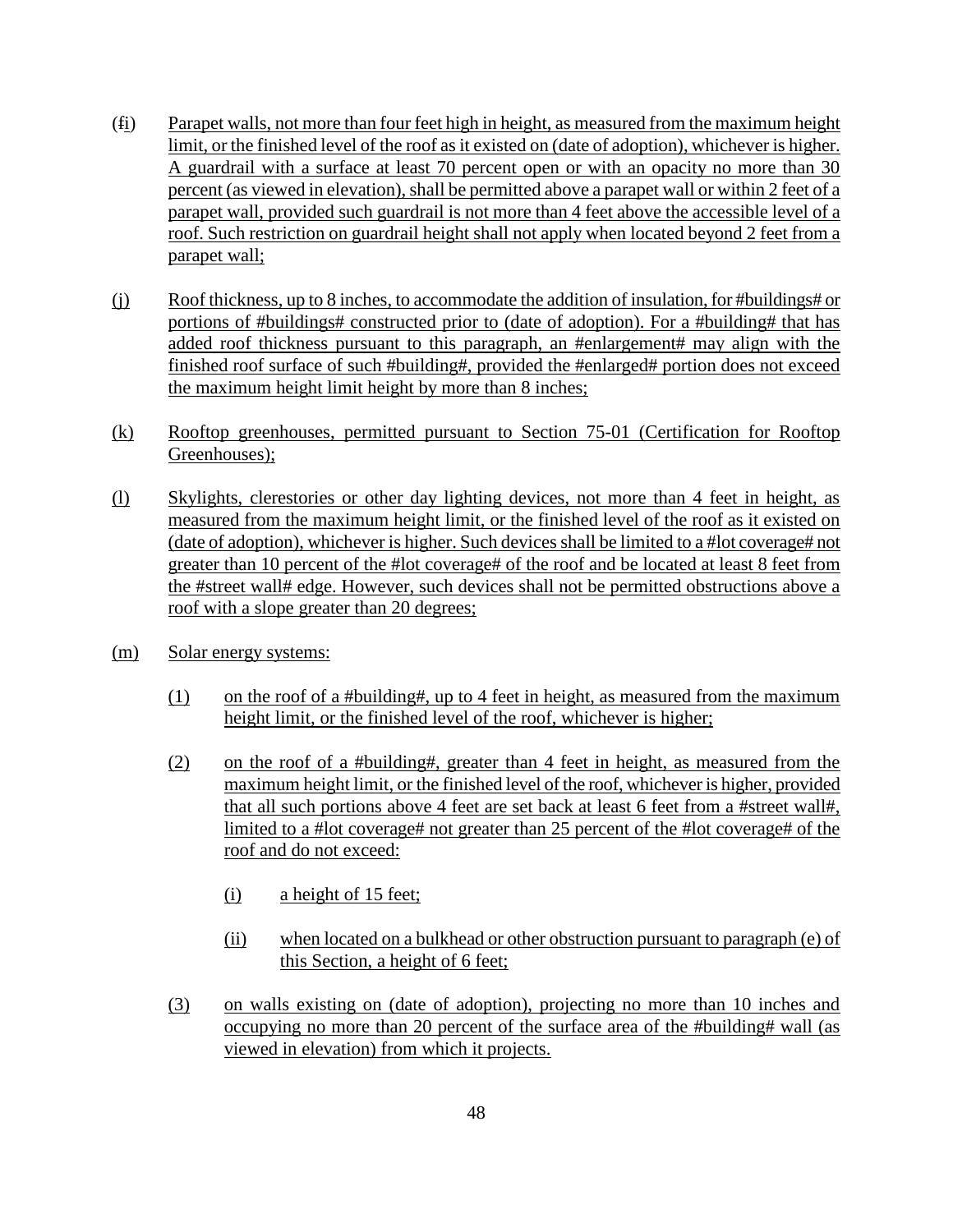(~~f~~i) Parapet walls, not more than four feet high in height, as measured from the maximum height limit, or the finished level of the roof as it existed on (date of adoption), whichever is higher. A guardrail with a surface at least 70 percent open or with an opacity no more than 30 percent (as viewed in elevation), shall be permitted above a parapet wall or within 2 feet of a parapet wall, provided such guardrail is not more than 4 feet above the accessible level of a roof. Such restriction on guardrail height shall not apply when located beyond 2 feet from a parapet wall;

(j) Roof thickness, up to 8 inches, to accommodate the addition of insulation, for #buildings# or portions of #buildings# constructed prior to (date of adoption). For a #building# that has added roof thickness pursuant to this paragraph, an #enlargement# may align with the finished roof surface of such #building#, provided the #enlarged# portion does not exceed the maximum height limit height by more than 8 inches;

(k) Rooftop greenhouses, permitted pursuant to Section 75-01 (Certification for Rooftop Greenhouses);

(l) Skylights, clerestories or other day lighting devices, not more than 4 feet in height, as measured from the maximum height limit, or the finished level of the roof as it existed on (date of adoption), whichever is higher. Such devices shall be limited to a #lot coverage# not greater than 10 percent of the #lot coverage# of the roof and be located at least 8 feet from the #street wall# edge. However, such devices shall not be permitted obstructions above a roof with a slope greater than 20 degrees;

(m) Solar energy systems:

(1) on the roof of a #building#, up to 4 feet in height, as measured from the maximum height limit, or the finished level of the roof, whichever is higher;

(2) on the roof of a #building#, greater than 4 feet in height, as measured from the maximum height limit, or the finished level of the roof, whichever is higher, provided that all such portions above 4 feet are set back at least 6 feet from a #street wall#, limited to a #lot coverage# not greater than 25 percent of the #lot coverage# of the roof and do not exceed:

(i) a height of 15 feet;

(ii) when located on a bulkhead or other obstruction pursuant to paragraph (e) of this Section, a height of 6 feet;

(3) on walls existing on (date of adoption), projecting no more than 10 inches and occupying no more than 20 percent of the surface area of the #building# wall (as viewed in elevation) from which it projects.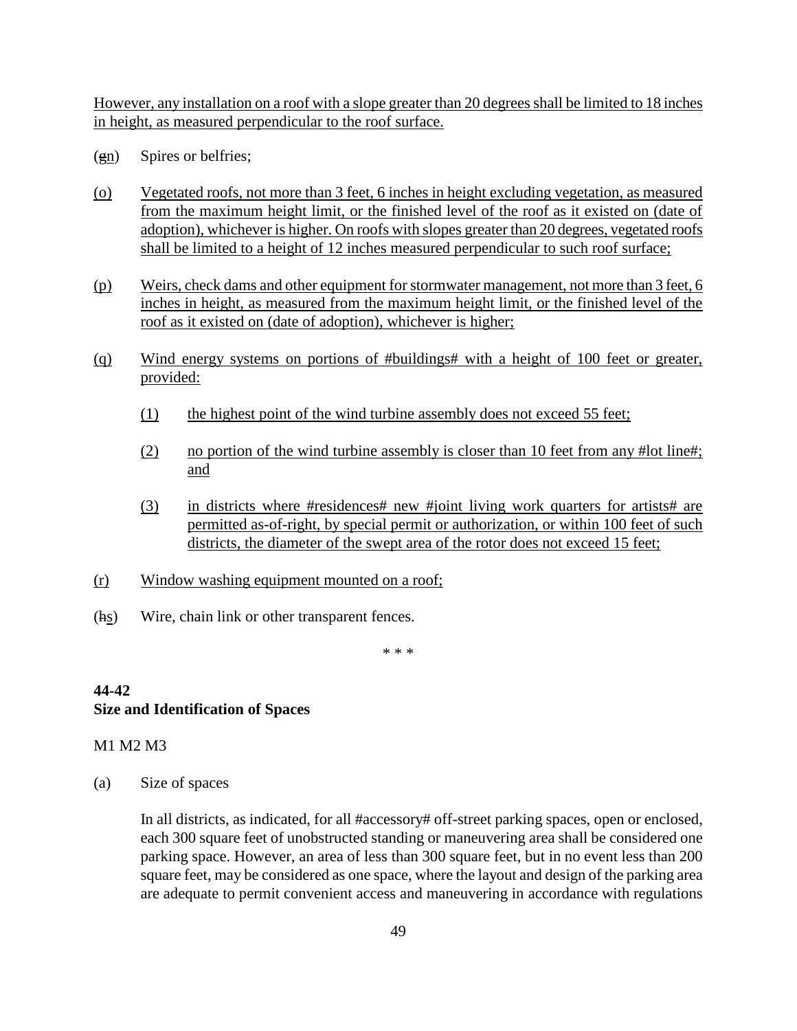However, any installation on a roof with a slope greater than 20 degrees shall be limited to 18 inches in height, as measured perpendicular to the roof surface.

(gn) Spires or belfries;

(o) Vegetated roofs, not more than 3 feet, 6 inches in height excluding vegetation, as measured from the maximum height limit, or the finished level of the roof as it existed on (date of adoption), whichever is higher. On roofs with slopes greater than 20 degrees, vegetated roofs shall be limited to a height of 12 inches measured perpendicular to such roof surface;

(p) Weirs, check dams and other equipment for stormwater management, not more than 3 feet, 6 inches in height, as measured from the maximum height limit, or the finished level of the roof as it existed on (date of adoption), whichever is higher;

(q) Wind energy systems on portions of #buildings# with a height of 100 feet or greater, provided:

  (1) the highest point of the wind turbine assembly does not exceed 55 feet;

  (2) no portion of the wind turbine assembly is closer than 10 feet from any #lot line#; and

  (3) in districts where #residences# new #joint living work quarters for artists# are permitted as-of-right, by special permit or authorization, or within 100 feet of such districts, the diameter of the swept area of the rotor does not exceed 15 feet;

(r) Window washing equipment mounted on a roof;

(hs) Wire, chain link or other transparent fences.

\* \* \*

**44-42**
**Size and Identification of Spaces**

M1 M2 M3

(a) Size of spaces

In all districts, as indicated, for all #accessory# off-street parking spaces, open or enclosed, each 300 square feet of unobstructed standing or maneuvering area shall be considered one parking space. However, an area of less than 300 square feet, but in no event less than 200 square feet, may be considered as one space, where the layout and design of the parking area are adequate to permit convenient access and maneuvering in accordance with regulations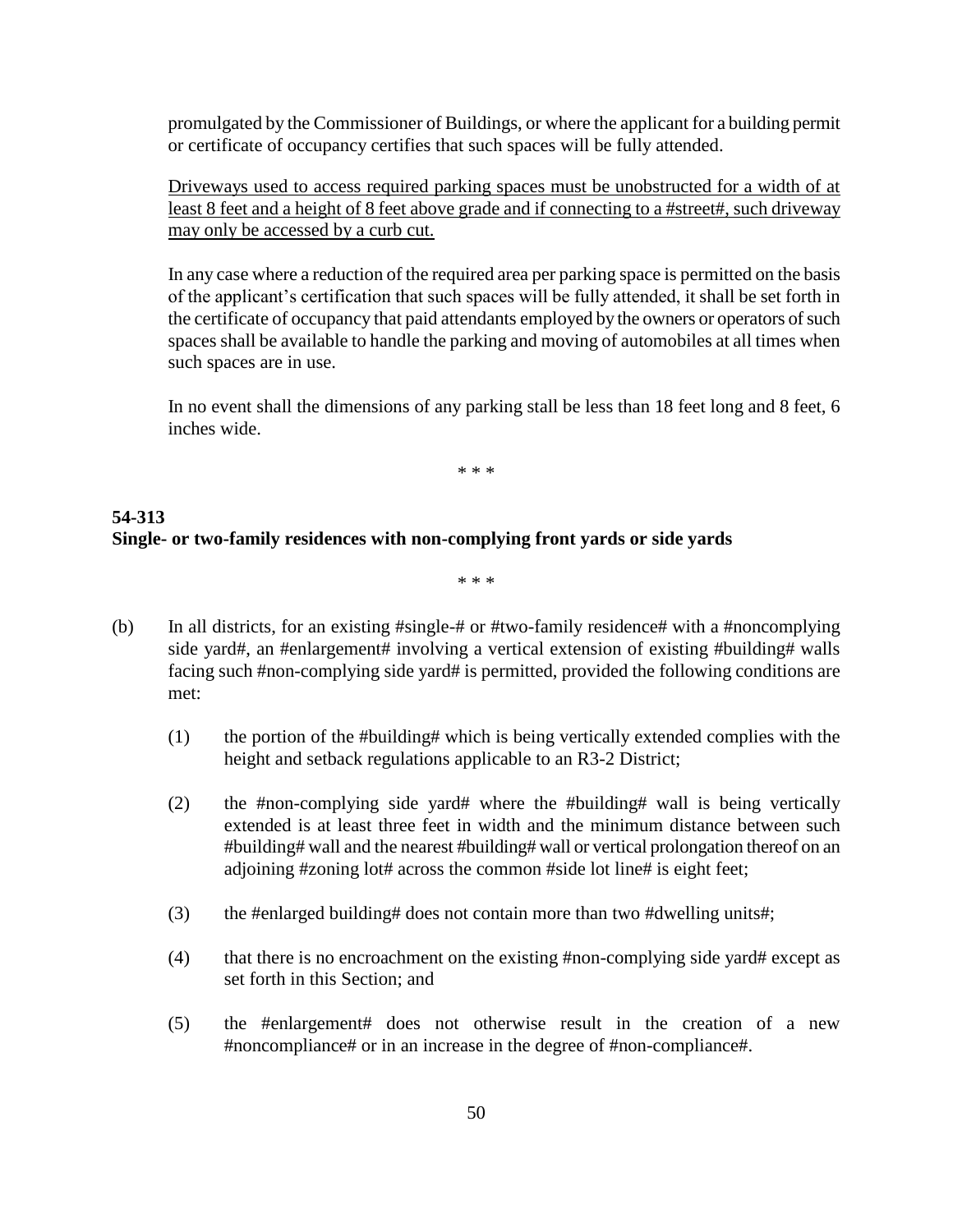promulgated by the Commissioner of Buildings, or where the applicant for a building permit or certificate of occupancy certifies that such spaces will be fully attended.

<u>Driveways used to access required parking spaces must be unobstructed for a width of at least 8 feet and a height of 8 feet above grade and if connecting to a #street#, such driveway may only be accessed by a curb cut.</u>

In any case where a reduction of the required area per parking space is permitted on the basis of the applicant's certification that such spaces will be fully attended, it shall be set forth in the certificate of occupancy that paid attendants employed by the owners or operators of such spaces shall be available to handle the parking and moving of automobiles at all times when such spaces are in use.

In no event shall the dimensions of any parking stall be less than 18 feet long and 8 feet, 6 inches wide.

\* \* \*

**54-313**
**Single- or two-family residences with non-complying front yards or side yards**

\* \* \*

(b) In all districts, for an existing #single-# or #two-family residence# with a #noncomplying side yard#, an #enlargement# involving a vertical extension of existing #building# walls facing such #non-complying side yard# is permitted, provided the following conditions are met:

(1) the portion of the #building# which is being vertically extended complies with the height and setback regulations applicable to an R3-2 District;

(2) the #non-complying side yard# where the #building# wall is being vertically extended is at least three feet in width and the minimum distance between such #building# wall and the nearest #building# wall or vertical prolongation thereof on an adjoining #zoning lot# across the common #side lot line# is eight feet;

(3) the #enlarged building# does not contain more than two #dwelling units#;

(4) that there is no encroachment on the existing #non-complying side yard# except as set forth in this Section; and

(5) the #enlargement# does not otherwise result in the creation of a new #noncompliance# or in an increase in the degree of #non-compliance#.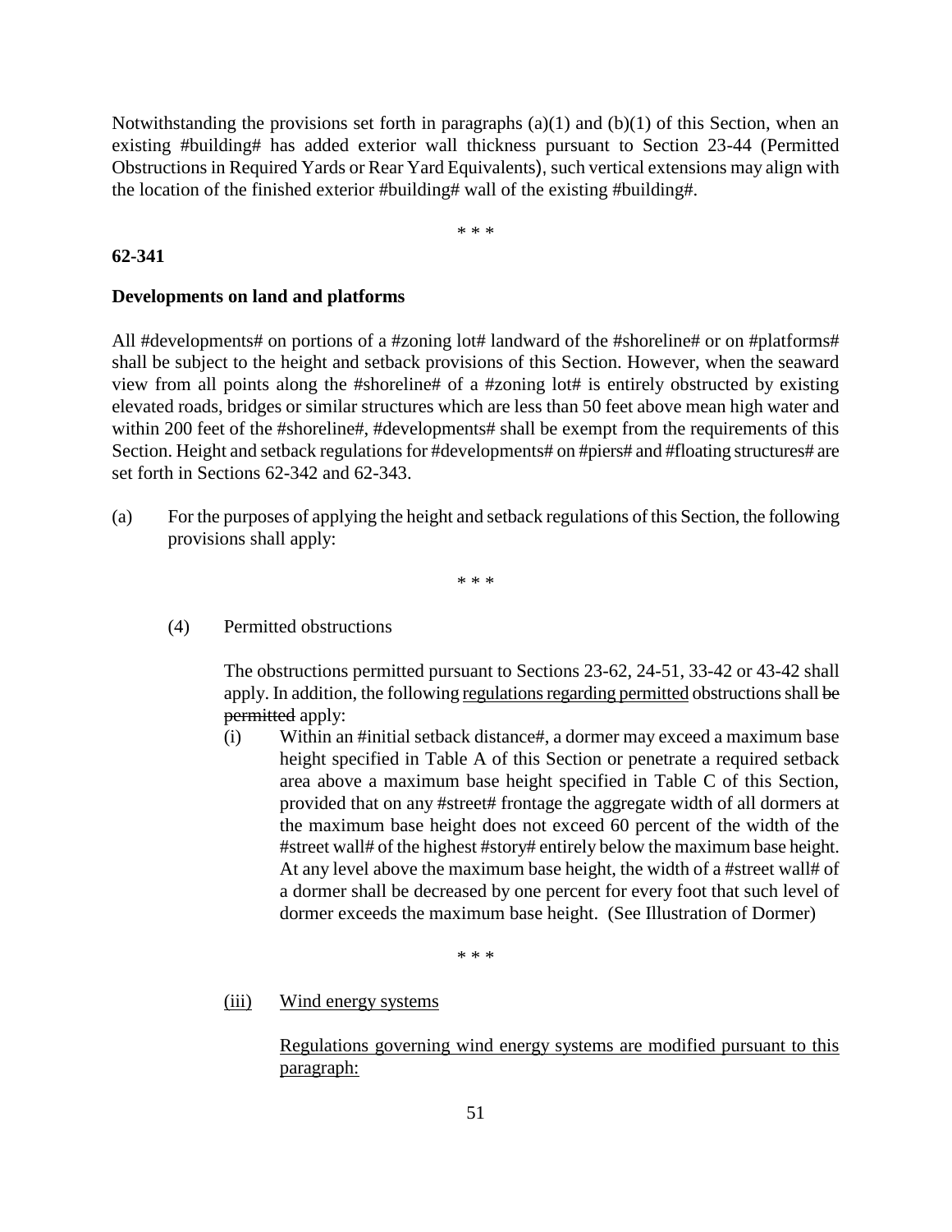Notwithstanding the provisions set forth in paragraphs (a)(1) and (b)(1) of this Section, when an existing #building# has added exterior wall thickness pursuant to Section 23-44 (Permitted Obstructions in Required Yards or Rear Yard Equivalents), such vertical extensions may align with the location of the finished exterior #building# wall of the existing #building#.

\* \* \*

**62-341**

**Developments on land and platforms**

All #developments# on portions of a #zoning lot# landward of the #shoreline# or on #platforms# shall be subject to the height and setback provisions of this Section. However, when the seaward view from all points along the #shoreline# of a #zoning lot# is entirely obstructed by existing elevated roads, bridges or similar structures which are less than 50 feet above mean high water and within 200 feet of the #shoreline#, #developments# shall be exempt from the requirements of this Section. Height and setback regulations for #developments# on #piers# and #floating structures# are set forth in Sections 62-342 and 62-343.

(a) For the purposes of applying the height and setback regulations of this Section, the following provisions shall apply:

\* \* \*

(4) Permitted obstructions

The obstructions permitted pursuant to Sections 23-62, 24-51, 33-42 or 43-42 shall apply. In addition, the following <u>regulations regarding permitted</u> obstructions shall ~~be permitted~~ apply:

(i) Within an #initial setback distance#, a dormer may exceed a maximum base height specified in Table A of this Section or penetrate a required setback area above a maximum base height specified in Table C of this Section, provided that on any #street# frontage the aggregate width of all dormers at the maximum base height does not exceed 60 percent of the width of the #street wall# of the highest #story# entirely below the maximum base height. At any level above the maximum base height, the width of a #street wall# of a dormer shall be decreased by one percent for every foot that such level of dormer exceeds the maximum base height. (See Illustration of Dormer)

\* \* \*

<u>(iii) Wind energy systems</u>

<u>Regulations governing wind energy systems are modified pursuant to this paragraph:</u>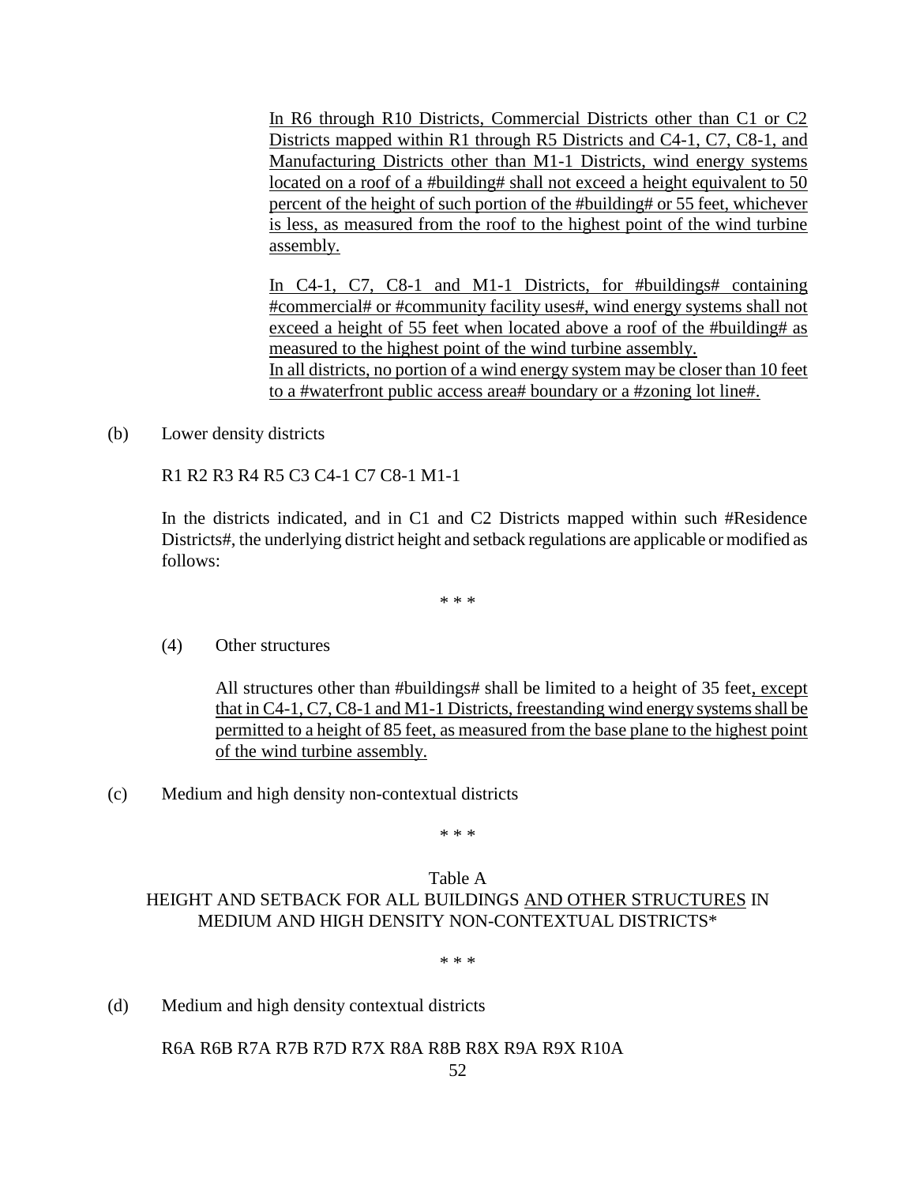In R6 through R10 Districts, Commercial Districts other than C1 or C2 Districts mapped within R1 through R5 Districts and C4-1, C7, C8-1, and Manufacturing Districts other than M1-1 Districts, wind energy systems located on a roof of a #building# shall not exceed a height equivalent to 50 percent of the height of such portion of the #building# or 55 feet, whichever is less, as measured from the roof to the highest point of the wind turbine assembly.

In C4-1, C7, C8-1 and M1-1 Districts, for #buildings# containing #commercial# or #community facility uses#, wind energy systems shall not exceed a height of 55 feet when located above a roof of the #building# as measured to the highest point of the wind turbine assembly.

In all districts, no portion of a wind energy system may be closer than 10 feet to a #waterfront public access area# boundary or a #zoning lot line#.

(b) Lower density districts

R1 R2 R3 R4 R5 C3 C4-1 C7 C8-1 M1-1

In the districts indicated, and in C1 and C2 Districts mapped within such #Residence Districts#, the underlying district height and setback regulations are applicable or modified as follows:

\* \* \*

(4) Other structures

All structures other than #buildings# shall be limited to a height of 35 feet, except that in C4-1, C7, C8-1 and M1-1 Districts, freestanding wind energy systems shall be permitted to a height of 85 feet, as measured from the base plane to the highest point of the wind turbine assembly.

(c) Medium and high density non-contextual districts

\* \* \*

Table A
HEIGHT AND SETBACK FOR ALL BUILDINGS AND OTHER STRUCTURES IN MEDIUM AND HIGH DENSITY NON-CONTEXTUAL DISTRICTS*

\* \* \*

(d) Medium and high density contextual districts

R6A R6B R7A R7B R7D R7X R8A R8B R8X R9A R9X R10A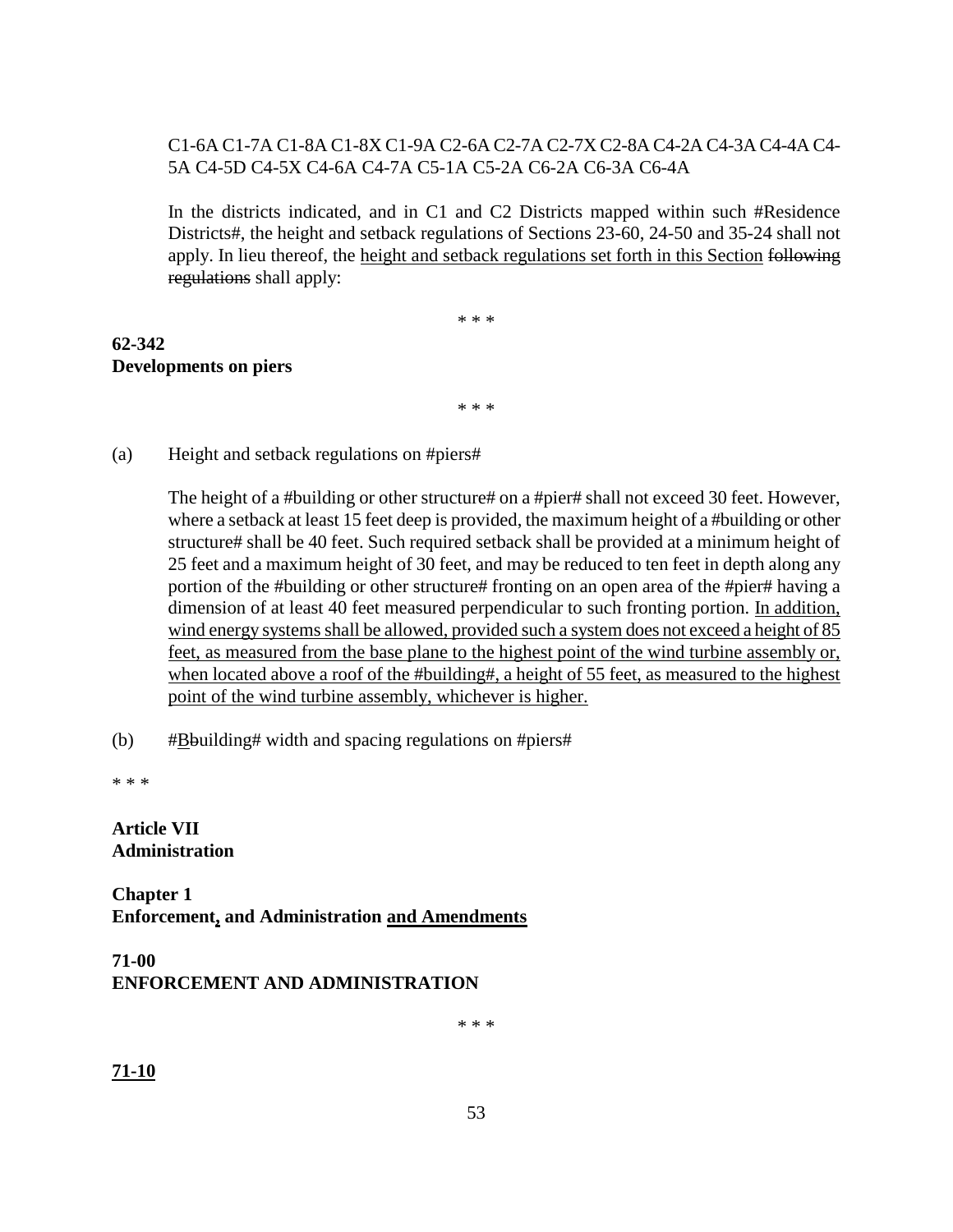C1-6A C1-7A C1-8A C1-8X C1-9A C2-6A C2-7A C2-7X C2-8A C4-2A C4-3A C4-4A C4-5A C4-5D C4-5X C4-6A C4-7A C5-1A C5-2A C6-2A C6-3A C6-4A

In the districts indicated, and in C1 and C2 Districts mapped within such #Residence Districts#, the height and setback regulations of Sections 23-60, 24-50 and 35-24 shall not apply. In lieu thereof, the <u>height and setback regulations set forth in this Section</u> ~~following regulations~~ shall apply:

\* \* \*

**62-342**
**Developments on piers**

\* \* \*

(a) Height and setback regulations on #piers#

The height of a #building or other structure# on a #pier# shall not exceed 30 feet. However, where a setback at least 15 feet deep is provided, the maximum height of a #building or other structure# shall be 40 feet. Such required setback shall be provided at a minimum height of 25 feet and a maximum height of 30 feet, and may be reduced to ten feet in depth along any portion of the #building or other structure# fronting on an open area of the #pier# having a dimension of at least 40 feet measured perpendicular to such fronting portion. <u>In addition, wind energy systems shall be allowed, provided such a system does not exceed a height of 85 feet, as measured from the base plane to the highest point of the wind turbine assembly or, when located above a roof of the #building#, a height of 55 feet, as measured to the highest point of the wind turbine assembly, whichever is higher.</u>

(b) #<u>B</u>~~b~~uilding# width and spacing regulations on #piers#

\* \* \*

**Article VII**
**Administration**

**Chapter 1**
**Enforcement<u>,</u> and Administration <u>and Amendments</u>**

**71-00**
**ENFORCEMENT AND ADMINISTRATION**

\* \* \*

**<u>71-10</u>**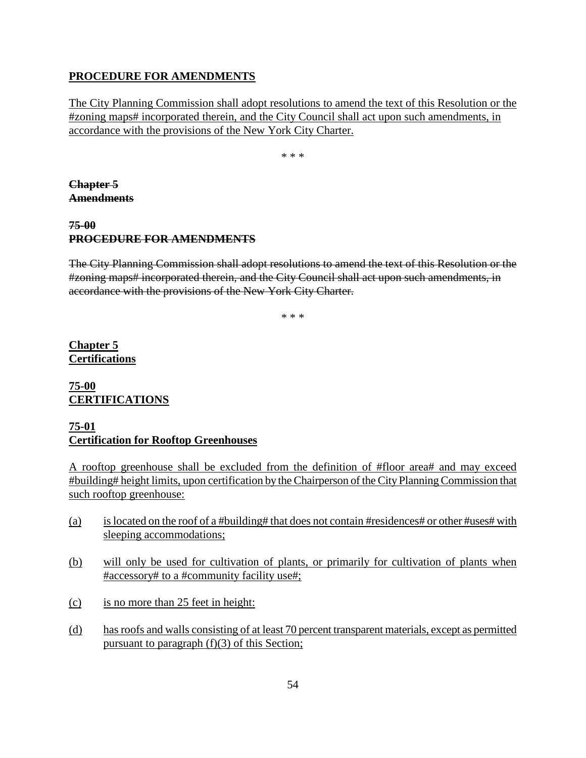**PROCEDURE FOR AMENDMENTS**

The City Planning Commission shall adopt resolutions to amend the text of this Resolution or the #zoning maps# incorporated therein, and the City Council shall act upon such amendments, in accordance with the provisions of the New York City Charter.

\* \* \*

~~**Chapter 5**~~
~~**Amendments**~~

~~**75-00**~~
~~**PROCEDURE FOR AMENDMENTS**~~

~~The City Planning Commission shall adopt resolutions to amend the text of this Resolution or the #zoning maps# incorporated therein, and the City Council shall act upon such amendments, in accordance with the provisions of the New York City Charter.~~

\* \* \*

**Chapter 5**
**Certifications**

**75-00**
**CERTIFICATIONS**

**75-01**
**Certification for Rooftop Greenhouses**

A rooftop greenhouse shall be excluded from the definition of #floor area# and may exceed #building# height limits, upon certification by the Chairperson of the City Planning Commission that such rooftop greenhouse:

(a) is located on the roof of a #building# that does not contain #residences# or other #uses# with sleeping accommodations;

(b) will only be used for cultivation of plants, or primarily for cultivation of plants when #accessory# to a #community facility use#;

(c) is no more than 25 feet in height:

(d) has roofs and walls consisting of at least 70 percent transparent materials, except as permitted pursuant to paragraph (f)(3) of this Section;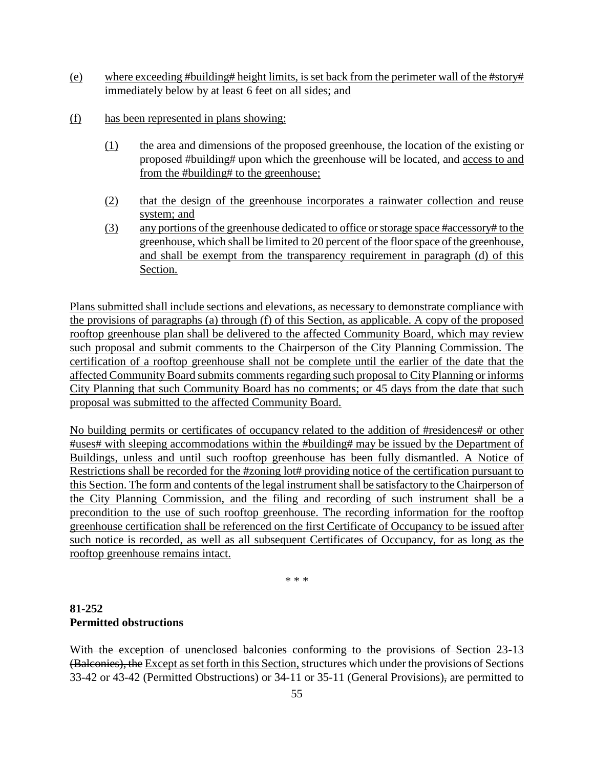(e) where exceeding #building# height limits, is set back from the perimeter wall of the #story# immediately below by at least 6 feet on all sides; and

(f) has been represented in plans showing:

(1) the area and dimensions of the proposed greenhouse, the location of the existing or proposed #building# upon which the greenhouse will be located, and access to and from the #building# to the greenhouse;

(2) that the design of the greenhouse incorporates a rainwater collection and reuse system; and

(3) any portions of the greenhouse dedicated to office or storage space #accessory# to the greenhouse, which shall be limited to 20 percent of the floor space of the greenhouse, and shall be exempt from the transparency requirement in paragraph (d) of this Section.

Plans submitted shall include sections and elevations, as necessary to demonstrate compliance with the provisions of paragraphs (a) through (f) of this Section, as applicable. A copy of the proposed rooftop greenhouse plan shall be delivered to the affected Community Board, which may review such proposal and submit comments to the Chairperson of the City Planning Commission. The certification of a rooftop greenhouse shall not be complete until the earlier of the date that the affected Community Board submits comments regarding such proposal to City Planning or informs City Planning that such Community Board has no comments; or 45 days from the date that such proposal was submitted to the affected Community Board.

No building permits or certificates of occupancy related to the addition of #residences# or other #uses# with sleeping accommodations within the #building# may be issued by the Department of Buildings, unless and until such rooftop greenhouse has been fully dismantled. A Notice of Restrictions shall be recorded for the #zoning lot# providing notice of the certification pursuant to this Section. The form and contents of the legal instrument shall be satisfactory to the Chairperson of the City Planning Commission, and the filing and recording of such instrument shall be a precondition to the use of such rooftop greenhouse. The recording information for the rooftop greenhouse certification shall be referenced on the first Certificate of Occupancy to be issued after such notice is recorded, as well as all subsequent Certificates of Occupancy, for as long as the rooftop greenhouse remains intact.

\* \* \*

**81-252**
**Permitted obstructions**

~~With the exception of unenclosed balconies conforming to the provisions of Section 23-13 (Balconies), the~~ Except as set forth in this Section, structures which under the provisions of Sections 33-42 or 43-42 (Permitted Obstructions) or 34-11 or 35-11 (General Provisions)~~,~~ are permitted to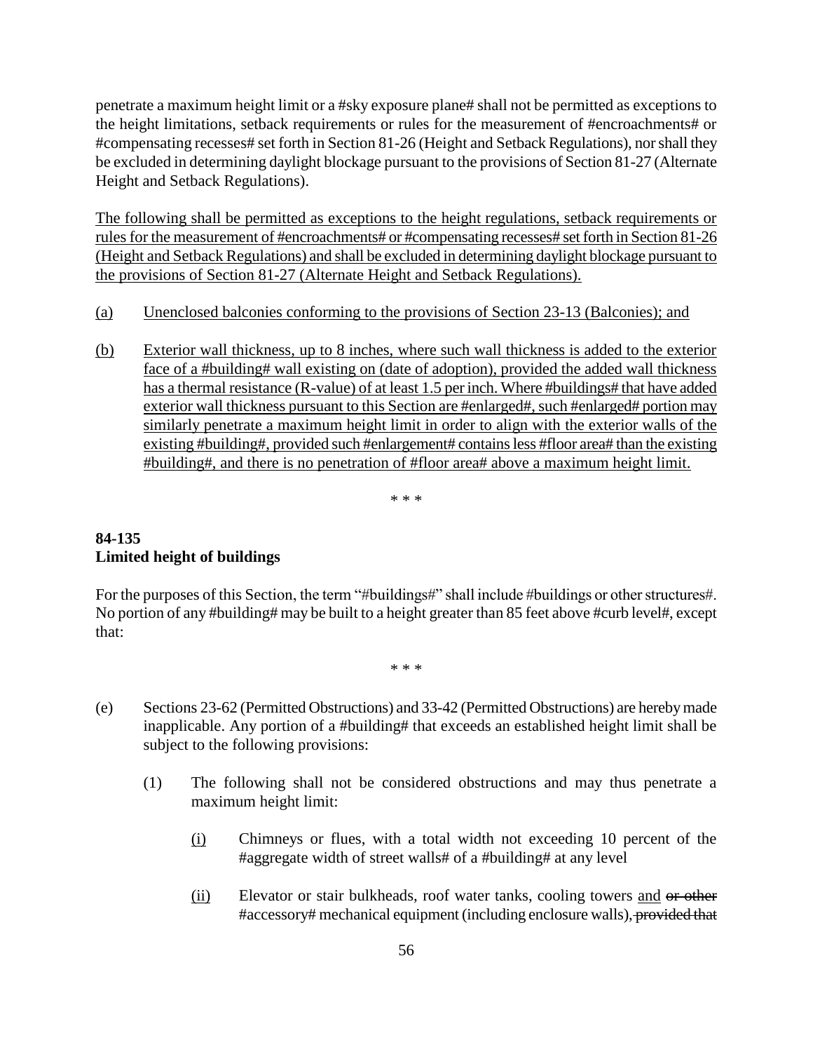penetrate a maximum height limit or a #sky exposure plane# shall not be permitted as exceptions to the height limitations, setback requirements or rules for the measurement of #encroachments# or #compensating recesses# set forth in Section 81-26 (Height and Setback Regulations), nor shall they be excluded in determining daylight blockage pursuant to the provisions of Section 81-27 (Alternate Height and Setback Regulations).

The following shall be permitted as exceptions to the height regulations, setback requirements or rules for the measurement of #encroachments# or #compensating recesses# set forth in Section 81-26 (Height and Setback Regulations) and shall be excluded in determining daylight blockage pursuant to the provisions of Section 81-27 (Alternate Height and Setback Regulations).

(a) Unenclosed balconies conforming to the provisions of Section 23-13 (Balconies); and

(b) Exterior wall thickness, up to 8 inches, where such wall thickness is added to the exterior face of a #building# wall existing on (date of adoption), provided the added wall thickness has a thermal resistance (R-value) of at least 1.5 per inch. Where #buildings# that have added exterior wall thickness pursuant to this Section are #enlarged#, such #enlarged# portion may similarly penetrate a maximum height limit in order to align with the exterior walls of the existing #building#, provided such #enlargement# contains less #floor area# than the existing #building#, and there is no penetration of #floor area# above a maximum height limit.

\* \* \*

**84-135**
**Limited height of buildings**

For the purposes of this Section, the term "#buildings#" shall include #buildings or other structures#. No portion of any #building# may be built to a height greater than 85 feet above #curb level#, except that:

\* \* \*

(e) Sections 23-62 (Permitted Obstructions) and 33-42 (Permitted Obstructions) are hereby made inapplicable. Any portion of a #building# that exceeds an established height limit shall be subject to the following provisions:

(1) The following shall not be considered obstructions and may thus penetrate a maximum height limit:

(i) Chimneys or flues, with a total width not exceeding 10 percent of the #aggregate width of street walls# of a #building# at any level

(ii) Elevator or stair bulkheads, roof water tanks, cooling towers and ~~or other~~ #accessory# mechanical equipment (including enclosure walls)~~, provided that~~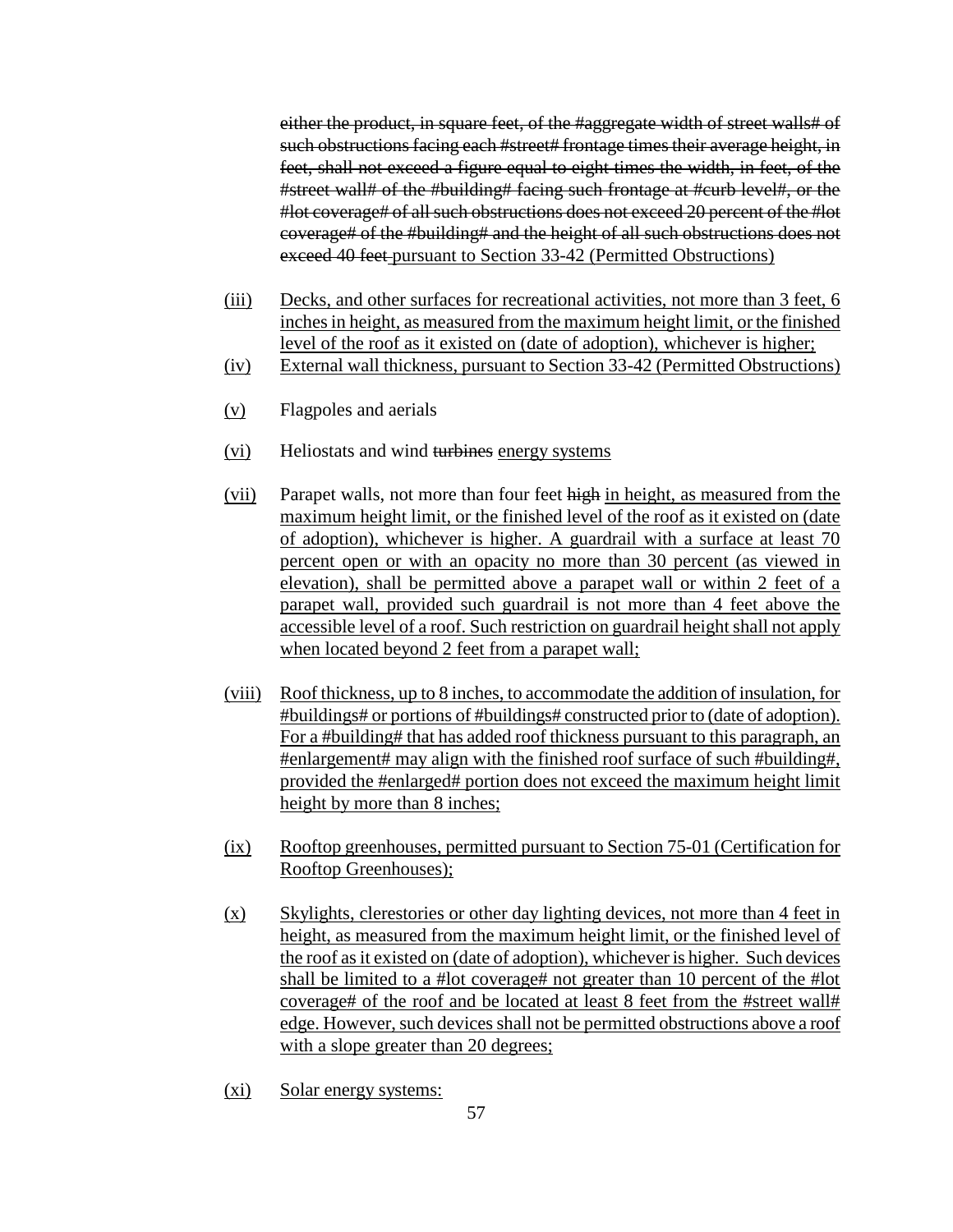~~either the product, in square feet, of the #aggregate width of street walls# of such obstructions facing each #street# frontage times their average height, in feet, shall not exceed a figure equal to eight times the width, in feet, of the #street wall# of the #building# facing such frontage at #curb level#, or the #lot coverage# of all such obstructions does not exceed 20 percent of the #lot coverage# of the #building# and the height of all such obstructions does not exceed 40 feet~~ <u>pursuant to Section 33-42 (Permitted Obstructions)</u>

<u>(iii)</u> <u>Decks, and other surfaces for recreational activities, not more than 3 feet, 6 inches in height, as measured from the maximum height limit, or the finished level of the roof as it existed on (date of adoption), whichever is higher;</u>

<u>(iv)</u> <u>External wall thickness, pursuant to Section 33-42 (Permitted Obstructions)</u>

<u>(v)</u> Flagpoles and aerials

<u>(vi)</u> Heliostats and wind ~~turbines~~ <u>energy systems</u>

<u>(vii)</u> Parapet walls, not more than four feet ~~high~~ <u>in height, as measured from the maximum height limit, or the finished level of the roof as it existed on (date of adoption), whichever is higher. A guardrail with a surface at least 70 percent open or with an opacity no more than 30 percent (as viewed in elevation), shall be permitted above a parapet wall or within 2 feet of a parapet wall, provided such guardrail is not more than 4 feet above the accessible level of a roof. Such restriction on guardrail height shall not apply when located beyond 2 feet from a parapet wall;</u>

<u>(viii)</u> <u>Roof thickness, up to 8 inches, to accommodate the addition of insulation, for #buildings# or portions of #buildings# constructed prior to (date of adoption). For a #building# that has added roof thickness pursuant to this paragraph, an #enlargement# may align with the finished roof surface of such #building#, provided the #enlarged# portion does not exceed the maximum height limit height by more than 8 inches;</u>

<u>(ix)</u> <u>Rooftop greenhouses, permitted pursuant to Section 75-01 (Certification for Rooftop Greenhouses);</u>

<u>(x)</u> <u>Skylights, clerestories or other day lighting devices, not more than 4 feet in height, as measured from the maximum height limit, or the finished level of the roof as it existed on (date of adoption), whichever is higher. Such devices shall be limited to a #lot coverage# not greater than 10 percent of the #lot coverage# of the roof and be located at least 8 feet from the #street wall# edge. However, such devices shall not be permitted obstructions above a roof with a slope greater than 20 degrees;</u>

<u>(xi)</u> <u>Solar energy systems:</u>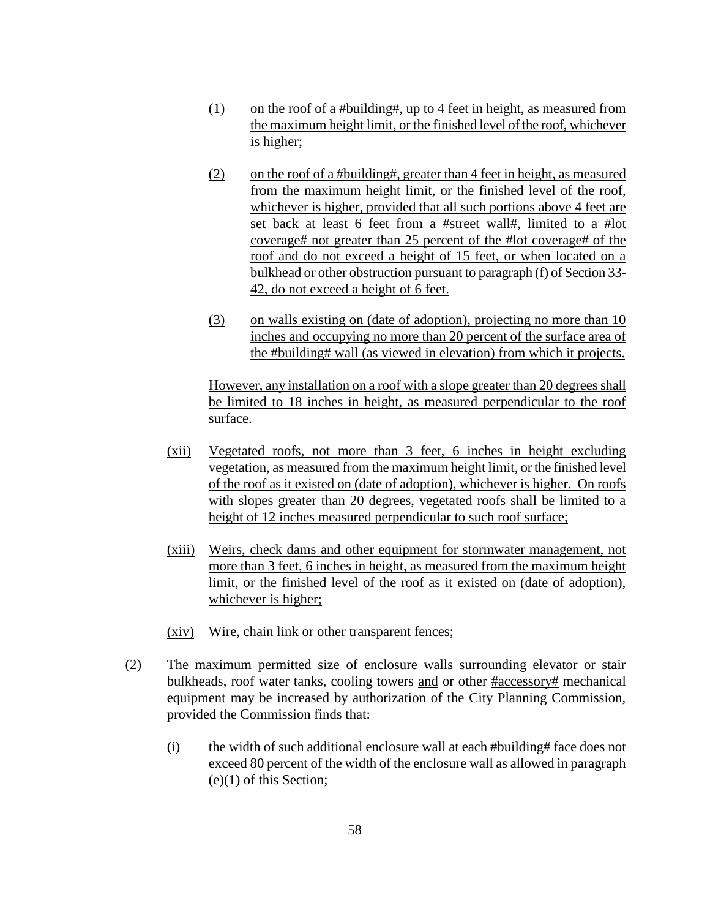(1) on the roof of a #building#, up to 4 feet in height, as measured from the maximum height limit, or the finished level of the roof, whichever is higher;

(2) on the roof of a #building#, greater than 4 feet in height, as measured from the maximum height limit, or the finished level of the roof, whichever is higher, provided that all such portions above 4 feet are set back at least 6 feet from a #street wall#, limited to a #lot coverage# not greater than 25 percent of the #lot coverage# of the roof and do not exceed a height of 15 feet, or when located on a bulkhead or other obstruction pursuant to paragraph (f) of Section 33-42, do not exceed a height of 6 feet.

(3) on walls existing on (date of adoption), projecting no more than 10 inches and occupying no more than 20 percent of the surface area of the #building# wall (as viewed in elevation) from which it projects.

However, any installation on a roof with a slope greater than 20 degrees shall be limited to 18 inches in height, as measured perpendicular to the roof surface.

(xii) Vegetated roofs, not more than 3 feet, 6 inches in height excluding vegetation, as measured from the maximum height limit, or the finished level of the roof as it existed on (date of adoption), whichever is higher. On roofs with slopes greater than 20 degrees, vegetated roofs shall be limited to a height of 12 inches measured perpendicular to such roof surface;

(xiii) Weirs, check dams and other equipment for stormwater management, not more than 3 feet, 6 inches in height, as measured from the maximum height limit, or the finished level of the roof as it existed on (date of adoption), whichever is higher;

(xiv) Wire, chain link or other transparent fences;

(2) The maximum permitted size of enclosure walls surrounding elevator or stair bulkheads, roof water tanks, cooling towers and ~~or other~~ #accessory# mechanical equipment may be increased by authorization of the City Planning Commission, provided the Commission finds that:

(i) the width of such additional enclosure wall at each #building# face does not exceed 80 percent of the width of the enclosure wall as allowed in paragraph (e)(1) of this Section;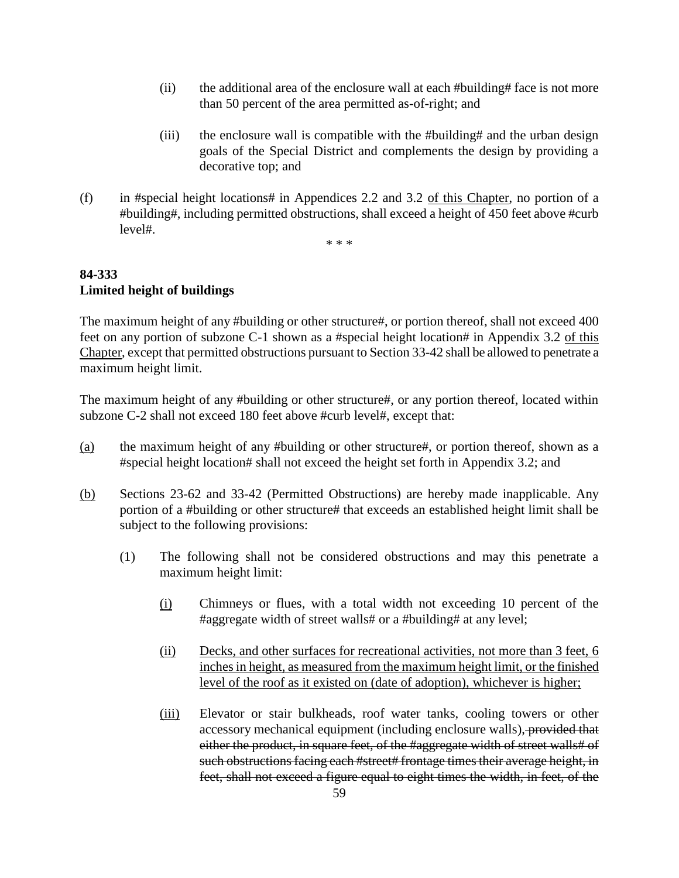(ii) the additional area of the enclosure wall at each #building# face is not more than 50 percent of the area permitted as-of-right; and

(iii) the enclosure wall is compatible with the #building# and the urban design goals of the Special District and complements the design by providing a decorative top; and

(f) in #special height locations# in Appendices 2.2 and 3.2 <u>of this Chapter</u>, no portion of a #building#, including permitted obstructions, shall exceed a height of 450 feet above #curb level#.

\* \* \*

**84-333**
**Limited height of buildings**

The maximum height of any #building or other structure#, or portion thereof, shall not exceed 400 feet on any portion of subzone C-1 shown as a #special height location# in Appendix 3.2 <u>of this Chapter</u>, except that permitted obstructions pursuant to Section 33-42 shall be allowed to penetrate a maximum height limit.

The maximum height of any #building or other structure#, or any portion thereof, located within subzone C-2 shall not exceed 180 feet above #curb level#, except that:

<u>(a)</u> the maximum height of any #building or other structure#, or portion thereof, shown as a #special height location# shall not exceed the height set forth in Appendix 3.2; and

<u>(b)</u> Sections 23-62 and 33-42 (Permitted Obstructions) are hereby made inapplicable. Any portion of a #building or other structure# that exceeds an established height limit shall be subject to the following provisions:

(1) The following shall not be considered obstructions and may this penetrate a maximum height limit:

<u>(i)</u> Chimneys or flues, with a total width not exceeding 10 percent of the #aggregate width of street walls# or a #building# at any level;

<u>(ii)</u> <u>Decks, and other surfaces for recreational activities, not more than 3 feet, 6 inches in height, as measured from the maximum height limit, or the finished level of the roof as it existed on (date of adoption), whichever is higher;</u>

<u>(iii)</u> Elevator or stair bulkheads, roof water tanks, cooling towers or other accessory mechanical equipment (including enclosure walls)~~, provided that either the product, in square feet, of the #aggregate width of street walls# of such obstructions facing each #street# frontage times their average height, in feet, shall not exceed a figure equal to eight times the width, in feet, of the~~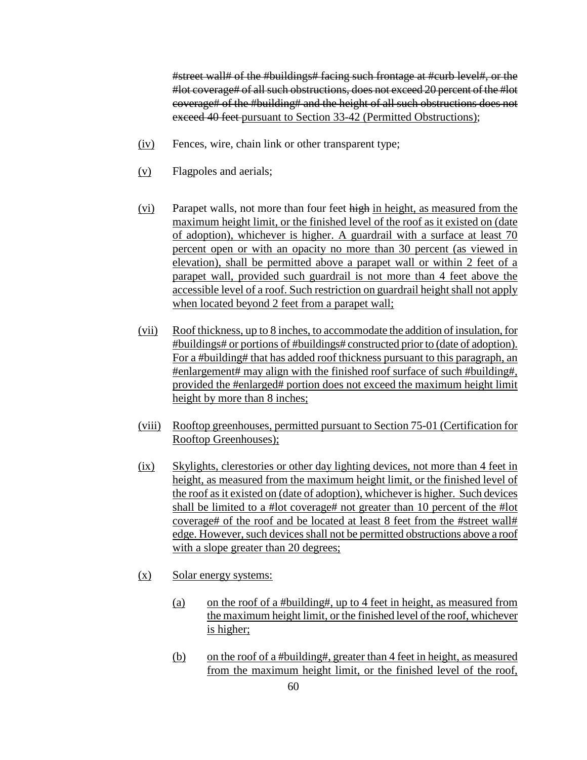~~#street wall# of the #buildings# facing such frontage at #curb level#, or the #lot coverage# of all such obstructions, does not exceed 20 percent of the #lot coverage# of the #building# and the height of all such obstructions does not exceed 40 feet~~ <u>pursuant to Section 33-42 (Permitted Obstructions)</u>;

<u>(iv)</u> Fences, wire, chain link or other transparent type;

<u>(v)</u> Flagpoles and aerials;

<u>(vi)</u> Parapet walls, not more than four feet ~~high~~ <u>in height, as measured from the maximum height limit, or the finished level of the roof as it existed on (date of adoption), whichever is higher. A guardrail with a surface at least 70 percent open or with an opacity no more than 30 percent (as viewed in elevation), shall be permitted above a parapet wall or within 2 feet of a parapet wall, provided such guardrail is not more than 4 feet above the accessible level of a roof. Such restriction on guardrail height shall not apply when located beyond 2 feet from a parapet wall;</u>

<u>(vii)</u> <u>Roof thickness, up to 8 inches, to accommodate the addition of insulation, for #buildings# or portions of #buildings# constructed prior to (date of adoption). For a #building# that has added roof thickness pursuant to this paragraph, an #enlargement# may align with the finished roof surface of such #building#, provided the #enlarged# portion does not exceed the maximum height limit height by more than 8 inches;</u>

<u>(viii)</u> <u>Rooftop greenhouses, permitted pursuant to Section 75-01 (Certification for Rooftop Greenhouses);</u>

<u>(ix)</u> <u>Skylights, clerestories or other day lighting devices, not more than 4 feet in height, as measured from the maximum height limit, or the finished level of the roof as it existed on (date of adoption), whichever is higher. Such devices shall be limited to a #lot coverage# not greater than 10 percent of the #lot coverage# of the roof and be located at least 8 feet from the #street wall# edge. However, such devices shall not be permitted obstructions above a roof with a slope greater than 20 degrees;</u>

<u>(x)</u> <u>Solar energy systems:</u>

<u>(a)</u> <u>on the roof of a #building#, up to 4 feet in height, as measured from the maximum height limit, or the finished level of the roof, whichever is higher;</u>

<u>(b)</u> <u>on the roof of a #building#, greater than 4 feet in height, as measured from the maximum height limit, or the finished level of the roof,</u>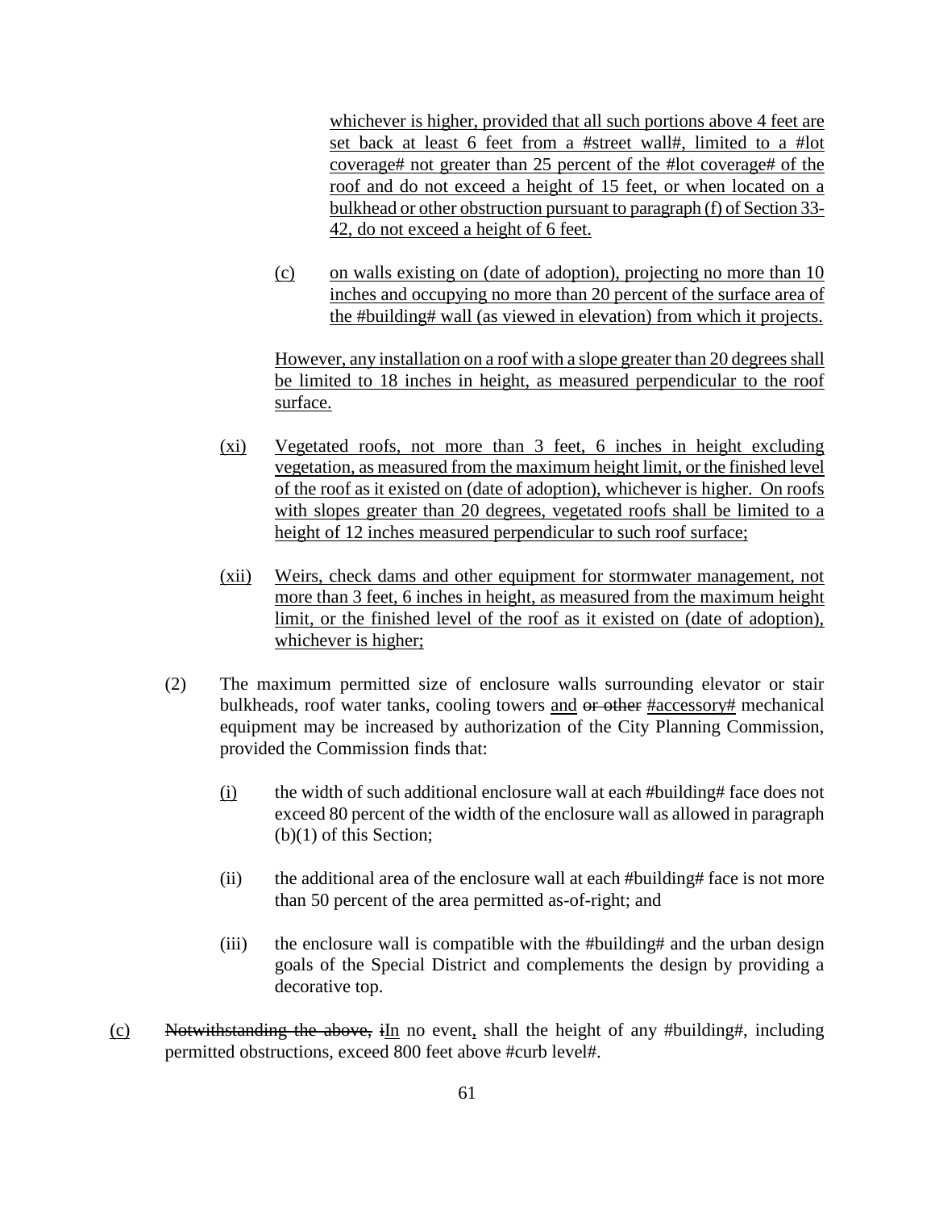whichever is higher, provided that all such portions above 4 feet are set back at least 6 feet from a #street wall#, limited to a #lot coverage# not greater than 25 percent of the #lot coverage# of the roof and do not exceed a height of 15 feet, or when located on a bulkhead or other obstruction pursuant to paragraph (f) of Section 33-42, do not exceed a height of 6 feet.

(c) on walls existing on (date of adoption), projecting no more than 10 inches and occupying no more than 20 percent of the surface area of the #building# wall (as viewed in elevation) from which it projects.

However, any installation on a roof with a slope greater than 20 degrees shall be limited to 18 inches in height, as measured perpendicular to the roof surface.

(xi) Vegetated roofs, not more than 3 feet, 6 inches in height excluding vegetation, as measured from the maximum height limit, or the finished level of the roof as it existed on (date of adoption), whichever is higher. On roofs with slopes greater than 20 degrees, vegetated roofs shall be limited to a height of 12 inches measured perpendicular to such roof surface;

(xii) Weirs, check dams and other equipment for stormwater management, not more than 3 feet, 6 inches in height, as measured from the maximum height limit, or the finished level of the roof as it existed on (date of adoption), whichever is higher;

(2) The maximum permitted size of enclosure walls surrounding elevator or stair bulkheads, roof water tanks, cooling towers and ~~or other~~ #accessory# mechanical equipment may be increased by authorization of the City Planning Commission, provided the Commission finds that:

(i) the width of such additional enclosure wall at each #building# face does not exceed 80 percent of the width of the enclosure wall as allowed in paragraph (b)(1) of this Section;

(ii) the additional area of the enclosure wall at each #building# face is not more than 50 percent of the area permitted as-of-right; and

(iii) the enclosure wall is compatible with the #building# and the urban design goals of the Special District and complements the design by providing a decorative top.

(c) ~~Notwithstanding the above, i~~In no event, shall the height of any #building#, including permitted obstructions, exceed 800 feet above #curb level#.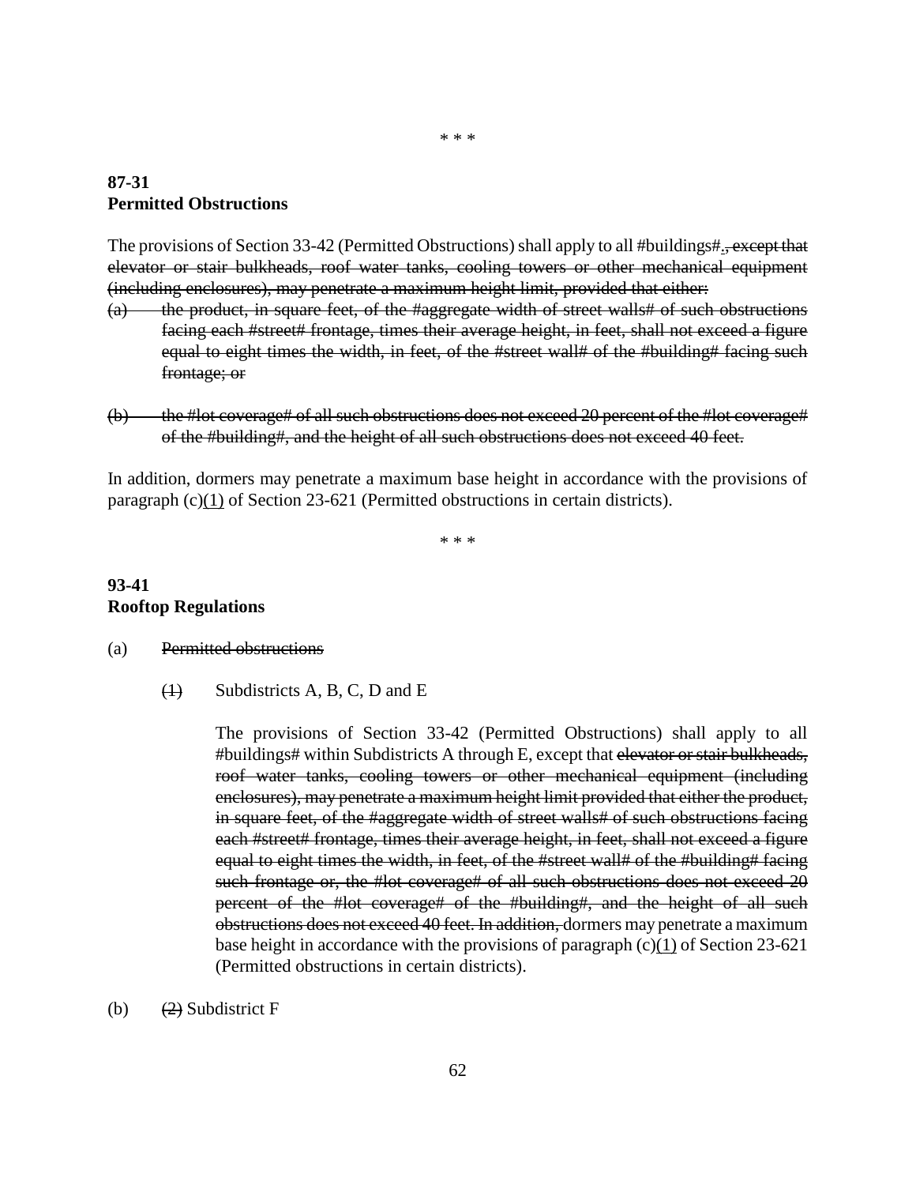\* \* \*

**87-31**
**Permitted Obstructions**

The provisions of Section 33-42 (Permitted Obstructions) shall apply to all #buildings#.~~, except that elevator or stair bulkheads, roof water tanks, cooling towers or other mechanical equipment (including enclosures), may penetrate a maximum height limit, provided that either:~~

~~(a) the product, in square feet, of the #aggregate width of street walls# of such obstructions facing each #street# frontage, times their average height, in feet, shall not exceed a figure equal to eight times the width, in feet, of the #street wall# of the #building# facing such frontage; or~~

~~(b) the #lot coverage# of all such obstructions does not exceed 20 percent of the #lot coverage# of the #building#, and the height of all such obstructions does not exceed 40 feet.~~

In addition, dormers may penetrate a maximum base height in accordance with the provisions of paragraph (c)<u>(1)</u> of Section 23-621 (Permitted obstructions in certain districts).

\* \* \*

**93-41**
**Rooftop Regulations**

(a) ~~Permitted obstructions~~

~~(1)~~ Subdistricts A, B, C, D and E

The provisions of Section 33-42 (Permitted Obstructions) shall apply to all #buildings# within Subdistricts A through E, except that ~~elevator or stair bulkheads, roof water tanks, cooling towers or other mechanical equipment (including enclosures), may penetrate a maximum height limit provided that either the product, in square feet, of the #aggregate width of street walls# of such obstructions facing each #street# frontage, times their average height, in feet, shall not exceed a figure equal to eight times the width, in feet, of the #street wall# of the #building# facing such frontage or, the #lot coverage# of all such obstructions does not exceed 20 percent of the #lot coverage# of the #building#, and the height of all such obstructions does not exceed 40 feet. In addition,~~ dormers may penetrate a maximum base height in accordance with the provisions of paragraph (c)<u>(1)</u> of Section 23-621 (Permitted obstructions in certain districts).

(b) ~~(2)~~ Subdistrict F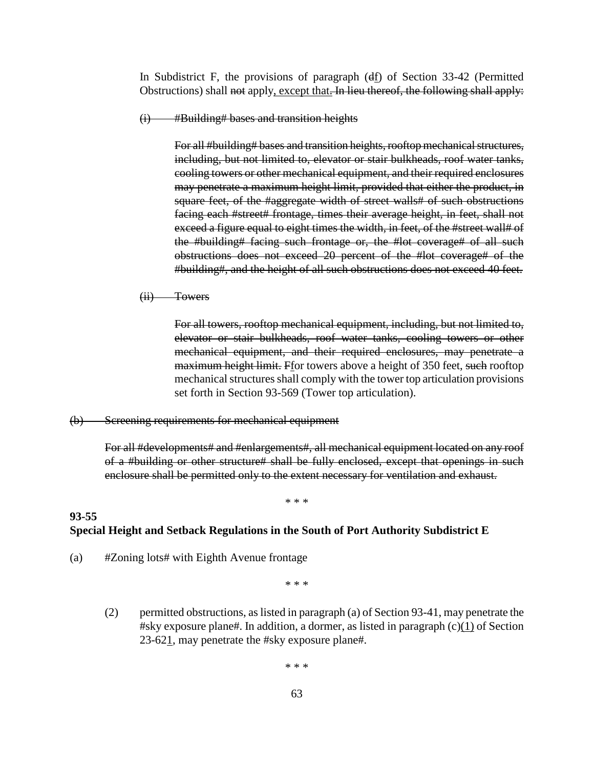In Subdistrict F, the provisions of paragraph (~~d~~<u>f</u>) of Section 33-42 (Permitted Obstructions) shall ~~not~~ apply<u>, except that</u>~~. In lieu thereof, the following shall apply:~~

~~(i) #Building# bases and transition heights~~

~~For all #building# bases and transition heights, rooftop mechanical structures, including, but not limited to, elevator or stair bulkheads, roof water tanks, cooling towers or other mechanical equipment, and their required enclosures may penetrate a maximum height limit, provided that either the product, in square feet, of the #aggregate width of street walls# of such obstructions facing each #street# frontage, times their average height, in feet, shall not exceed a figure equal to eight times the width, in feet, of the #street wall# of the #building# facing such frontage or, the #lot coverage# of all such obstructions does not exceed 20 percent of the #lot coverage# of the #building#, and the height of all such obstructions does not exceed 40 feet.~~

~~(ii) Towers~~

~~For all towers, rooftop mechanical equipment, including, but not limited to, elevator or stair bulkheads, roof water tanks, cooling towers or other mechanical equipment, and their required enclosures, may penetrate a maximum height limit. F~~<u>f</u>or towers above a height of 350 feet, ~~such~~ rooftop mechanical structures shall comply with the tower top articulation provisions set forth in Section 93-569 (Tower top articulation).

~~(b) Screening requirements for mechanical equipment~~

~~For all #developments# and #enlargements#, all mechanical equipment located on any roof of a #building or other structure# shall be fully enclosed, except that openings in such enclosure shall be permitted only to the extent necessary for ventilation and exhaust.~~

\* \* \*

**93-55**
**Special Height and Setback Regulations in the South of Port Authority Subdistrict E**

(a) #Zoning lots# with Eighth Avenue frontage

\* \* \*

(2) permitted obstructions, as listed in paragraph (a) of Section 93-41, may penetrate the #sky exposure plane#. In addition, a dormer, as listed in paragraph (c)<u>(1)</u> of Section 23-62<u>1</u>, may penetrate the #sky exposure plane#.

\* \* \*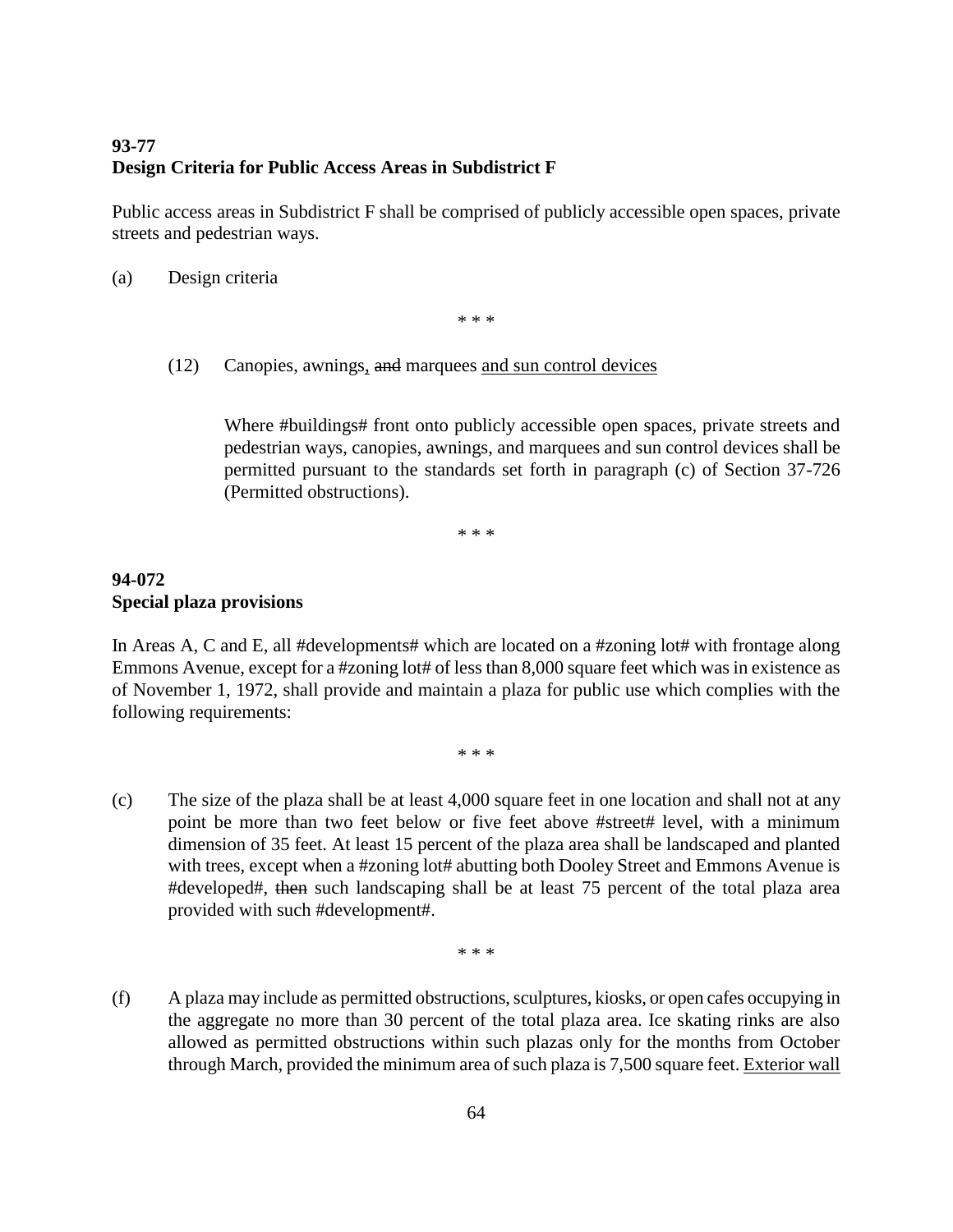**93-77**
**Design Criteria for Public Access Areas in Subdistrict F**

Public access areas in Subdistrict F shall be comprised of publicly accessible open spaces, private streets and pedestrian ways.

(a) Design criteria

\* \* \*

(12) Canopies, awnings, ~~and~~ marquees <u>and sun control devices</u>

Where #buildings# front onto publicly accessible open spaces, private streets and pedestrian ways, canopies, awnings, and marquees and sun control devices shall be permitted pursuant to the standards set forth in paragraph (c) of Section 37-726 (Permitted obstructions).

\* \* \*

**94-072**
**Special plaza provisions**

In Areas A, C and E, all #developments# which are located on a #zoning lot# with frontage along Emmons Avenue, except for a #zoning lot# of less than 8,000 square feet which was in existence as of November 1, 1972, shall provide and maintain a plaza for public use which complies with the following requirements:

\* \* \*

(c) The size of the plaza shall be at least 4,000 square feet in one location and shall not at any point be more than two feet below or five feet above #street# level, with a minimum dimension of 35 feet. At least 15 percent of the plaza area shall be landscaped and planted with trees, except when a #zoning lot# abutting both Dooley Street and Emmons Avenue is #developed#, ~~then~~ such landscaping shall be at least 75 percent of the total plaza area provided with such #development#.

\* \* \*

(f) A plaza may include as permitted obstructions, sculptures, kiosks, or open cafes occupying in the aggregate no more than 30 percent of the total plaza area. Ice skating rinks are also allowed as permitted obstructions within such plazas only for the months from October through March, provided the minimum area of such plaza is 7,500 square feet. <u>Exterior wall</u>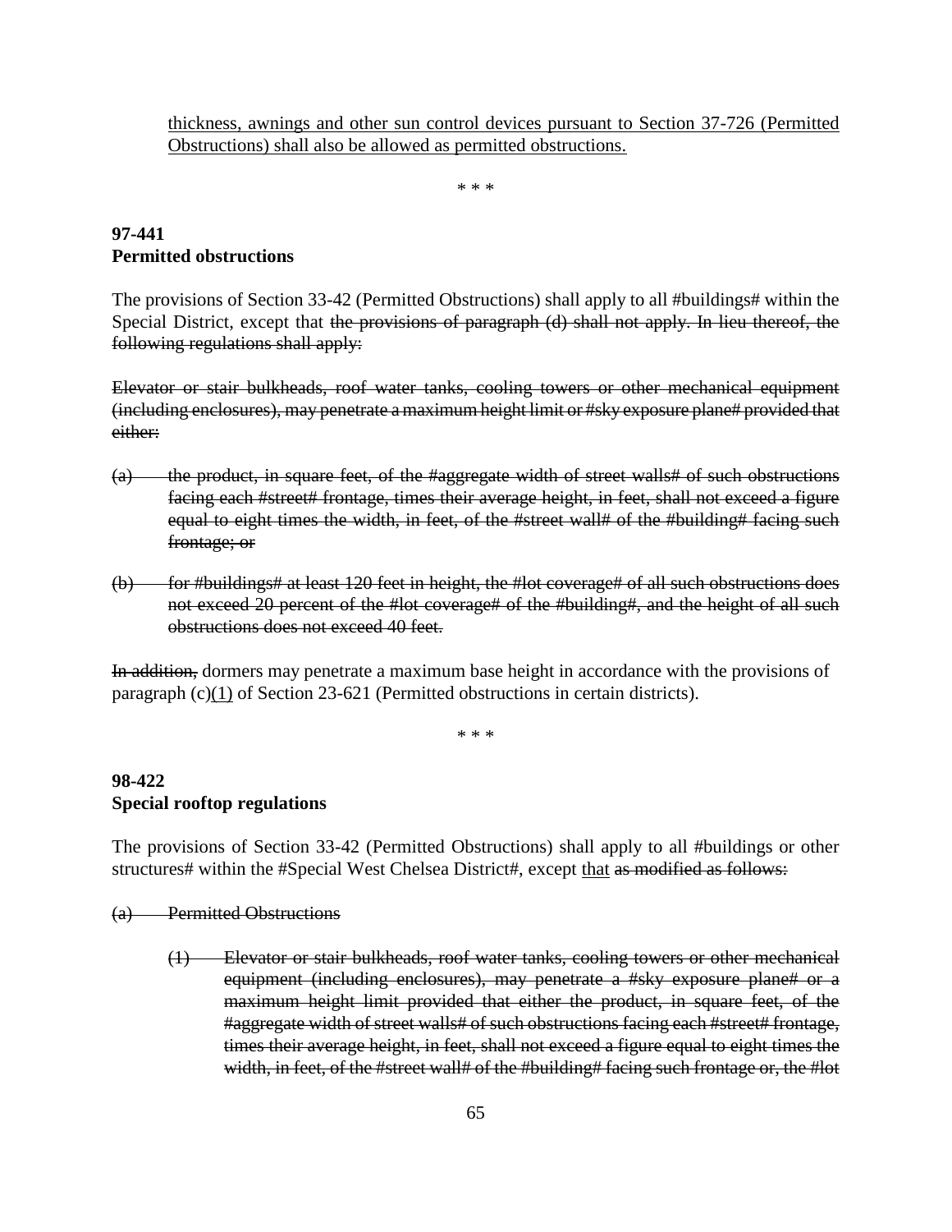thickness, awnings and other sun control devices pursuant to Section 37-726 (Permitted Obstructions) shall also be allowed as permitted obstructions.

\* \* \*

**97-441**
**Permitted obstructions**

The provisions of Section 33-42 (Permitted Obstructions) shall apply to all #buildings# within the Special District, except that ~~the provisions of paragraph (d) shall not apply. In lieu thereof, the following regulations shall apply:~~

~~Elevator or stair bulkheads, roof water tanks, cooling towers or other mechanical equipment (including enclosures), may penetrate a maximum height limit or #sky exposure plane# provided that either:~~

~~(a) the product, in square feet, of the #aggregate width of street walls# of such obstructions facing each #street# frontage, times their average height, in feet, shall not exceed a figure equal to eight times the width, in feet, of the #street wall# of the #building# facing such frontage; or~~

~~(b) for #buildings# at least 120 feet in height, the #lot coverage# of all such obstructions does not exceed 20 percent of the #lot coverage# of the #building#, and the height of all such obstructions does not exceed 40 feet.~~

~~In addition,~~ dormers may penetrate a maximum base height in accordance with the provisions of paragraph (c)<u>(1)</u> of Section 23-621 (Permitted obstructions in certain districts).

\* \* \*

**98-422**
**Special rooftop regulations**

The provisions of Section 33-42 (Permitted Obstructions) shall apply to all #buildings or other structures# within the #Special West Chelsea District#, except <u>that</u> ~~as modified as follows:~~

~~(a) Permitted Obstructions~~

~~(1) Elevator or stair bulkheads, roof water tanks, cooling towers or other mechanical equipment (including enclosures), may penetrate a #sky exposure plane# or a maximum height limit provided that either the product, in square feet, of the #aggregate width of street walls# of such obstructions facing each #street# frontage, times their average height, in feet, shall not exceed a figure equal to eight times the width, in feet, of the #street wall# of the #building# facing such frontage or, the #lot~~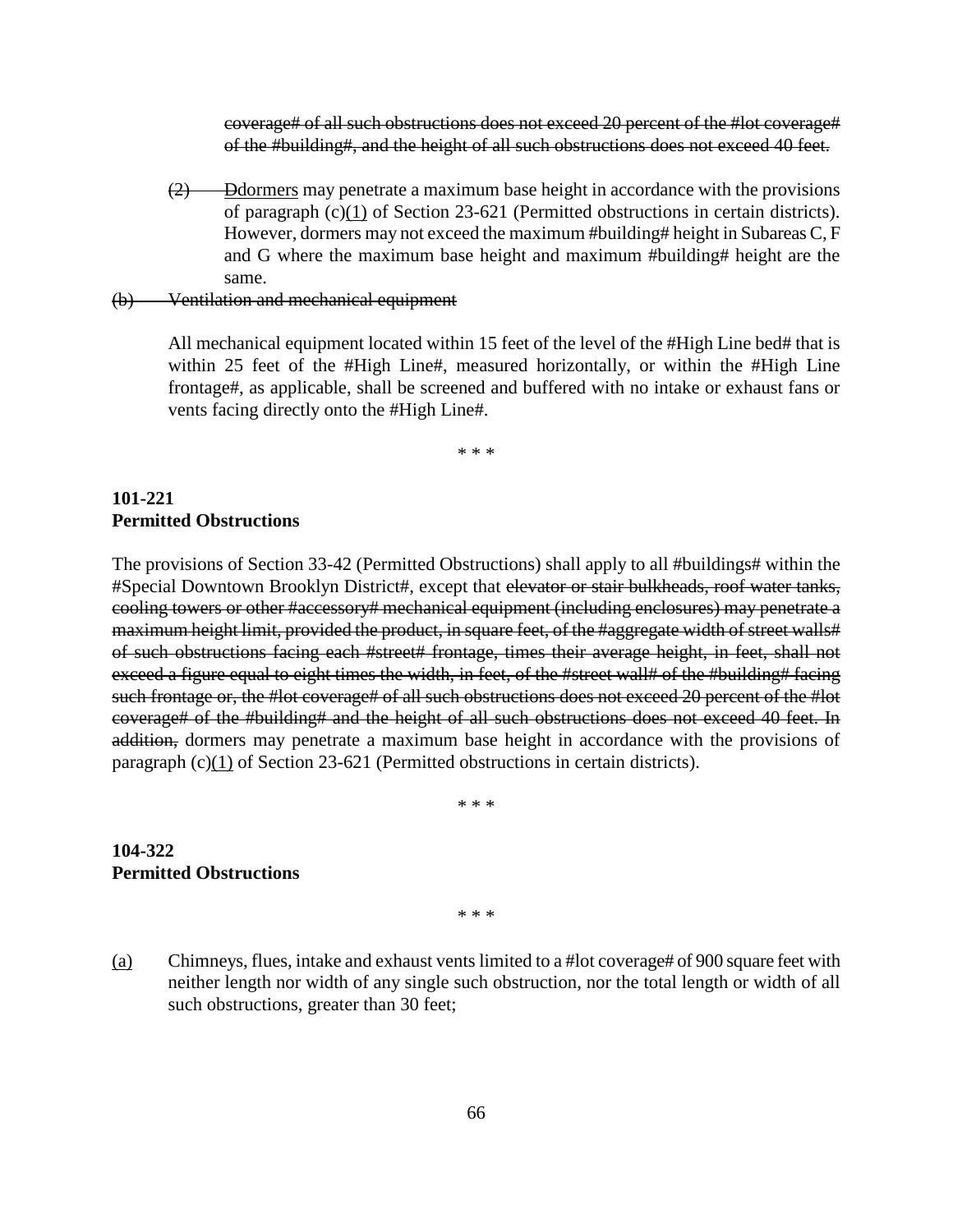~~coverage# of all such obstructions does not exceed 20 percent of the #lot coverage# of the #building#, and the height of all such obstructions does not exceed 40 feet.~~

~~(2)~~ ~~D~~<u>dormers</u> may penetrate a maximum base height in accordance with the provisions of paragraph (c)<u>(1)</u> of Section 23-621 (Permitted obstructions in certain districts). However, dormers may not exceed the maximum #building# height in Subareas C, F and G where the maximum base height and maximum #building# height are the same.

~~(b) Ventilation and mechanical equipment~~

All mechanical equipment located within 15 feet of the level of the #High Line bed# that is within 25 feet of the #High Line#, measured horizontally, or within the #High Line frontage#, as applicable, shall be screened and buffered with no intake or exhaust fans or vents facing directly onto the #High Line#.

* * *

**101-221**
**Permitted Obstructions**

The provisions of Section 33-42 (Permitted Obstructions) shall apply to all #buildings# within the #Special Downtown Brooklyn District#, except that ~~elevator or stair bulkheads, roof water tanks, cooling towers or other #accessory# mechanical equipment (including enclosures) may penetrate a maximum height limit, provided the product, in square feet, of the #aggregate width of street walls# of such obstructions facing each #street# frontage, times their average height, in feet, shall not exceed a figure equal to eight times the width, in feet, of the #street wall# of the #building# facing such frontage or, the #lot coverage# of all such obstructions does not exceed 20 percent of the #lot coverage# of the #building# and the height of all such obstructions does not exceed 40 feet. In addition,~~ dormers may penetrate a maximum base height in accordance with the provisions of paragraph (c)<u>(1)</u> of Section 23-621 (Permitted obstructions in certain districts).

* * *

**104-322**
**Permitted Obstructions**

* * *

<u>(a)</u> Chimneys, flues, intake and exhaust vents limited to a #lot coverage# of 900 square feet with neither length nor width of any single such obstruction, nor the total length or width of all such obstructions, greater than 30 feet;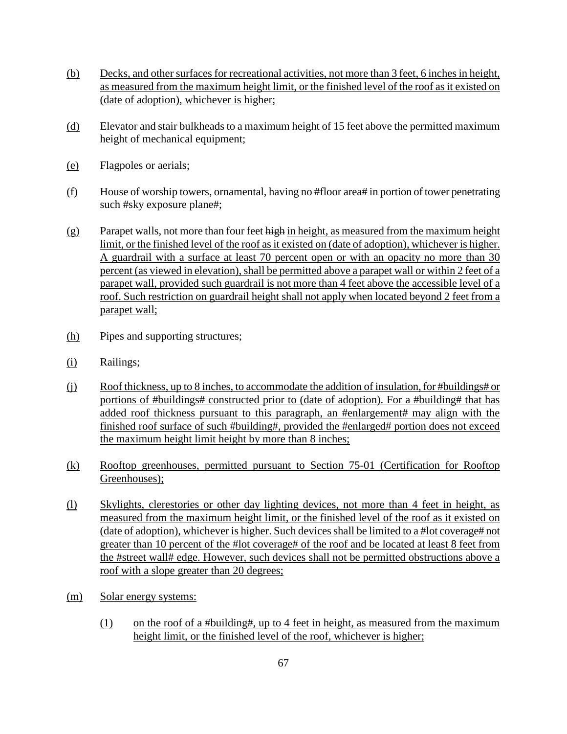(b) Decks, and other surfaces for recreational activities, not more than 3 feet, 6 inches in height, as measured from the maximum height limit, or the finished level of the roof as it existed on (date of adoption), whichever is higher;

(d) Elevator and stair bulkheads to a maximum height of 15 feet above the permitted maximum height of mechanical equipment;

(e) Flagpoles or aerials;

(f) House of worship towers, ornamental, having no #floor area# in portion of tower penetrating such #sky exposure plane#;

(g) Parapet walls, not more than four feet ~~high~~ in height, as measured from the maximum height limit, or the finished level of the roof as it existed on (date of adoption), whichever is higher. A guardrail with a surface at least 70 percent open or with an opacity no more than 30 percent (as viewed in elevation), shall be permitted above a parapet wall or within 2 feet of a parapet wall, provided such guardrail is not more than 4 feet above the accessible level of a roof. Such restriction on guardrail height shall not apply when located beyond 2 feet from a parapet wall;

(h) Pipes and supporting structures;

(i) Railings;

(j) Roof thickness, up to 8 inches, to accommodate the addition of insulation, for #buildings# or portions of #buildings# constructed prior to (date of adoption). For a #building# that has added roof thickness pursuant to this paragraph, an #enlargement# may align with the finished roof surface of such #building#, provided the #enlarged# portion does not exceed the maximum height limit height by more than 8 inches;

(k) Rooftop greenhouses, permitted pursuant to Section 75-01 (Certification for Rooftop Greenhouses);

(l) Skylights, clerestories or other day lighting devices, not more than 4 feet in height, as measured from the maximum height limit, or the finished level of the roof as it existed on (date of adoption), whichever is higher. Such devices shall be limited to a #lot coverage# not greater than 10 percent of the #lot coverage# of the roof and be located at least 8 feet from the #street wall# edge. However, such devices shall not be permitted obstructions above a roof with a slope greater than 20 degrees;

(m) Solar energy systems:

  (1) on the roof of a #building#, up to 4 feet in height, as measured from the maximum height limit, or the finished level of the roof, whichever is higher;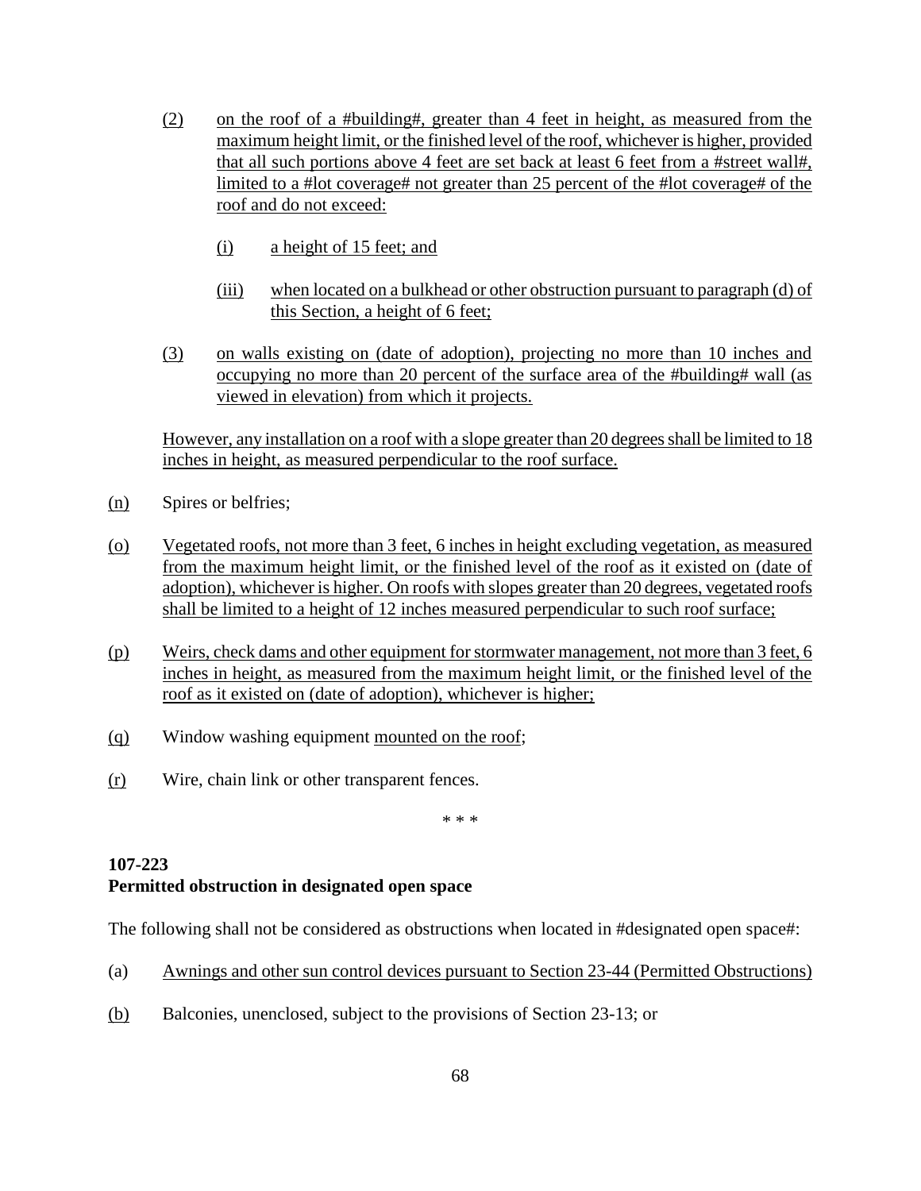(2) on the roof of a #building#, greater than 4 feet in height, as measured from the maximum height limit, or the finished level of the roof, whichever is higher, provided that all such portions above 4 feet are set back at least 6 feet from a #street wall#, limited to a #lot coverage# not greater than 25 percent of the #lot coverage# of the roof and do not exceed:

   (i) a height of 15 feet; and

   (iii) when located on a bulkhead or other obstruction pursuant to paragraph (d) of this Section, a height of 6 feet;

(3) on walls existing on (date of adoption), projecting no more than 10 inches and occupying no more than 20 percent of the surface area of the #building# wall (as viewed in elevation) from which it projects.

However, any installation on a roof with a slope greater than 20 degrees shall be limited to 18 inches in height, as measured perpendicular to the roof surface.

(n) Spires or belfries;

(o) Vegetated roofs, not more than 3 feet, 6 inches in height excluding vegetation, as measured from the maximum height limit, or the finished level of the roof as it existed on (date of adoption), whichever is higher. On roofs with slopes greater than 20 degrees, vegetated roofs shall be limited to a height of 12 inches measured perpendicular to such roof surface;

(p) Weirs, check dams and other equipment for stormwater management, not more than 3 feet, 6 inches in height, as measured from the maximum height limit, or the finished level of the roof as it existed on (date of adoption), whichever is higher;

(q) Window washing equipment mounted on the roof;

(r) Wire, chain link or other transparent fences.

\* \* \*

**107-223**
**Permitted obstruction in designated open space**

The following shall not be considered as obstructions when located in #designated open space#:

(a) Awnings and other sun control devices pursuant to Section 23-44 (Permitted Obstructions)

(b) Balconies, unenclosed, subject to the provisions of Section 23-13; or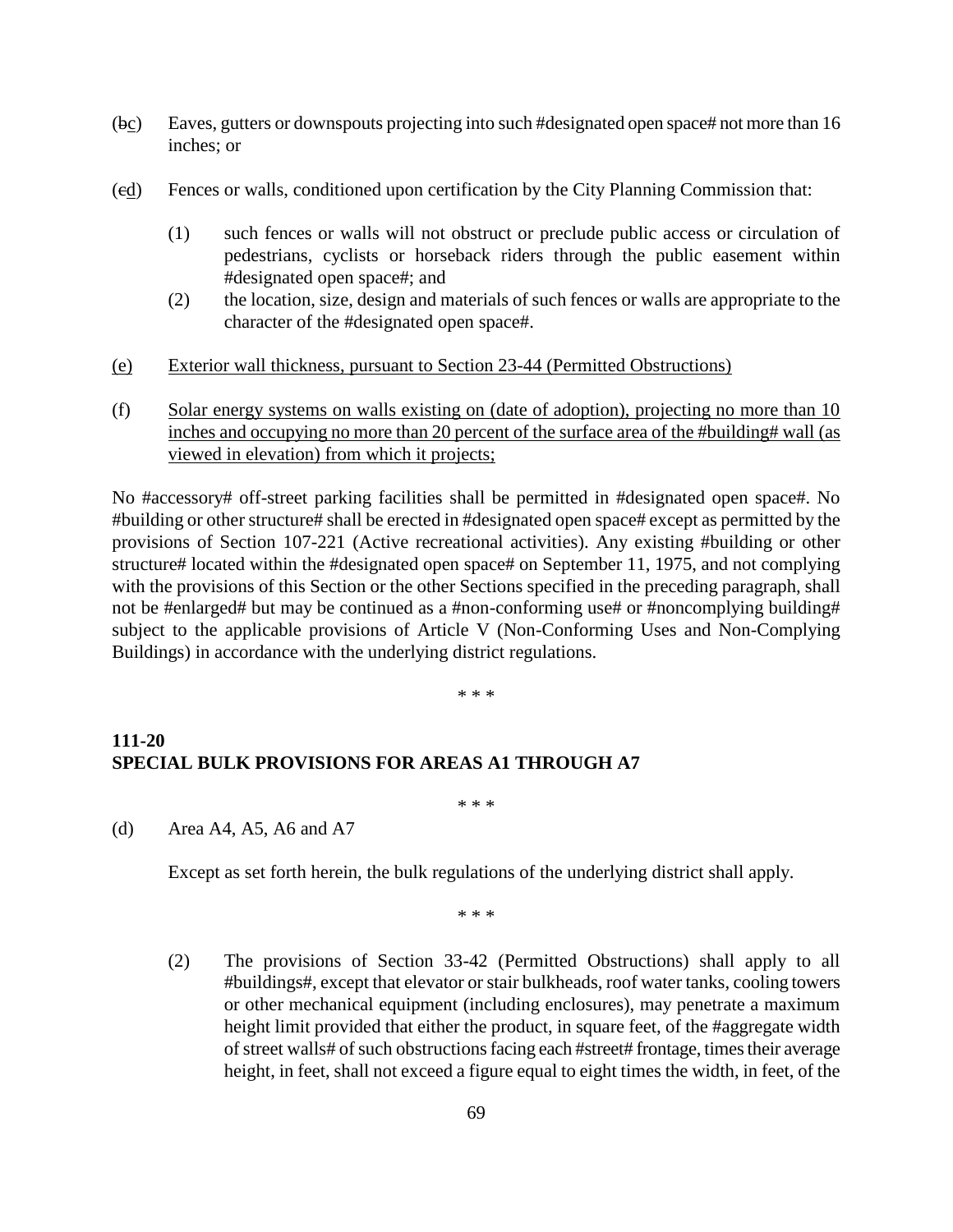(~~b~~c) Eaves, gutters or downspouts projecting into such #designated open space# not more than 16 inches; or

(~~c~~d) Fences or walls, conditioned upon certification by the City Planning Commission that:

(1) such fences or walls will not obstruct or preclude public access or circulation of pedestrians, cyclists or horseback riders through the public easement within #designated open space#; and

(2) the location, size, design and materials of such fences or walls are appropriate to the character of the #designated open space#.

<u>(e) Exterior wall thickness, pursuant to Section 23-44 (Permitted Obstructions)</u>

(f) <u>Solar energy systems on walls existing on (date of adoption), projecting no more than 10 inches and occupying no more than 20 percent of the surface area of the #building# wall (as viewed in elevation) from which it projects;</u>

No #accessory# off-street parking facilities shall be permitted in #designated open space#. No #building or other structure# shall be erected in #designated open space# except as permitted by the provisions of Section 107-221 (Active recreational activities). Any existing #building or other structure# located within the #designated open space# on September 11, 1975, and not complying with the provisions of this Section or the other Sections specified in the preceding paragraph, shall not be #enlarged# but may be continued as a #non-conforming use# or #noncomplying building# subject to the applicable provisions of Article V (Non-Conforming Uses and Non-Complying Buildings) in accordance with the underlying district regulations.

\* \* \*

**111-20**
**SPECIAL BULK PROVISIONS FOR AREAS A1 THROUGH A7**

\* \* \*

(d) Area A4, A5, A6 and A7

Except as set forth herein, the bulk regulations of the underlying district shall apply.

\* \* \*

(2) The provisions of Section 33-42 (Permitted Obstructions) shall apply to all #buildings#, except that elevator or stair bulkheads, roof water tanks, cooling towers or other mechanical equipment (including enclosures), may penetrate a maximum height limit provided that either the product, in square feet, of the #aggregate width of street walls# of such obstructions facing each #street# frontage, times their average height, in feet, shall not exceed a figure equal to eight times the width, in feet, of the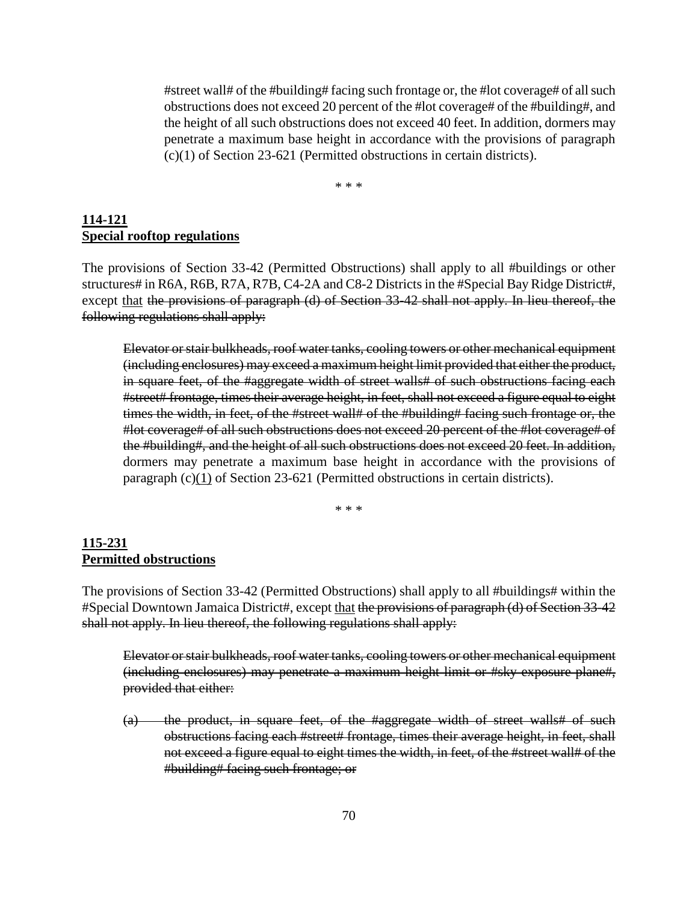#street wall# of the #building# facing such frontage or, the #lot coverage# of all such obstructions does not exceed 20 percent of the #lot coverage# of the #building#, and the height of all such obstructions does not exceed 40 feet. In addition, dormers may penetrate a maximum base height in accordance with the provisions of paragraph (c)(1) of Section 23-621 (Permitted obstructions in certain districts).

* * *

**<u>114-121</u>**
**<u>Special rooftop regulations</u>**

The provisions of Section 33-42 (Permitted Obstructions) shall apply to all #buildings or other structures# in R6A, R6B, R7A, R7B, C4-2A and C8-2 Districts in the #Special Bay Ridge District#, except <u>that</u> ~~the provisions of paragraph (d) of Section 33-42 shall not apply. In lieu thereof, the following regulations shall apply:~~

~~Elevator or stair bulkheads, roof water tanks, cooling towers or other mechanical equipment (including enclosures) may exceed a maximum height limit provided that either the product, in square feet, of the #aggregate width of street walls# of such obstructions facing each #street# frontage, times their average height, in feet, shall not exceed a figure equal to eight times the width, in feet, of the #street wall# of the #building# facing such frontage or, the #lot coverage# of all such obstructions does not exceed 20 percent of the #lot coverage# of the #building#, and the height of all such obstructions does not exceed 20 feet. In addition,~~ dormers may penetrate a maximum base height in accordance with the provisions of paragraph (c)<u>(1)</u> of Section 23-621 (Permitted obstructions in certain districts).

* * *

**<u>115-231</u>**
**<u>Permitted obstructions</u>**

The provisions of Section 33-42 (Permitted Obstructions) shall apply to all #buildings# within the #Special Downtown Jamaica District#, except <u>that</u> ~~the provisions of paragraph (d) of Section 33-42 shall not apply. In lieu thereof, the following regulations shall apply:~~

~~Elevator or stair bulkheads, roof water tanks, cooling towers or other mechanical equipment (including enclosures) may penetrate a maximum height limit or #sky exposure plane#, provided that either:~~

~~(a) the product, in square feet, of the #aggregate width of street walls# of such obstructions facing each #street# frontage, times their average height, in feet, shall not exceed a figure equal to eight times the width, in feet, of the #street wall# of the #building# facing such frontage; or~~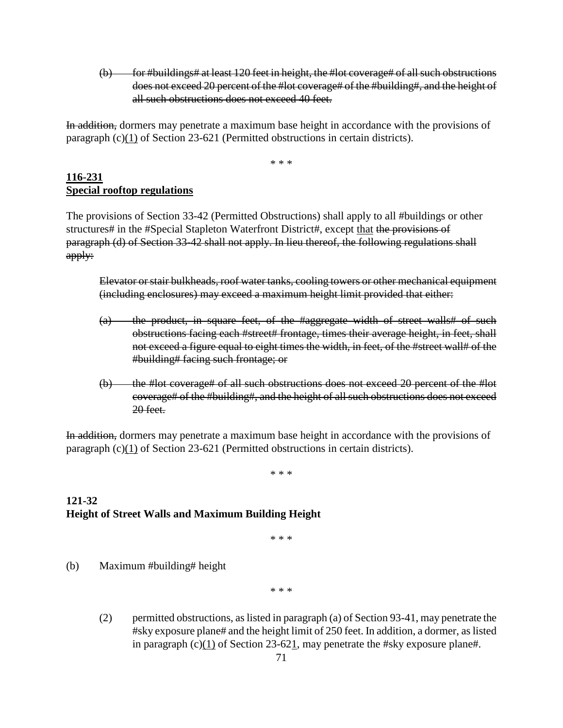(b) ~~for #buildings# at least 120 feet in height, the #lot coverage# of all such obstructions does not exceed 20 percent of the #lot coverage# of the #building#, and the height of all such obstructions does not exceed 40 feet.~~

~~In addition,~~ dormers may penetrate a maximum base height in accordance with the provisions of paragraph (c)<u>(1)</u> of Section 23-621 (Permitted obstructions in certain districts).

\* \* \*

**<u>116-231</u>**
**<u>Special rooftop regulations</u>**

The provisions of Section 33-42 (Permitted Obstructions) shall apply to all #buildings or other structures# in the #Special Stapleton Waterfront District#, except <u>that</u> ~~the provisions of paragraph (d) of Section 33-42 shall not apply. In lieu thereof, the following regulations shall apply:~~

> ~~Elevator or stair bulkheads, roof water tanks, cooling towers or other mechanical equipment (including enclosures) may exceed a maximum height limit provided that either:~~
>
> ~~(a) the product, in square feet, of the #aggregate width of street walls# of such obstructions facing each #street# frontage, times their average height, in feet, shall not exceed a figure equal to eight times the width, in feet, of the #street wall# of the #building# facing such frontage; or~~
>
> ~~(b) the #lot coverage# of all such obstructions does not exceed 20 percent of the #lot coverage# of the #building#, and the height of all such obstructions does not exceed 20 feet.~~

~~In addition,~~ dormers may penetrate a maximum base height in accordance with the provisions of paragraph (c)<u>(1)</u> of Section 23-621 (Permitted obstructions in certain districts).

\* \* \*

**121-32**
**Height of Street Walls and Maximum Building Height**

\* \* \*

(b) Maximum #building# height

\* \* \*

> (2) permitted obstructions, as listed in paragraph (a) of Section 93-41, may penetrate the #sky exposure plane# and the height limit of 250 feet. In addition, a dormer, as listed in paragraph (c)<u>(1)</u> of Section 23-62<u>1</u>, may penetrate the #sky exposure plane#.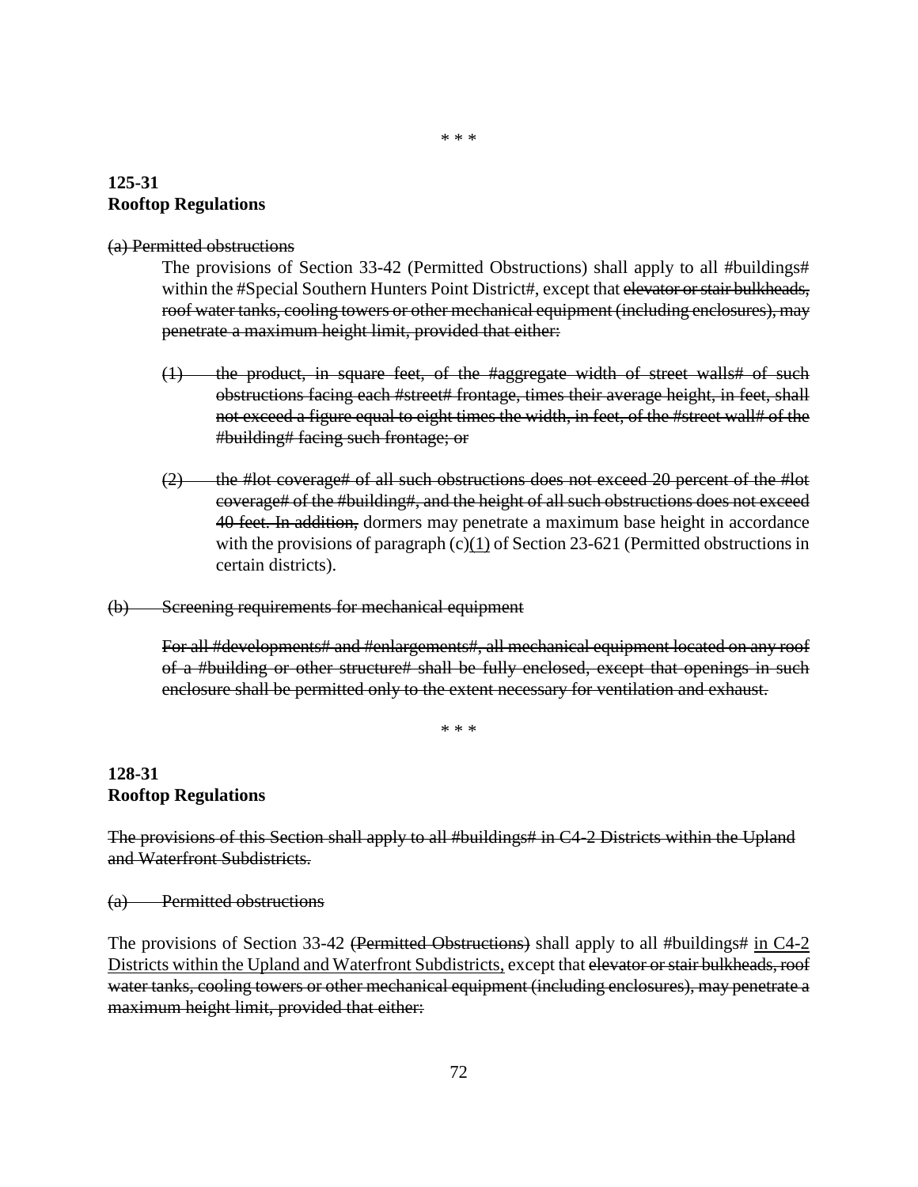\* \* \*

**125-31**
**Rooftop Regulations**

~~(a) Permitted obstructions~~

The provisions of Section 33-42 (Permitted Obstructions) shall apply to all #buildings# within the #Special Southern Hunters Point District#, except that ~~elevator or stair bulkheads, roof water tanks, cooling towers or other mechanical equipment (including enclosures), may penetrate a maximum height limit, provided that either:~~

~~(1) the product, in square feet, of the #aggregate width of street walls# of such obstructions facing each #street# frontage, times their average height, in feet, shall not exceed a figure equal to eight times the width, in feet, of the #street wall# of the #building# facing such frontage; or~~

~~(2) the #lot coverage# of all such obstructions does not exceed 20 percent of the #lot coverage# of the #building#, and the height of all such obstructions does not exceed 40 feet. In addition,~~ dormers may penetrate a maximum base height in accordance with the provisions of paragraph (c)<u>(1)</u> of Section 23-621 (Permitted obstructions in certain districts).

~~(b) Screening requirements for mechanical equipment~~

~~For all #developments# and #enlargements#, all mechanical equipment located on any roof of a #building or other structure# shall be fully enclosed, except that openings in such enclosure shall be permitted only to the extent necessary for ventilation and exhaust.~~

\* \* \*

**128-31**
**Rooftop Regulations**

~~The provisions of this Section shall apply to all #buildings# in C4-2 Districts within the Upland and Waterfront Subdistricts.~~

~~(a) Permitted obstructions~~

The provisions of Section 33-42 ~~(Permitted Obstructions)~~ shall apply to all #buildings# <u>in C4-2 Districts within the Upland and Waterfront Subdistricts,</u> except that ~~elevator or stair bulkheads, roof water tanks, cooling towers or other mechanical equipment (including enclosures), may penetrate a maximum height limit, provided that either:~~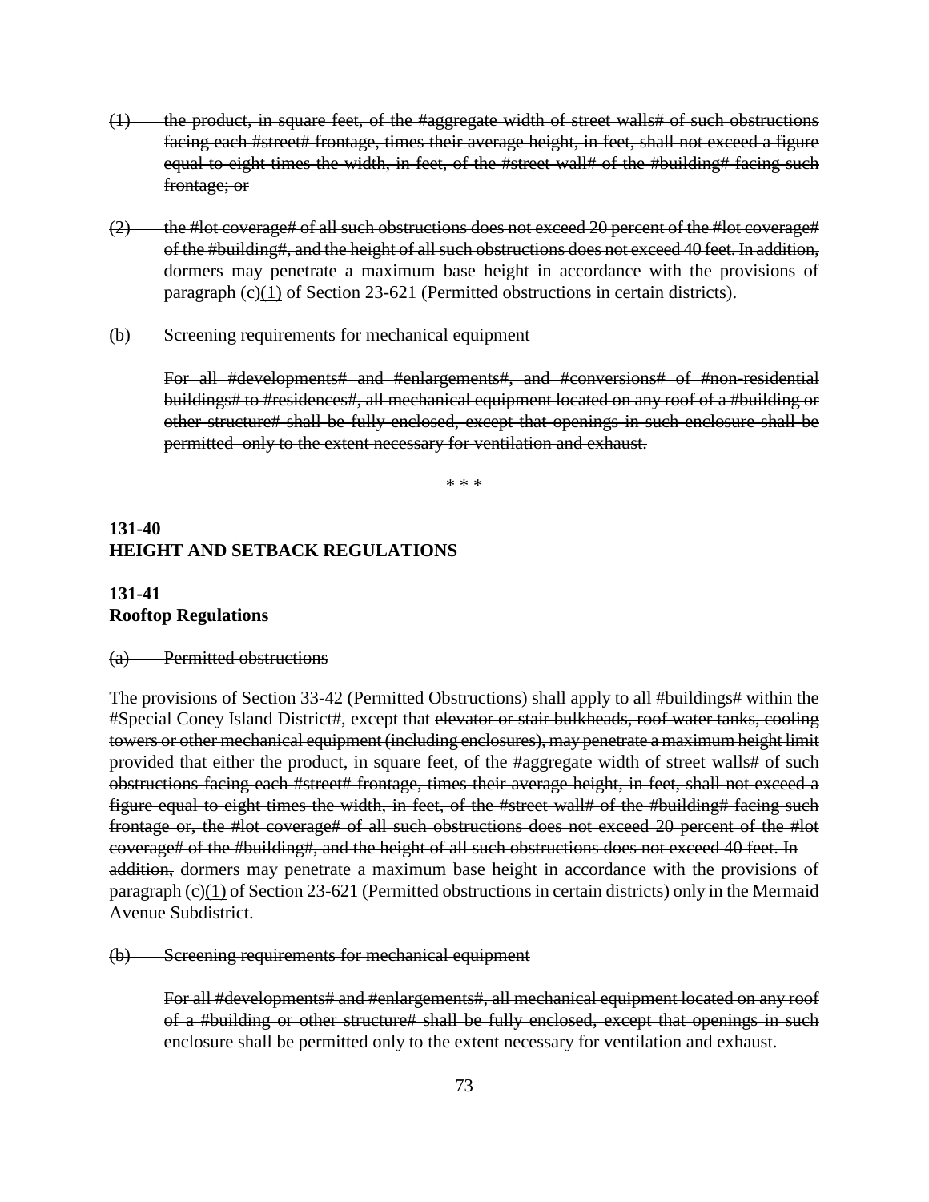~~(1) the product, in square feet, of the #aggregate width of street walls# of such obstructions facing each #street# frontage, times their average height, in feet, shall not exceed a figure equal to eight times the width, in feet, of the #street wall# of the #building# facing such frontage; or~~

~~(2) the #lot coverage# of all such obstructions does not exceed 20 percent of the #lot coverage# of the #building#, and the height of all such obstructions does not exceed 40 feet. In addition,~~ dormers may penetrate a maximum base height in accordance with the provisions of paragraph (c)<u>(1)</u> of Section 23-621 (Permitted obstructions in certain districts).

~~(b) Screening requirements for mechanical equipment~~

~~For all #developments# and #enlargements#, and #conversions# of #non-residential buildings# to #residences#, all mechanical equipment located on any roof of a #building or other structure# shall be fully enclosed, except that openings in such enclosure shall be permitted only to the extent necessary for ventilation and exhaust.~~

* * *

**131-40**
**HEIGHT AND SETBACK REGULATIONS**

**131-41**
**Rooftop Regulations**

~~(a) Permitted obstructions~~

The provisions of Section 33-42 (Permitted Obstructions) shall apply to all #buildings# within the #Special Coney Island District#, except that ~~elevator or stair bulkheads, roof water tanks, cooling towers or other mechanical equipment (including enclosures), may penetrate a maximum height limit provided that either the product, in square feet, of the #aggregate width of street walls# of such obstructions facing each #street# frontage, times their average height, in feet, shall not exceed a figure equal to eight times the width, in feet, of the #street wall# of the #building# facing such frontage or, the #lot coverage# of all such obstructions does not exceed 20 percent of the #lot coverage# of the #building#, and the height of all such obstructions does not exceed 40 feet. In addition,~~ dormers may penetrate a maximum base height in accordance with the provisions of paragraph (c)<u>(1)</u> of Section 23-621 (Permitted obstructions in certain districts) only in the Mermaid Avenue Subdistrict.

~~(b) Screening requirements for mechanical equipment~~

~~For all #developments# and #enlargements#, all mechanical equipment located on any roof of a #building or other structure# shall be fully enclosed, except that openings in such enclosure shall be permitted only to the extent necessary for ventilation and exhaust.~~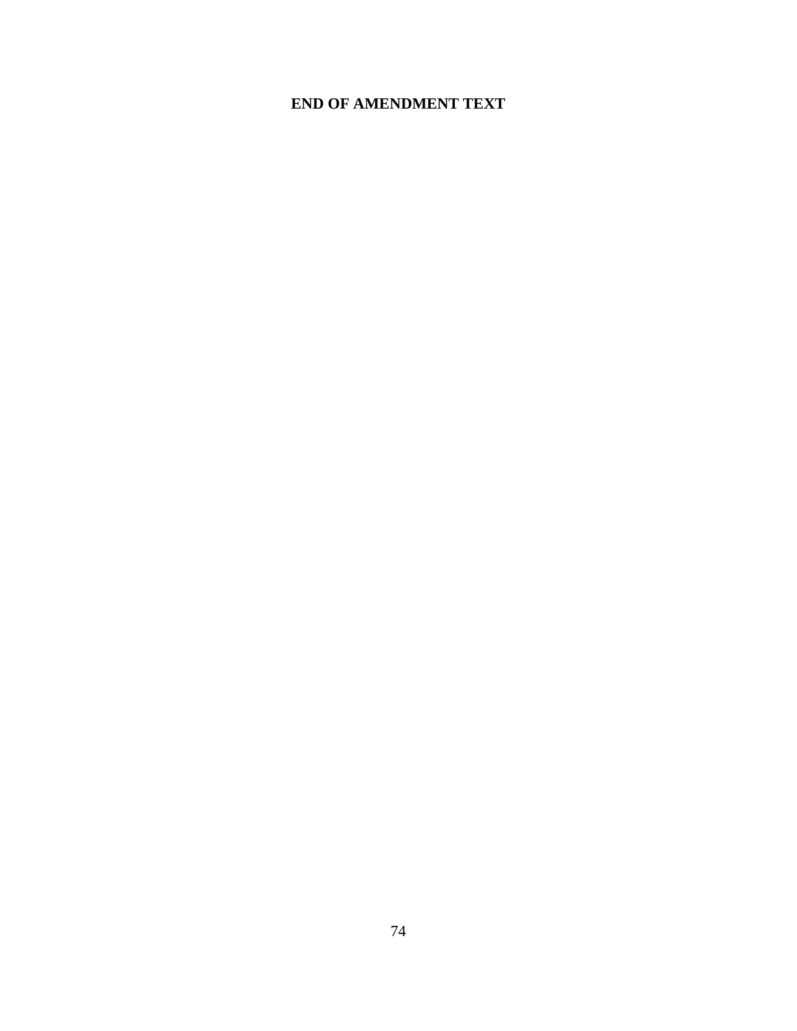**END OF AMENDMENT TEXT**